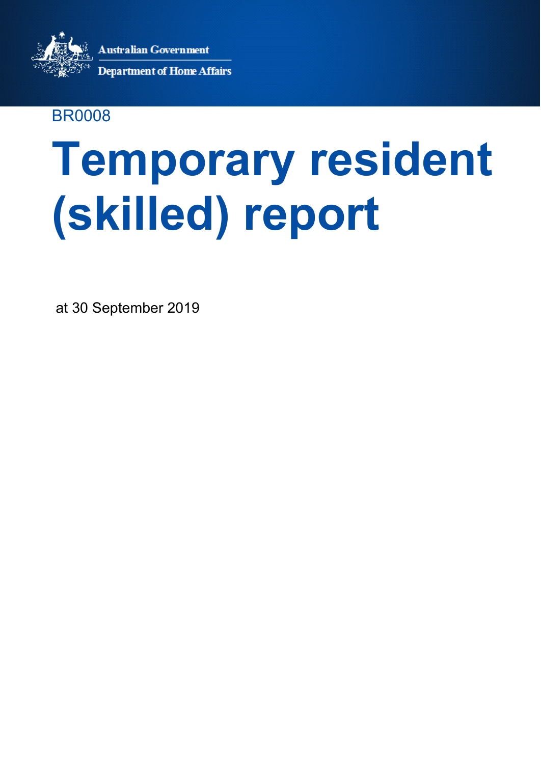Australian Government

Department of Home Affairs

BR0008

# Temporary resident (skilled) report

at 30 September 2019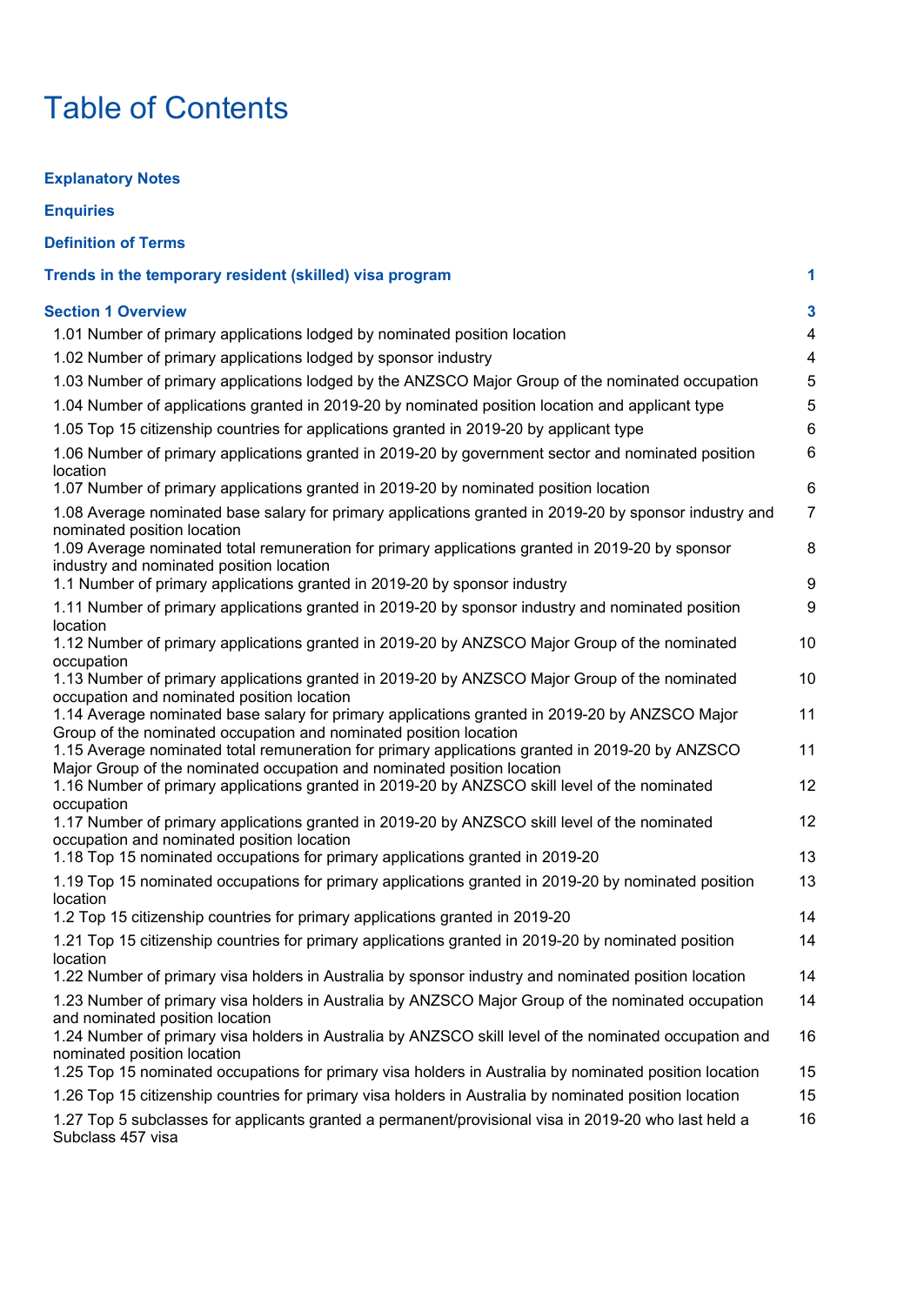# Table of Contents

**Explanatory Notes**

**Enquiries**

**Definition of Terms**

| | |
|---|---|
| **Trends in the temporary resident (skilled) visa program** | **1** |
| **Section 1 Overview** | **3** |
| 1.01 Number of primary applications lodged by nominated position location | 4 |
| 1.02 Number of primary applications lodged by sponsor industry | 4 |
| 1.03 Number of primary applications lodged by the ANZSCO Major Group of the nominated occupation | 5 |
| 1.04 Number of applications granted in 2019-20 by nominated position location and applicant type | 5 |
| 1.05 Top 15 citizenship countries for applications granted in 2019-20 by applicant type | 6 |
| 1.06 Number of primary applications granted in 2019-20 by government sector and nominated position location | 6 |
| 1.07 Number of primary applications granted in 2019-20 by nominated position location | 6 |
| 1.08 Average nominated base salary for primary applications granted in 2019-20 by sponsor industry and nominated position location | 7 |
| 1.09 Average nominated total remuneration for primary applications granted in 2019-20 by sponsor industry and nominated position location | 8 |
| 1.1 Number of primary applications granted in 2019-20 by sponsor industry | 9 |
| 1.11 Number of primary applications granted in 2019-20 by sponsor industry and nominated position location | 9 |
| 1.12 Number of primary applications granted in 2019-20 by ANZSCO Major Group of the nominated occupation | 10 |
| 1.13 Number of primary applications granted in 2019-20 by ANZSCO Major Group of the nominated occupation and nominated position location | 10 |
| 1.14 Average nominated base salary for primary applications granted in 2019-20 by ANZSCO Major Group of the nominated occupation and nominated position location | 11 |
| 1.15 Average nominated total remuneration for primary applications granted in 2019-20 by ANZSCO Major Group of the nominated occupation and nominated position location | 11 |
| 1.16 Number of primary applications granted in 2019-20 by ANZSCO skill level of the nominated occupation | 12 |
| 1.17 Number of primary applications granted in 2019-20 by ANZSCO skill level of the nominated occupation and nominated position location | 12 |
| 1.18 Top 15 nominated occupations for primary applications granted in 2019-20 | 13 |
| 1.19 Top 15 nominated occupations for primary applications granted in 2019-20 by nominated position location | 13 |
| 1.2 Top 15 citizenship countries for primary applications granted in 2019-20 | 14 |
| 1.21 Top 15 citizenship countries for primary applications granted in 2019-20 by nominated position location | 14 |
| 1.22 Number of primary visa holders in Australia by sponsor industry and nominated position location | 14 |
| 1.23 Number of primary visa holders in Australia by ANZSCO Major Group of the nominated occupation and nominated position location | 14 |
| 1.24 Number of primary visa holders in Australia by ANZSCO skill level of the nominated occupation and nominated position location | 16 |
| 1.25 Top 15 nominated occupations for primary visa holders in Australia by nominated position location | 15 |
| 1.26 Top 15 citizenship countries for primary visa holders in Australia by nominated position location | 15 |
| 1.27 Top 5 subclasses for applicants granted a permanent/provisional visa in 2019-20 who last held a Subclass 457 visa | 16 |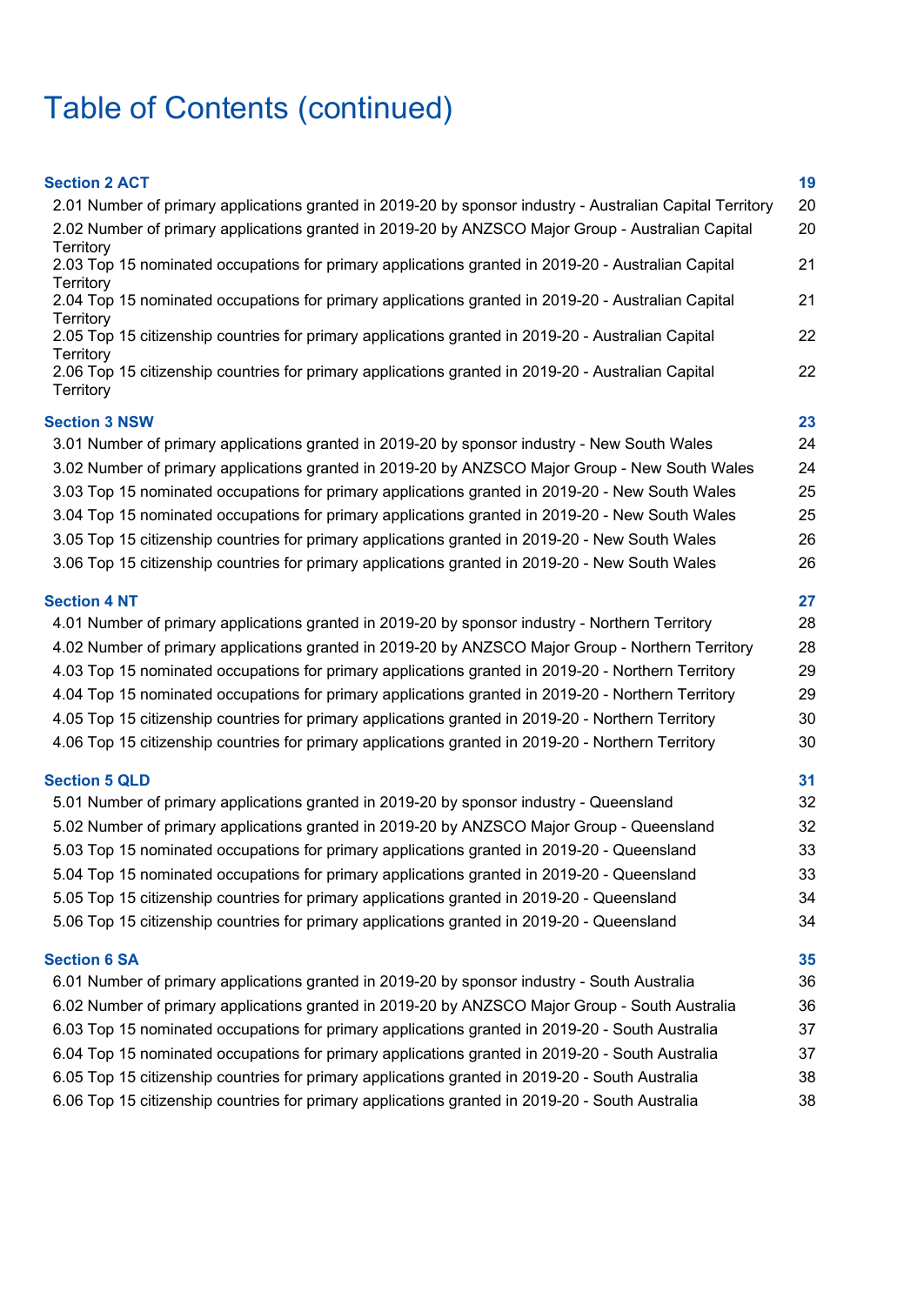# Table of Contents (continued)

| | |
|---|---|
| **Section 2 ACT** | **19** |
| 2.01 Number of primary applications granted in 2019-20 by sponsor industry - Australian Capital Territory | 20 |
| 2.02 Number of primary applications granted in 2019-20 by ANZSCO Major Group - Australian Capital Territory | 20 |
| 2.03 Top 15 nominated occupations for primary applications granted in 2019-20 - Australian Capital Territory | 21 |
| 2.04 Top 15 nominated occupations for primary applications granted in 2019-20 - Australian Capital Territory | 21 |
| 2.05 Top 15 citizenship countries for primary applications granted in 2019-20 - Australian Capital Territory | 22 |
| 2.06 Top 15 citizenship countries for primary applications granted in 2019-20 - Australian Capital Territory | 22 |
| **Section 3 NSW** | **23** |
| 3.01 Number of primary applications granted in 2019-20 by sponsor industry - New South Wales | 24 |
| 3.02 Number of primary applications granted in 2019-20 by ANZSCO Major Group - New South Wales | 24 |
| 3.03 Top 15 nominated occupations for primary applications granted in 2019-20 - New South Wales | 25 |
| 3.04 Top 15 nominated occupations for primary applications granted in 2019-20 - New South Wales | 25 |
| 3.05 Top 15 citizenship countries for primary applications granted in 2019-20 - New South Wales | 26 |
| 3.06 Top 15 citizenship countries for primary applications granted in 2019-20 - New South Wales | 26 |
| **Section 4 NT** | **27** |
| 4.01 Number of primary applications granted in 2019-20 by sponsor industry - Northern Territory | 28 |
| 4.02 Number of primary applications granted in 2019-20 by ANZSCO Major Group - Northern Territory | 28 |
| 4.03 Top 15 nominated occupations for primary applications granted in 2019-20 - Northern Territory | 29 |
| 4.04 Top 15 nominated occupations for primary applications granted in 2019-20 - Northern Territory | 29 |
| 4.05 Top 15 citizenship countries for primary applications granted in 2019-20 - Northern Territory | 30 |
| 4.06 Top 15 citizenship countries for primary applications granted in 2019-20 - Northern Territory | 30 |
| **Section 5 QLD** | **31** |
| 5.01 Number of primary applications granted in 2019-20 by sponsor industry - Queensland | 32 |
| 5.02 Number of primary applications granted in 2019-20 by ANZSCO Major Group - Queensland | 32 |
| 5.03 Top 15 nominated occupations for primary applications granted in 2019-20 - Queensland | 33 |
| 5.04 Top 15 nominated occupations for primary applications granted in 2019-20 - Queensland | 33 |
| 5.05 Top 15 citizenship countries for primary applications granted in 2019-20 - Queensland | 34 |
| 5.06 Top 15 citizenship countries for primary applications granted in 2019-20 - Queensland | 34 |
| **Section 6 SA** | **35** |
| 6.01 Number of primary applications granted in 2019-20 by sponsor industry - South Australia | 36 |
| 6.02 Number of primary applications granted in 2019-20 by ANZSCO Major Group - South Australia | 36 |
| 6.03 Top 15 nominated occupations for primary applications granted in 2019-20 - South Australia | 37 |
| 6.04 Top 15 nominated occupations for primary applications granted in 2019-20 - South Australia | 37 |
| 6.05 Top 15 citizenship countries for primary applications granted in 2019-20 - South Australia | 38 |
| 6.06 Top 15 citizenship countries for primary applications granted in 2019-20 - South Australia | 38 |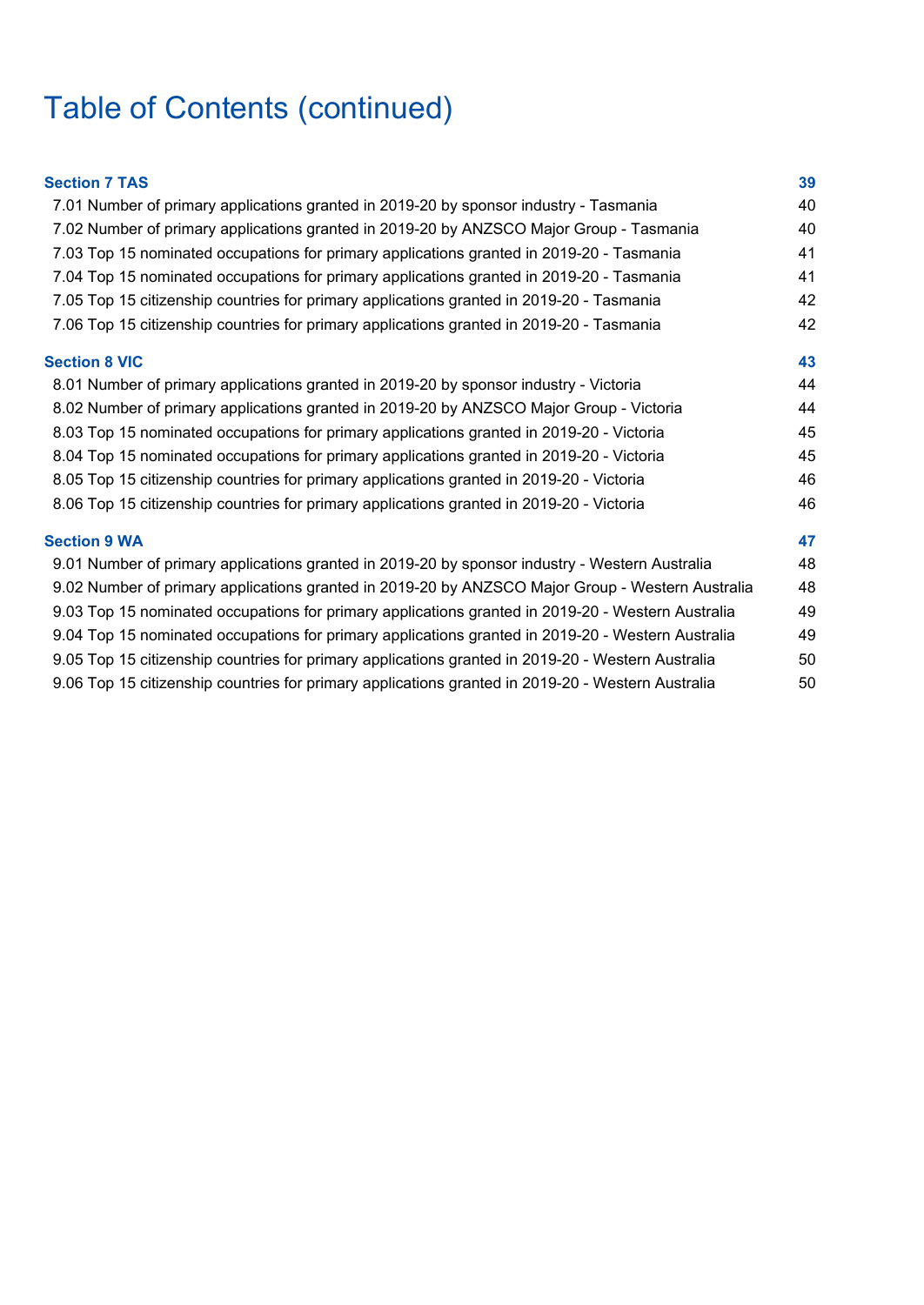# Table of Contents (continued)

| | |
|---|---|
| **Section 7 TAS** | **39** |
| 7.01 Number of primary applications granted in 2019-20 by sponsor industry - Tasmania | 40 |
| 7.02 Number of primary applications granted in 2019-20 by ANZSCO Major Group - Tasmania | 40 |
| 7.03 Top 15 nominated occupations for primary applications granted in 2019-20 - Tasmania | 41 |
| 7.04 Top 15 nominated occupations for primary applications granted in 2019-20 - Tasmania | 41 |
| 7.05 Top 15 citizenship countries for primary applications granted in 2019-20 - Tasmania | 42 |
| 7.06 Top 15 citizenship countries for primary applications granted in 2019-20 - Tasmania | 42 |
| **Section 8 VIC** | **43** |
| 8.01 Number of primary applications granted in 2019-20 by sponsor industry - Victoria | 44 |
| 8.02 Number of primary applications granted in 2019-20 by ANZSCO Major Group - Victoria | 44 |
| 8.03 Top 15 nominated occupations for primary applications granted in 2019-20 - Victoria | 45 |
| 8.04 Top 15 nominated occupations for primary applications granted in 2019-20 - Victoria | 45 |
| 8.05 Top 15 citizenship countries for primary applications granted in 2019-20 - Victoria | 46 |
| 8.06 Top 15 citizenship countries for primary applications granted in 2019-20 - Victoria | 46 |
| **Section 9 WA** | **47** |
| 9.01 Number of primary applications granted in 2019-20 by sponsor industry - Western Australia | 48 |
| 9.02 Number of primary applications granted in 2019-20 by ANZSCO Major Group - Western Australia | 48 |
| 9.03 Top 15 nominated occupations for primary applications granted in 2019-20 - Western Australia | 49 |
| 9.04 Top 15 nominated occupations for primary applications granted in 2019-20 - Western Australia | 49 |
| 9.05 Top 15 citizenship countries for primary applications granted in 2019-20 - Western Australia | 50 |
| 9.06 Top 15 citizenship countries for primary applications granted in 2019-20 - Western Australia | 50 |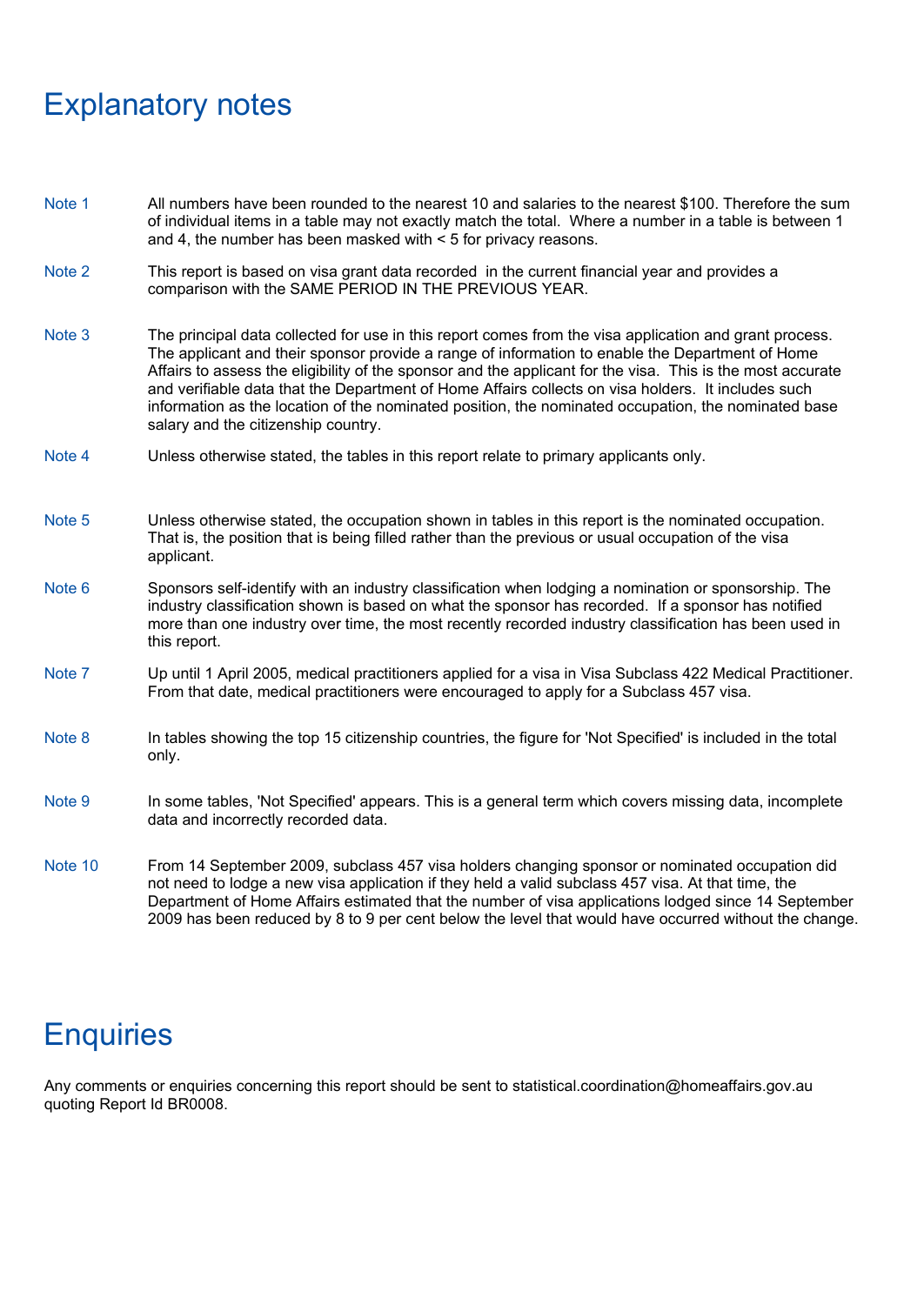# Explanatory notes

**Note 1** All numbers have been rounded to the nearest 10 and salaries to the nearest $100. Therefore the sum of individual items in a table may not exactly match the total. Where a number in a table is between 1 and 4, the number has been masked with < 5 for privacy reasons.

**Note 2** This report is based on visa grant data recorded in the current financial year and provides a comparison with the SAME PERIOD IN THE PREVIOUS YEAR.

**Note 3** The principal data collected for use in this report comes from the visa application and grant process. The applicant and their sponsor provide a range of information to enable the Department of Home Affairs to assess the eligibility of the sponsor and the applicant for the visa. This is the most accurate and verifiable data that the Department of Home Affairs collects on visa holders. It includes such information as the location of the nominated position, the nominated occupation, the nominated base salary and the citizenship country.

**Note 4** Unless otherwise stated, the tables in this report relate to primary applicants only.

**Note 5** Unless otherwise stated, the occupation shown in tables in this report is the nominated occupation. That is, the position that is being filled rather than the previous or usual occupation of the visa applicant.

**Note 6** Sponsors self-identify with an industry classification when lodging a nomination or sponsorship. The industry classification shown is based on what the sponsor has recorded. If a sponsor has notified more than one industry over time, the most recently recorded industry classification has been used in this report.

**Note 7** Up until 1 April 2005, medical practitioners applied for a visa in Visa Subclass 422 Medical Practitioner. From that date, medical practitioners were encouraged to apply for a Subclass 457 visa.

**Note 8** In tables showing the top 15 citizenship countries, the figure for 'Not Specified' is included in the total only.

**Note 9** In some tables, 'Not Specified' appears. This is a general term which covers missing data, incomplete data and incorrectly recorded data.

**Note 10** From 14 September 2009, subclass 457 visa holders changing sponsor or nominated occupation did not need to lodge a new visa application if they held a valid subclass 457 visa. At that time, the Department of Home Affairs estimated that the number of visa applications lodged since 14 September 2009 has been reduced by 8 to 9 per cent below the level that would have occurred without the change.

# Enquiries

Any comments or enquiries concerning this report should be sent to statistical.coordination@homeaffairs.gov.au quoting Report Id BR0008.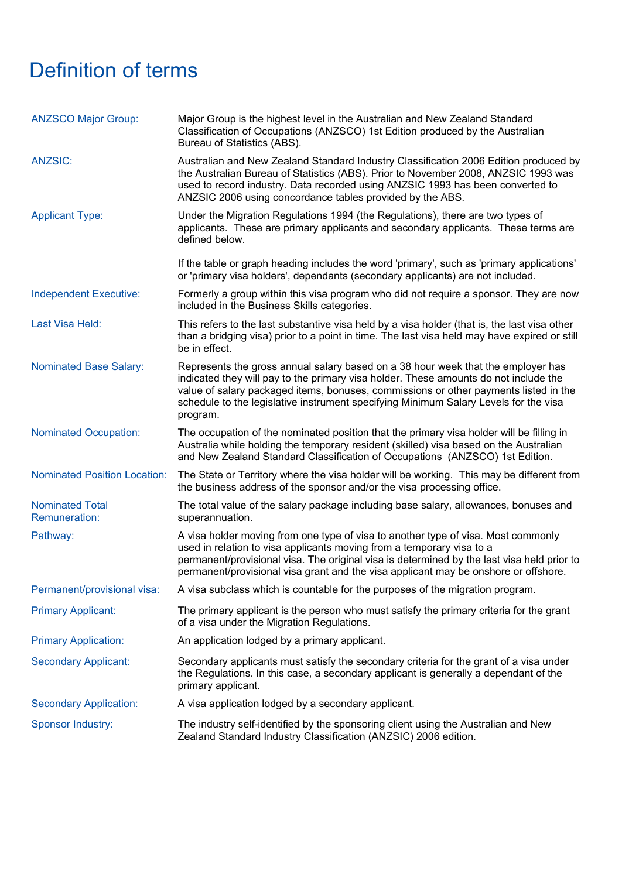# Definition of terms

| | |
|---|---|
| ANZSCO Major Group: | Major Group is the highest level in the Australian and New Zealand Standard Classification of Occupations (ANZSCO) 1st Edition produced by the Australian Bureau of Statistics (ABS). |
| ANZSIC: | Australian and New Zealand Standard Industry Classification 2006 Edition produced by the Australian Bureau of Statistics (ABS). Prior to November 2008, ANZSIC 1993 was used to record industry. Data recorded using ANZSIC 1993 has been converted to ANZSIC 2006 using concordance tables provided by the ABS. |
| Applicant Type: | Under the Migration Regulations 1994 (the Regulations), there are two types of applicants. These are primary applicants and secondary applicants. These terms are defined below.<br><br>If the table or graph heading includes the word 'primary', such as 'primary applications' or 'primary visa holders', dependants (secondary applicants) are not included. |
| Independent Executive: | Formerly a group within this visa program who did not require a sponsor. They are now included in the Business Skills categories. |
| Last Visa Held: | This refers to the last substantive visa held by a visa holder (that is, the last visa other than a bridging visa) prior to a point in time. The last visa held may have expired or still be in effect. |
| Nominated Base Salary: | Represents the gross annual salary based on a 38 hour week that the employer has indicated they will pay to the primary visa holder. These amounts do not include the value of salary packaged items, bonuses, commissions or other payments listed in the schedule to the legislative instrument specifying Minimum Salary Levels for the visa program. |
| Nominated Occupation: | The occupation of the nominated position that the primary visa holder will be filling in Australia while holding the temporary resident (skilled) visa based on the Australian and New Zealand Standard Classification of Occupations (ANZSCO) 1st Edition. |
| Nominated Position Location: | The State or Territory where the visa holder will be working. This may be different from the business address of the sponsor and/or the visa processing office. |
| Nominated Total Remuneration: | The total value of the salary package including base salary, allowances, bonuses and superannuation. |
| Pathway: | A visa holder moving from one type of visa to another type of visa. Most commonly used in relation to visa applicants moving from a temporary visa to a permanent/provisional visa. The original visa is determined by the last visa held prior to permanent/provisional visa grant and the visa applicant may be onshore or offshore. |
| Permanent/provisional visa: | A visa subclass which is countable for the purposes of the migration program. |
| Primary Applicant: | The primary applicant is the person who must satisfy the primary criteria for the grant of a visa under the Migration Regulations. |
| Primary Application: | An application lodged by a primary applicant. |
| Secondary Applicant: | Secondary applicants must satisfy the secondary criteria for the grant of a visa under the Regulations. In this case, a secondary applicant is generally a dependant of the primary applicant. |
| Secondary Application: | A visa application lodged by a secondary applicant. |
| Sponsor Industry: | The industry self-identified by the sponsoring client using the Australian and New Zealand Standard Industry Classification (ANZSIC) 2006 edition. |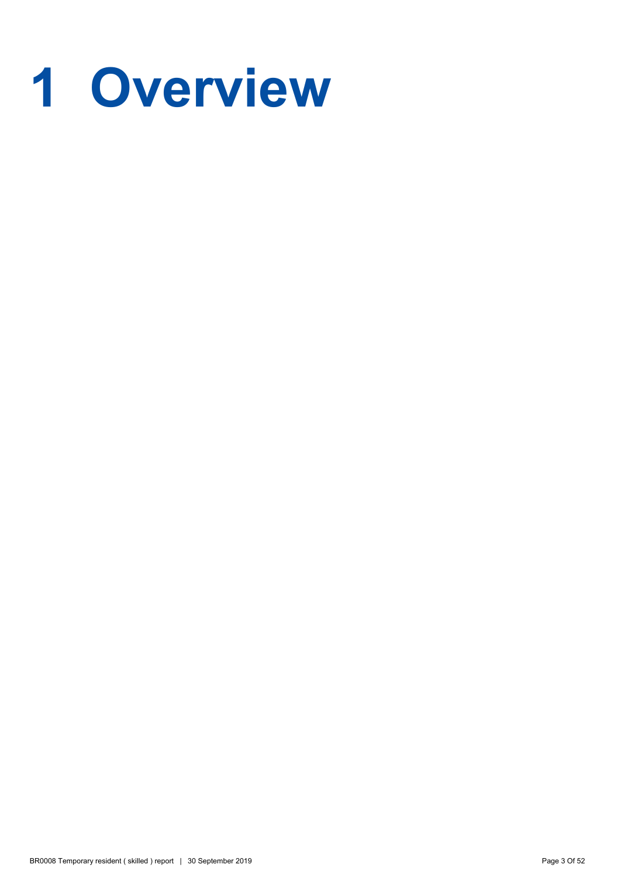# 1 Overview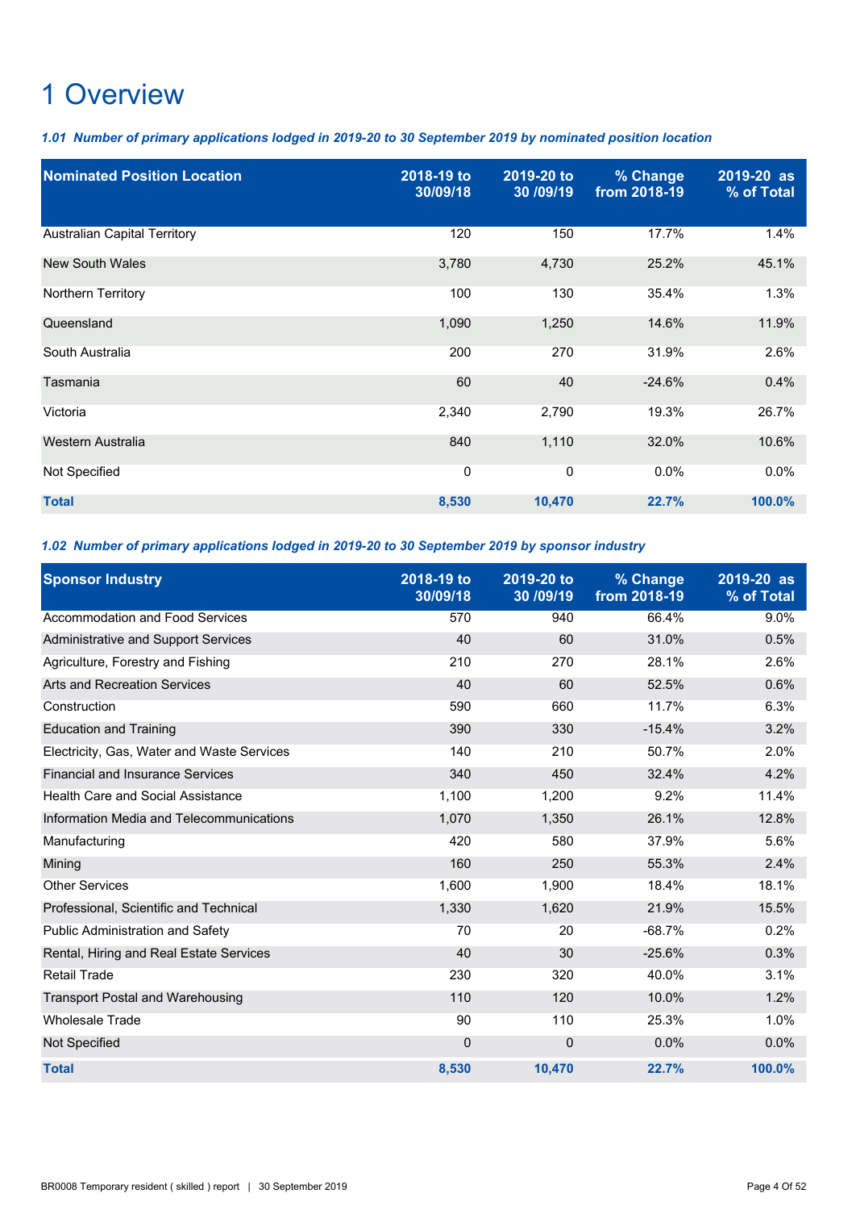# 1 Overview

*1.01 Number of primary applications lodged in 2019-20 to 30 September 2019 by nominated position location*

| Nominated Position Location | 2018-19 to 30/09/18 | 2019-20 to 30 /09/19 | % Change from 2018-19 | 2019-20 as % of Total |
|---|---|---|---|---|
| Australian Capital Territory | 120 | 150 | 17.7% | 1.4% |
| New South Wales | 3,780 | 4,730 | 25.2% | 45.1% |
| Northern Territory | 100 | 130 | 35.4% | 1.3% |
| Queensland | 1,090 | 1,250 | 14.6% | 11.9% |
| South Australia | 200 | 270 | 31.9% | 2.6% |
| Tasmania | 60 | 40 | -24.6% | 0.4% |
| Victoria | 2,340 | 2,790 | 19.3% | 26.7% |
| Western Australia | 840 | 1,110 | 32.0% | 10.6% |
| Not Specified | 0 | 0 | 0.0% | 0.0% |
| **Total** | **8,530** | **10,470** | **22.7%** | **100.0%** |

*1.02 Number of primary applications lodged in 2019-20 to 30 September 2019 by sponsor industry*

| Sponsor Industry | 2018-19 to 30/09/18 | 2019-20 to 30 /09/19 | % Change from 2018-19 | 2019-20 as % of Total |
|---|---|---|---|---|
| Accommodation and Food Services | 570 | 940 | 66.4% | 9.0% |
| Administrative and Support Services | 40 | 60 | 31.0% | 0.5% |
| Agriculture, Forestry and Fishing | 210 | 270 | 28.1% | 2.6% |
| Arts and Recreation Services | 40 | 60 | 52.5% | 0.6% |
| Construction | 590 | 660 | 11.7% | 6.3% |
| Education and Training | 390 | 330 | -15.4% | 3.2% |
| Electricity, Gas, Water and Waste Services | 140 | 210 | 50.7% | 2.0% |
| Financial and Insurance Services | 340 | 450 | 32.4% | 4.2% |
| Health Care and Social Assistance | 1,100 | 1,200 | 9.2% | 11.4% |
| Information Media and Telecommunications | 1,070 | 1,350 | 26.1% | 12.8% |
| Manufacturing | 420 | 580 | 37.9% | 5.6% |
| Mining | 160 | 250 | 55.3% | 2.4% |
| Other Services | 1,600 | 1,900 | 18.4% | 18.1% |
| Professional, Scientific and Technical | 1,330 | 1,620 | 21.9% | 15.5% |
| Public Administration and Safety | 70 | 20 | -68.7% | 0.2% |
| Rental, Hiring and Real Estate Services | 40 | 30 | -25.6% | 0.3% |
| Retail Trade | 230 | 320 | 40.0% | 3.1% |
| Transport Postal and Warehousing | 110 | 120 | 10.0% | 1.2% |
| Wholesale Trade | 90 | 110 | 25.3% | 1.0% |
| Not Specified | 0 | 0 | 0.0% | 0.0% |
| **Total** | **8,530** | **10,470** | **22.7%** | **100.0%** |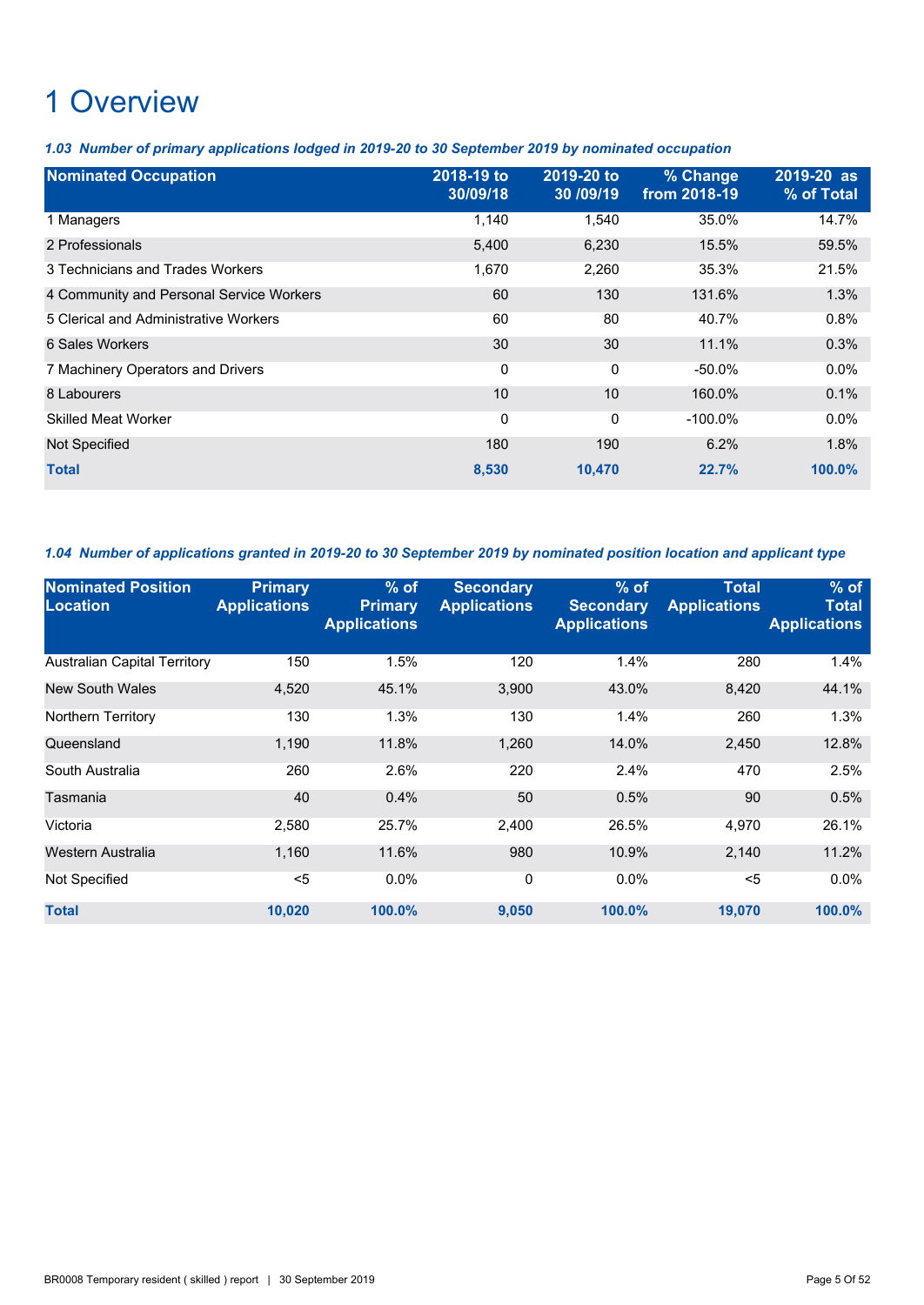# 1 Overview

***1.03 Number of primary applications lodged in 2019-20 to 30 September 2019 by nominated occupation***

| Nominated Occupation | 2018-19 to 30/09/18 | 2019-20 to 30 /09/19 | % Change from 2018-19 | 2019-20 as % of Total |
|---|---|---|---|---|
| 1 Managers | 1,140 | 1,540 | 35.0% | 14.7% |
| 2 Professionals | 5,400 | 6,230 | 15.5% | 59.5% |
| 3 Technicians and Trades Workers | 1,670 | 2,260 | 35.3% | 21.5% |
| 4 Community and Personal Service Workers | 60 | 130 | 131.6% | 1.3% |
| 5 Clerical and Administrative Workers | 60 | 80 | 40.7% | 0.8% |
| 6 Sales Workers | 30 | 30 | 11.1% | 0.3% |
| 7 Machinery Operators and Drivers | 0 | 0 | -50.0% | 0.0% |
| 8 Labourers | 10 | 10 | 160.0% | 0.1% |
| Skilled Meat Worker | 0 | 0 | -100.0% | 0.0% |
| Not Specified | 180 | 190 | 6.2% | 1.8% |
| **Total** | **8,530** | **10,470** | **22.7%** | **100.0%** |

***1.04 Number of applications granted in 2019-20 to 30 September 2019 by nominated position location and applicant type***

| Nominated Position Location | Primary Applications | % of Primary Applications | Secondary Applications | % of Secondary Applications | Total Applications | % of Total Applications |
|---|---|---|---|---|---|---|
| Australian Capital Territory | 150 | 1.5% | 120 | 1.4% | 280 | 1.4% |
| New South Wales | 4,520 | 45.1% | 3,900 | 43.0% | 8,420 | 44.1% |
| Northern Territory | 130 | 1.3% | 130 | 1.4% | 260 | 1.3% |
| Queensland | 1,190 | 11.8% | 1,260 | 14.0% | 2,450 | 12.8% |
| South Australia | 260 | 2.6% | 220 | 2.4% | 470 | 2.5% |
| Tasmania | 40 | 0.4% | 50 | 0.5% | 90 | 0.5% |
| Victoria | 2,580 | 25.7% | 2,400 | 26.5% | 4,970 | 26.1% |
| Western Australia | 1,160 | 11.6% | 980 | 10.9% | 2,140 | 11.2% |
| Not Specified | <5 | 0.0% | 0 | 0.0% | <5 | 0.0% |
| **Total** | **10,020** | **100.0%** | **9,050** | **100.0%** | **19,070** | **100.0%** |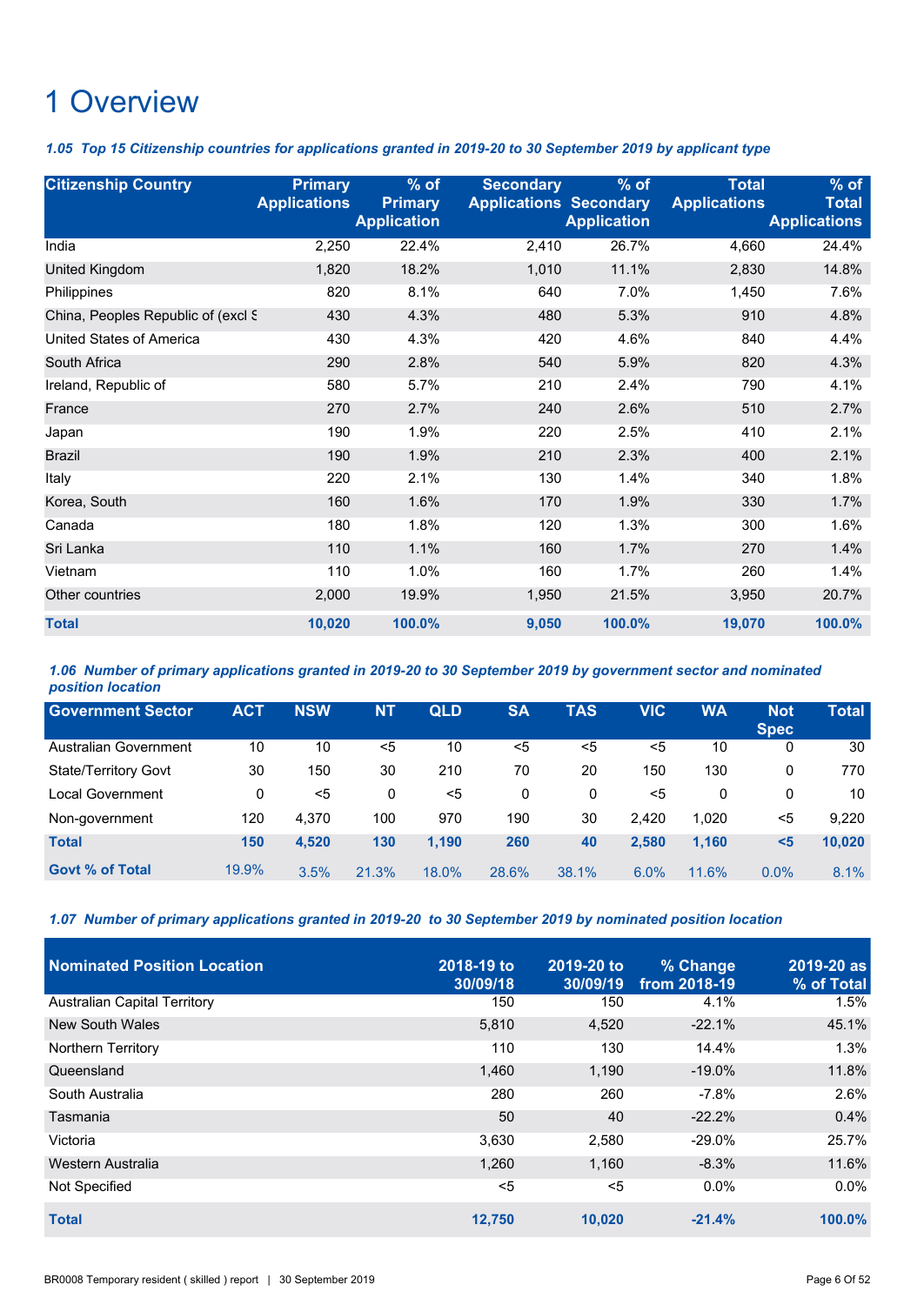# 1 Overview

***1.05 Top 15 Citizenship countries for applications granted in 2019-20 to 30 September 2019 by applicant type***

| Citizenship Country | Primary Applications | % of Primary Application | Secondary Applications | % of Secondary Application | Total Applications | % of Total Applications |
|---|---|---|---|---|---|---|
| India | 2,250 | 22.4% | 2,410 | 26.7% | 4,660 | 24.4% |
| United Kingdom | 1,820 | 18.2% | 1,010 | 11.1% | 2,830 | 14.8% |
| Philippines | 820 | 8.1% | 640 | 7.0% | 1,450 | 7.6% |
| China, Peoples Republic of (excl S | 430 | 4.3% | 480 | 5.3% | 910 | 4.8% |
| United States of America | 430 | 4.3% | 420 | 4.6% | 840 | 4.4% |
| South Africa | 290 | 2.8% | 540 | 5.9% | 820 | 4.3% |
| Ireland, Republic of | 580 | 5.7% | 210 | 2.4% | 790 | 4.1% |
| France | 270 | 2.7% | 240 | 2.6% | 510 | 2.7% |
| Japan | 190 | 1.9% | 220 | 2.5% | 410 | 2.1% |
| Brazil | 190 | 1.9% | 210 | 2.3% | 400 | 2.1% |
| Italy | 220 | 2.1% | 130 | 1.4% | 340 | 1.8% |
| Korea, South | 160 | 1.6% | 170 | 1.9% | 330 | 1.7% |
| Canada | 180 | 1.8% | 120 | 1.3% | 300 | 1.6% |
| Sri Lanka | 110 | 1.1% | 160 | 1.7% | 270 | 1.4% |
| Vietnam | 110 | 1.0% | 160 | 1.7% | 260 | 1.4% |
| Other countries | 2,000 | 19.9% | 1,950 | 21.5% | 3,950 | 20.7% |
| **Total** | **10,020** | **100.0%** | **9,050** | **100.0%** | **19,070** | **100.0%** |

***1.06 Number of primary applications granted in 2019-20 to 30 September 2019 by government sector and nominated position location***

| Government Sector | ACT | NSW | NT | QLD | SA | TAS | VIC | WA | Not Spec | Total |
|---|---|---|---|---|---|---|---|---|---|---|
| Australian Government | 10 | 10 | <5 | 10 | <5 | <5 | <5 | 10 | 0 | 30 |
| State/Territory Govt | 30 | 150 | 30 | 210 | 70 | 20 | 150 | 130 | 0 | 770 |
| Local Government | 0 | <5 | 0 | <5 | 0 | 0 | <5 | 0 | 0 | 10 |
| Non-government | 120 | 4,370 | 100 | 970 | 190 | 30 | 2,420 | 1,020 | <5 | 9,220 |
| **Total** | **150** | **4,520** | **130** | **1,190** | **260** | **40** | **2,580** | **1,160** | **<5** | **10,020** |
| **Govt % of Total** | 19.9% | 3.5% | 21.3% | 18.0% | 28.6% | 38.1% | 6.0% | 11.6% | 0.0% | 8.1% |

***1.07 Number of primary applications granted in 2019-20 to 30 September 2019 by nominated position location***

| Nominated Position Location | 2018-19 to 30/09/18 | 2019-20 to 30/09/19 | % Change from 2018-19 | 2019-20 as % of Total |
|---|---|---|---|---|
| Australian Capital Territory | 150 | 150 | 4.1% | 1.5% |
| New South Wales | 5,810 | 4,520 | -22.1% | 45.1% |
| Northern Territory | 110 | 130 | 14.4% | 1.3% |
| Queensland | 1,460 | 1,190 | -19.0% | 11.8% |
| South Australia | 280 | 260 | -7.8% | 2.6% |
| Tasmania | 50 | 40 | -22.2% | 0.4% |
| Victoria | 3,630 | 2,580 | -29.0% | 25.7% |
| Western Australia | 1,260 | 1,160 | -8.3% | 11.6% |
| Not Specified | <5 | <5 | 0.0% | 0.0% |
| **Total** | **12,750** | **10,020** | **-21.4%** | **100.0%** |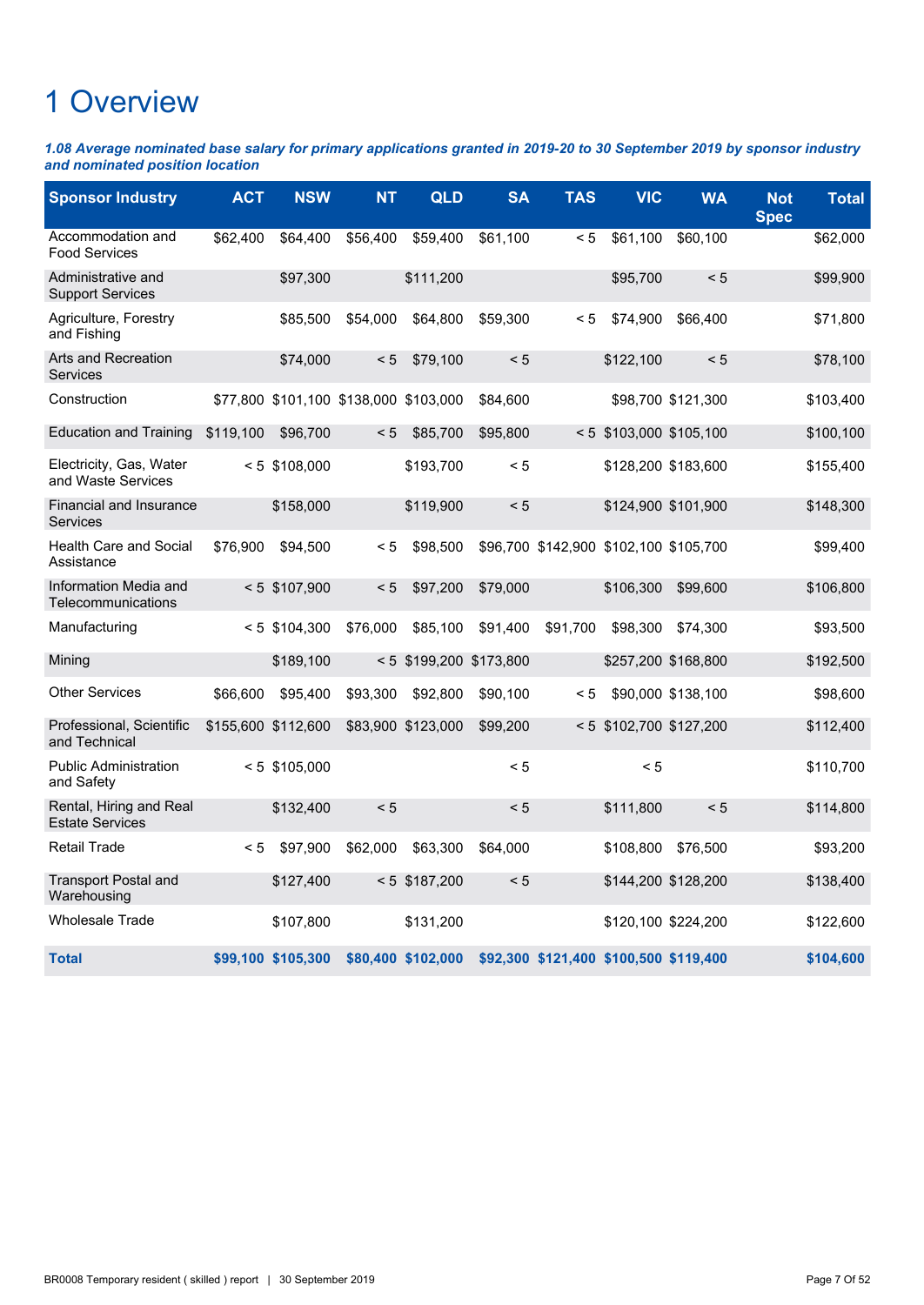# 1 Overview

***1.08 Average nominated base salary for primary applications granted in 2019-20 to 30 September 2019 by sponsor industry and nominated position location***

| Sponsor Industry | ACT | NSW | NT | QLD | SA | TAS | VIC | WA | Not Spec | Total |
|---|---|---|---|---|---|---|---|---|---|---|
| Accommodation and Food Services | $62,400 | $64,400 | $56,400 | $59,400 | $61,100 | < 5 | $61,100 | $60,100 | | $62,000 |
| Administrative and Support Services | | $97,300 | | $111,200 | | | $95,700 | < 5 | | $99,900 |
| Agriculture, Forestry and Fishing | | $85,500 | $54,000 | $64,800 | $59,300 | < 5 | $74,900 | $66,400 | | $71,800 |
| Arts and Recreation Services | | $74,000 | < 5 | $79,100 | < 5 | | $122,100 | < 5 | | $78,100 |
| Construction | $77,800 | $101,100 | $138,000 | $103,000 | $84,600 | | $98,700 | $121,300 | | $103,400 |
| Education and Training | $119,100 | $96,700 | < 5 | $85,700 | $95,800 | < 5 | $103,000 | $105,100 | | $100,100 |
| Electricity, Gas, Water and Waste Services | < 5 | $108,000 | | $193,700 | < 5 | | $128,200 | $183,600 | | $155,400 |
| Financial and Insurance Services | | $158,000 | | $119,900 | < 5 | | $124,900 | $101,900 | | $148,300 |
| Health Care and Social Assistance | $76,900 | $94,500 | < 5 | $98,500 | $96,700 | $142,900 | $102,100 | $105,700 | | $99,400 |
| Information Media and Telecommunications | < 5 | $107,900 | < 5 | $97,200 | $79,000 | | $106,300 | $99,600 | | $106,800 |
| Manufacturing | < 5 | $104,300 | $76,000 | $85,100 | $91,400 | $91,700 | $98,300 | $74,300 | | $93,500 |
| Mining | | $189,100 | < 5 | $199,200 | $173,800 | | $257,200 | $168,800 | | $192,500 |
| Other Services | $66,600 | $95,400 | $93,300 | $92,800 | $90,100 | < 5 | $90,000 | $138,100 | | $98,600 |
| Professional, Scientific and Technical | $155,600 | $112,600 | $83,900 | $123,000 | $99,200 | < 5 | $102,700 | $127,200 | | $112,400 |
| Public Administration and Safety | < 5 | $105,000 | | | < 5 | | < 5 | | | $110,700 |
| Rental, Hiring and Real Estate Services | | $132,400 | < 5 | | < 5 | | $111,800 | < 5 | | $114,800 |
| Retail Trade | < 5 | $97,900 | $62,000 | $63,300 | $64,000 | | $108,800 | $76,500 | | $93,200 |
| Transport Postal and Warehousing | | $127,400 | < 5 | $187,200 | < 5 | | $144,200 | $128,200 | | $138,400 |
| Wholesale Trade | | $107,800 | | $131,200 | | | $120,100 | $224,200 | | $122,600 |
| **Total** | **$99,100** | **$105,300** | **$80,400** | **$102,000** | **$92,300** | **$121,400** | **$100,500** | **$119,400** | | **$104,600** |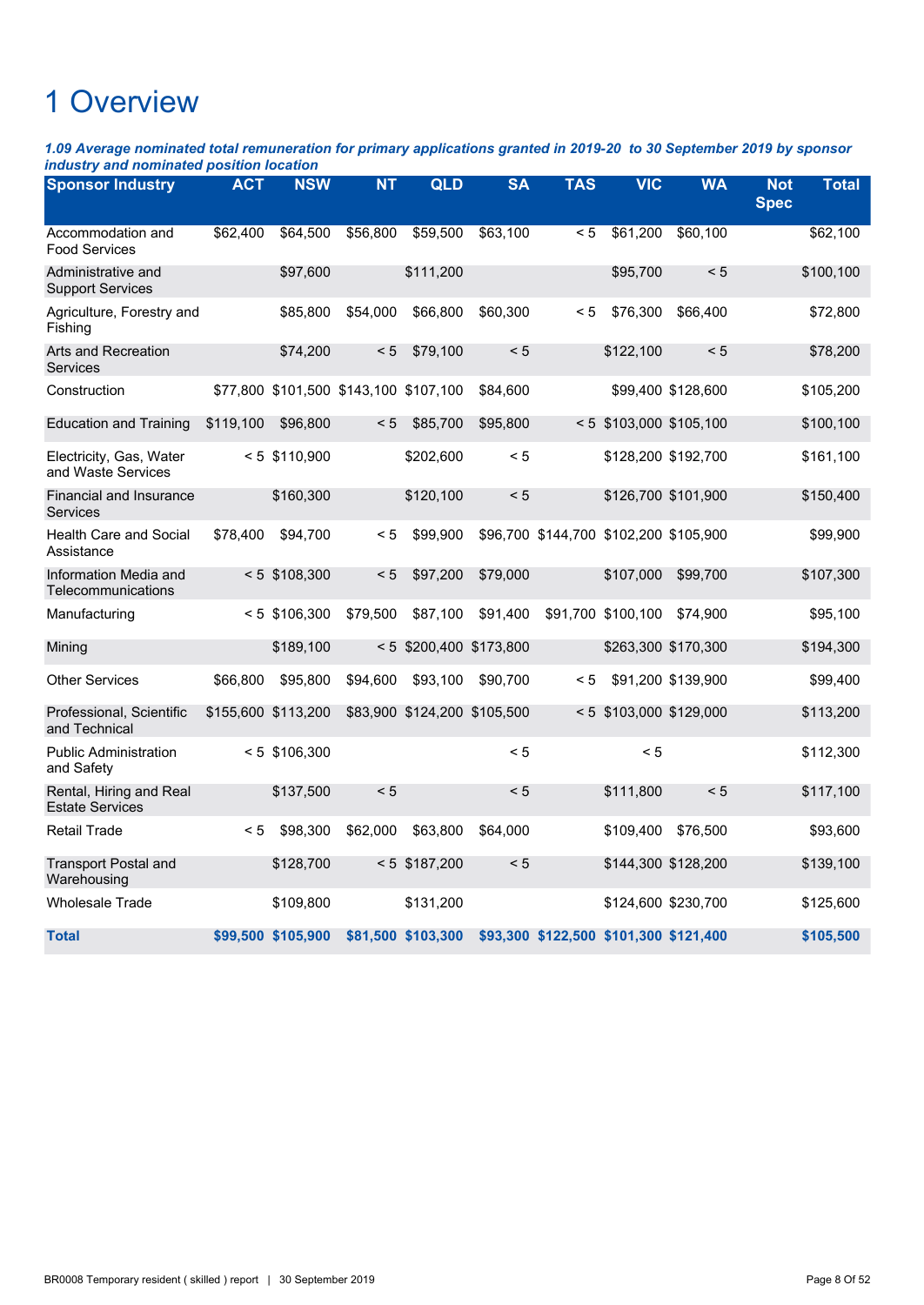# 1 Overview

***1.09 Average nominated total remuneration for primary applications granted in 2019-20 to 30 September 2019 by sponsor industry and nominated position location***

| Sponsor Industry | ACT | NSW | NT | QLD | SA | TAS | VIC | WA | Not Spec | Total |
|---|---|---|---|---|---|---|---|---|---|---|
| Accommodation and Food Services | $62,400 | $64,500 | $56,800 | $59,500 | $63,100 | < 5 | $61,200 | $60,100 | | $62,100 |
| Administrative and Support Services | | $97,600 | | $111,200 | | | $95,700 | < 5 | | $100,100 |
| Agriculture, Forestry and Fishing | | $85,800 | $54,000 | $66,800 | $60,300 | < 5 | $76,300 | $66,400 | | $72,800 |
| Arts and Recreation Services | | $74,200 | < 5 | $79,100 | < 5 | | $122,100 | < 5 | | $78,200 |
| Construction | $77,800 | $101,500 | $143,100 | $107,100 | $84,600 | | $99,400 | $128,600 | | $105,200 |
| Education and Training | $119,100 | $96,800 | < 5 | $85,700 | $95,800 | < 5 | $103,000 | $105,100 | | $100,100 |
| Electricity, Gas, Water and Waste Services | < 5 | $110,900 | | $202,600 | < 5 | | $128,200 | $192,700 | | $161,100 |
| Financial and Insurance Services | | $160,300 | | $120,100 | < 5 | | $126,700 | $101,900 | | $150,400 |
| Health Care and Social Assistance | $78,400 | $94,700 | < 5 | $99,900 | $96,700 | $144,700 | $102,200 | $105,900 | | $99,900 |
| Information Media and Telecommunications | < 5 | $108,300 | < 5 | $97,200 | $79,000 | | $107,000 | $99,700 | | $107,300 |
| Manufacturing | < 5 | $106,300 | $79,500 | $87,100 | $91,400 | $91,700 | $100,100 | $74,900 | | $95,100 |
| Mining | | $189,100 | < 5 | $200,400 | $173,800 | | $263,300 | $170,300 | | $194,300 |
| Other Services | $66,800 | $95,800 | $94,600 | $93,100 | $90,700 | < 5 | $91,200 | $139,900 | | $99,400 |
| Professional, Scientific and Technical | $155,600 | $113,200 | $83,900 | $124,200 | $105,500 | < 5 | $103,000 | $129,000 | | $113,200 |
| Public Administration and Safety | < 5 | $106,300 | | | < 5 | | < 5 | | | $112,300 |
| Rental, Hiring and Real Estate Services | | $137,500 | < 5 | | < 5 | | $111,800 | < 5 | | $117,100 |
| Retail Trade | < 5 | $98,300 | $62,000 | $63,800 | $64,000 | | $109,400 | $76,500 | | $93,600 |
| Transport Postal and Warehousing | | $128,700 | < 5 | $187,200 | < 5 | | $144,300 | $128,200 | | $139,100 |
| Wholesale Trade | | $109,800 | | $131,200 | | | $124,600 | $230,700 | | $125,600 |
| **Total** | **$99,500** | **$105,900** | **$81,500** | **$103,300** | **$93,300** | **$122,500** | **$101,300** | **$121,400** | | **$105,500** |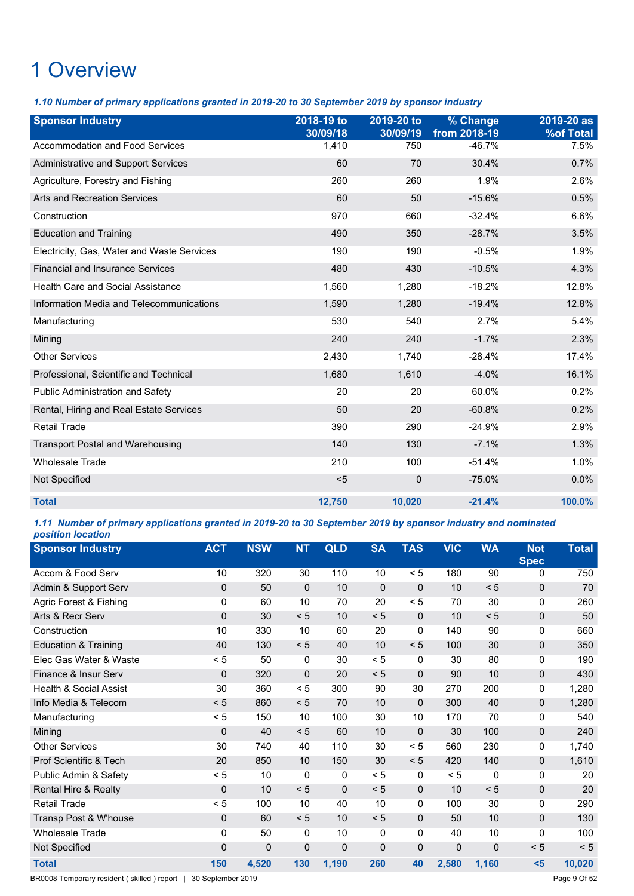# 1 Overview

*1.10 Number of primary applications granted in 2019-20 to 30 September 2019 by sponsor industry*

| Sponsor Industry | 2018-19 to 30/09/18 | 2019-20 to 30/09/19 | % Change from 2018-19 | 2019-20 as %of Total |
|---|---|---|---|---|
| Accommodation and Food Services | 1,410 | 750 | -46.7% | 7.5% |
| Administrative and Support Services | 60 | 70 | 30.4% | 0.7% |
| Agriculture, Forestry and Fishing | 260 | 260 | 1.9% | 2.6% |
| Arts and Recreation Services | 60 | 50 | -15.6% | 0.5% |
| Construction | 970 | 660 | -32.4% | 6.6% |
| Education and Training | 490 | 350 | -28.7% | 3.5% |
| Electricity, Gas, Water and Waste Services | 190 | 190 | -0.5% | 1.9% |
| Financial and Insurance Services | 480 | 430 | -10.5% | 4.3% |
| Health Care and Social Assistance | 1,560 | 1,280 | -18.2% | 12.8% |
| Information Media and Telecommunications | 1,590 | 1,280 | -19.4% | 12.8% |
| Manufacturing | 530 | 540 | 2.7% | 5.4% |
| Mining | 240 | 240 | -1.7% | 2.3% |
| Other Services | 2,430 | 1,740 | -28.4% | 17.4% |
| Professional, Scientific and Technical | 1,680 | 1,610 | -4.0% | 16.1% |
| Public Administration and Safety | 20 | 20 | 60.0% | 0.2% |
| Rental, Hiring and Real Estate Services | 50 | 20 | -60.8% | 0.2% |
| Retail Trade | 390 | 290 | -24.9% | 2.9% |
| Transport Postal and Warehousing | 140 | 130 | -7.1% | 1.3% |
| Wholesale Trade | 210 | 100 | -51.4% | 1.0% |
| Not Specified | <5 | 0 | -75.0% | 0.0% |
| **Total** | **12,750** | **10,020** | **-21.4%** | **100.0%** |

*1.11 Number of primary applications granted in 2019-20 to 30 September 2019 by sponsor industry and nominated position location*

| Sponsor Industry | ACT | NSW | NT | QLD | SA | TAS | VIC | WA | Not Spec | Total |
|---|---|---|---|---|---|---|---|---|---|---|
| Accom & Food Serv | 10 | 320 | 30 | 110 | 10 | < 5 | 180 | 90 | 0 | 750 |
| Admin & Support Serv | 0 | 50 | 0 | 10 | 0 | 0 | 10 | < 5 | 0 | 70 |
| Agric Forest & Fishing | 0 | 60 | 10 | 70 | 20 | < 5 | 70 | 30 | 0 | 260 |
| Arts & Recr Serv | 0 | 30 | < 5 | 10 | < 5 | 0 | 10 | < 5 | 0 | 50 |
| Construction | 10 | 330 | 10 | 60 | 20 | 0 | 140 | 90 | 0 | 660 |
| Education & Training | 40 | 130 | < 5 | 40 | 10 | < 5 | 100 | 30 | 0 | 350 |
| Elec Gas Water & Waste | < 5 | 50 | 0 | 30 | < 5 | 0 | 30 | 80 | 0 | 190 |
| Finance & Insur Serv | 0 | 320 | 0 | 20 | < 5 | 0 | 90 | 10 | 0 | 430 |
| Health & Social Assist | 30 | 360 | < 5 | 300 | 90 | 30 | 270 | 200 | 0 | 1,280 |
| Info Media & Telecom | < 5 | 860 | < 5 | 70 | 10 | 0 | 300 | 40 | 0 | 1,280 |
| Manufacturing | < 5 | 150 | 10 | 100 | 30 | 10 | 170 | 70 | 0 | 540 |
| Mining | 0 | 40 | < 5 | 60 | 10 | 0 | 30 | 100 | 0 | 240 |
| Other Services | 30 | 740 | 40 | 110 | 30 | < 5 | 560 | 230 | 0 | 1,740 |
| Prof Scientific & Tech | 20 | 850 | 10 | 150 | 30 | < 5 | 420 | 140 | 0 | 1,610 |
| Public Admin & Safety | < 5 | 10 | 0 | 0 | < 5 | 0 | < 5 | 0 | 0 | 20 |
| Rental Hire & Realty | 0 | 10 | < 5 | 0 | < 5 | 0 | 10 | < 5 | 0 | 20 |
| Retail Trade | < 5 | 100 | 10 | 40 | 10 | 0 | 100 | 30 | 0 | 290 |
| Transp Post & W'house | 0 | 60 | < 5 | 10 | < 5 | 0 | 50 | 10 | 0 | 130 |
| Wholesale Trade | 0 | 50 | 0 | 10 | 0 | 0 | 40 | 10 | 0 | 100 |
| Not Specified | 0 | 0 | 0 | 0 | 0 | 0 | 0 | 0 | < 5 | < 5 |
| **Total** | **150** | **4,520** | **130** | **1,190** | **260** | **40** | **2,580** | **1,160** | **<5** | **10,020** |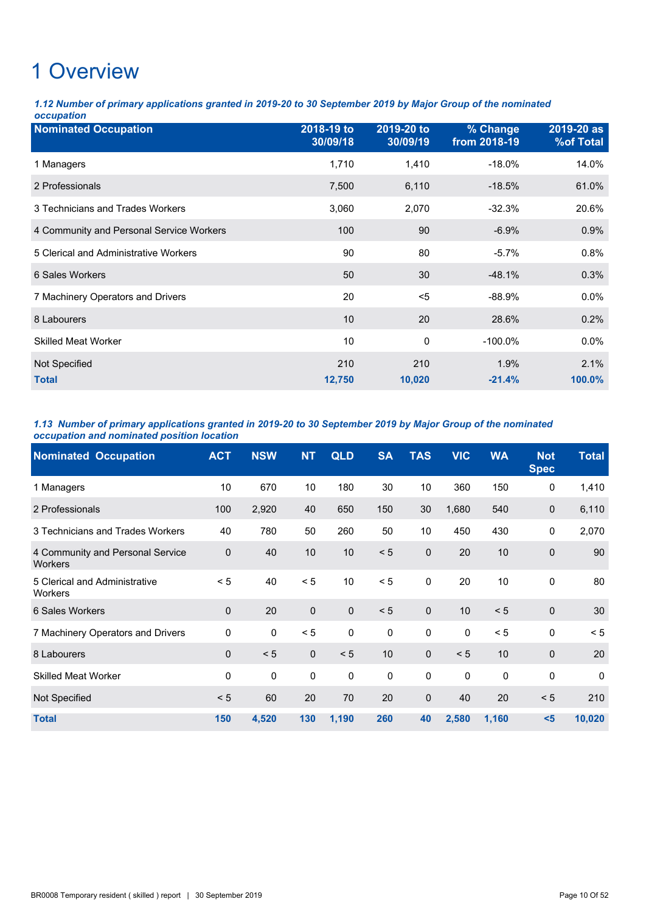# 1 Overview

***1.12 Number of primary applications granted in 2019-20 to 30 September 2019 by Major Group of the nominated occupation***

| Nominated Occupation | 2018-19 to 30/09/18 | 2019-20 to 30/09/19 | % Change from 2018-19 | 2019-20 as %of Total |
|---|---|---|---|---|
| 1 Managers | 1,710 | 1,410 | -18.0% | 14.0% |
| 2 Professionals | 7,500 | 6,110 | -18.5% | 61.0% |
| 3 Technicians and Trades Workers | 3,060 | 2,070 | -32.3% | 20.6% |
| 4 Community and Personal Service Workers | 100 | 90 | -6.9% | 0.9% |
| 5 Clerical and Administrative Workers | 90 | 80 | -5.7% | 0.8% |
| 6 Sales Workers | 50 | 30 | -48.1% | 0.3% |
| 7 Machinery Operators and Drivers | 20 | <5 | -88.9% | 0.0% |
| 8 Labourers | 10 | 20 | 28.6% | 0.2% |
| Skilled Meat Worker | 10 | 0 | -100.0% | 0.0% |
| Not Specified | 210 | 210 | 1.9% | 2.1% |
| **Total** | **12,750** | **10,020** | **-21.4%** | **100.0%** |

***1.13 Number of primary applications granted in 2019-20 to 30 September 2019 by Major Group of the nominated occupation and nominated position location***

| Nominated Occupation | ACT | NSW | NT | QLD | SA | TAS | VIC | WA | Not Spec | Total |
|---|---|---|---|---|---|---|---|---|---|---|
| 1 Managers | 10 | 670 | 10 | 180 | 30 | 10 | 360 | 150 | 0 | 1,410 |
| 2 Professionals | 100 | 2,920 | 40 | 650 | 150 | 30 | 1,680 | 540 | 0 | 6,110 |
| 3 Technicians and Trades Workers | 40 | 780 | 50 | 260 | 50 | 10 | 450 | 430 | 0 | 2,070 |
| 4 Community and Personal Service Workers | 0 | 40 | 10 | 10 | < 5 | 0 | 20 | 10 | 0 | 90 |
| 5 Clerical and Administrative Workers | < 5 | 40 | < 5 | 10 | < 5 | 0 | 20 | 10 | 0 | 80 |
| 6 Sales Workers | 0 | 20 | 0 | 0 | < 5 | 0 | 10 | < 5 | 0 | 30 |
| 7 Machinery Operators and Drivers | 0 | 0 | < 5 | 0 | 0 | 0 | 0 | < 5 | 0 | < 5 |
| 8 Labourers | 0 | < 5 | 0 | < 5 | 10 | 0 | < 5 | 10 | 0 | 20 |
| Skilled Meat Worker | 0 | 0 | 0 | 0 | 0 | 0 | 0 | 0 | 0 | 0 |
| Not Specified | < 5 | 60 | 20 | 70 | 20 | 0 | 40 | 20 | < 5 | 210 |
| **Total** | **150** | **4,520** | **130** | **1,190** | **260** | **40** | **2,580** | **1,160** | **<5** | **10,020** |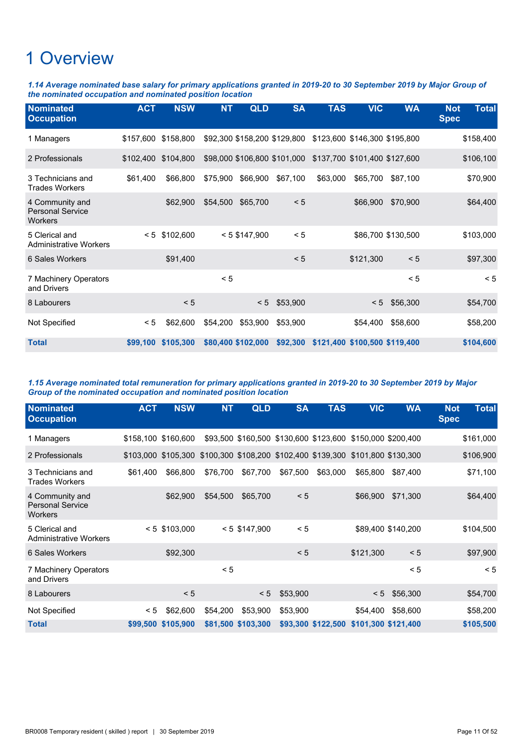# 1 Overview

***1.14 Average nominated base salary for primary applications granted in 2019-20 to 30 September 2019 by Major Group of the nominated occupation and nominated position location***

| Nominated Occupation | ACT | NSW | NT | QLD | SA | TAS | VIC | WA | Not Spec | Total |
|---|---|---|---|---|---|---|---|---|---|---|
| 1 Managers | $157,600 | $158,800 | $92,300 | $158,200 | $129,800 | $123,600 | $146,300 | $195,800 | | $158,400 |
| 2 Professionals | $102,400 | $104,800 | $98,000 | $106,800 | $101,000 | $137,700 | $101,400 | $127,600 | | $106,100 |
| 3 Technicians and Trades Workers | $61,400 | $66,800 | $75,900 | $66,900 | $67,100 | $63,000 | $65,700 | $87,100 | | $70,900 |
| 4 Community and Personal Service Workers | | $62,900 | $54,500 | $65,700 | < 5 | | $66,900 | $70,900 | | $64,400 |
| 5 Clerical and Administrative Workers | < 5 | $102,600 | < 5 | $147,900 | < 5 | | $86,700 | $130,500 | | $103,000 |
| 6 Sales Workers | | $91,400 | | | < 5 | | $121,300 | < 5 | | $97,300 |
| 7 Machinery Operators and Drivers | | | < 5 | | | | | < 5 | | < 5 |
| 8 Labourers | | < 5 | | < 5 | $53,900 | | < 5 | $56,300 | | $54,700 |
| Not Specified | < 5 | $62,600 | $54,200 | $53,900 | $53,900 | | $54,400 | $58,600 | | $58,200 |
| **Total** | **$99,100** | **$105,300** | **$80,400** | **$102,000** | **$92,300** | **$121,400** | **$100,500** | **$119,400** | | **$104,600** |

***1.15 Average nominated total remuneration for primary applications granted in 2019-20 to 30 September 2019 by Major Group of the nominated occupation and nominated position location***

| Nominated Occupation | ACT | NSW | NT | QLD | SA | TAS | VIC | WA | Not Spec | Total |
|---|---|---|---|---|---|---|---|---|---|---|
| 1 Managers | $158,100 | $160,600 | $93,500 | $160,500 | $130,600 | $123,600 | $150,000 | $200,400 | | $161,000 |
| 2 Professionals | $103,000 | $105,300 | $100,300 | $108,200 | $102,400 | $139,300 | $101,800 | $130,300 | | $106,900 |
| 3 Technicians and Trades Workers | $61,400 | $66,800 | $76,700 | $67,700 | $67,500 | $63,000 | $65,800 | $87,400 | | $71,100 |
| 4 Community and Personal Service Workers | | $62,900 | $54,500 | $65,700 | < 5 | | $66,900 | $71,300 | | $64,400 |
| 5 Clerical and Administrative Workers | < 5 | $103,000 | < 5 | $147,900 | < 5 | | $89,400 | $140,200 | | $104,500 |
| 6 Sales Workers | | $92,300 | | | < 5 | | $121,300 | < 5 | | $97,900 |
| 7 Machinery Operators and Drivers | | | < 5 | | | | | < 5 | | < 5 |
| 8 Labourers | | < 5 | | < 5 | $53,900 | | < 5 | $56,300 | | $54,700 |
| Not Specified | < 5 | $62,600 | $54,200 | $53,900 | $53,900 | | $54,400 | $58,600 | | $58,200 |
| **Total** | **$99,500** | **$105,900** | **$81,500** | **$103,300** | **$93,300** | **$122,500** | **$101,300** | **$121,400** | | **$105,500** |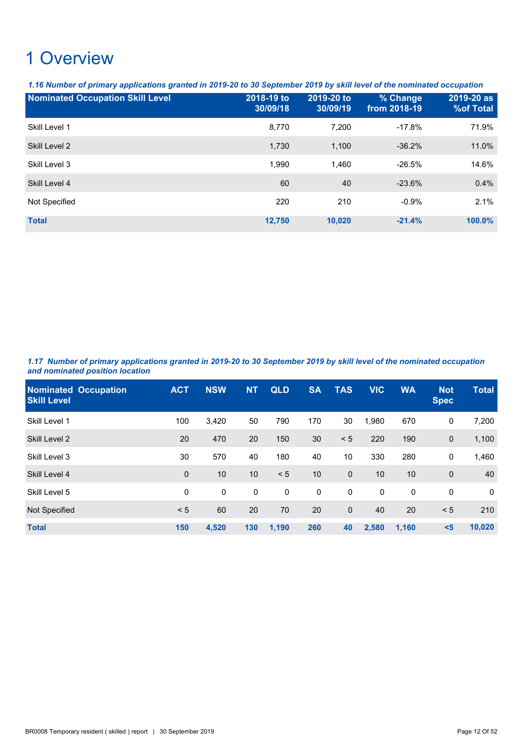# 1 Overview

*1.16 Number of primary applications granted in 2019-20 to 30 September 2019 by skill level of the nominated occupation*

| Nominated Occupation Skill Level | 2018-19 to 30/09/18 | 2019-20 to 30/09/19 | % Change from 2018-19 | 2019-20 as %of Total |
|---|---|---|---|---|
| Skill Level 1 | 8,770 | 7,200 | -17.8% | 71.9% |
| Skill Level 2 | 1,730 | 1,100 | -36.2% | 11.0% |
| Skill Level 3 | 1,990 | 1,460 | -26.5% | 14.6% |
| Skill Level 4 | 60 | 40 | -23.6% | 0.4% |
| Not Specified | 220 | 210 | -0.9% | 2.1% |
| **Total** | **12,750** | **10,020** | **-21.4%** | **100.0%** |

*1.17 Number of primary applications granted in 2019-20 to 30 September 2019 by skill level of the nominated occupation and nominated position location*

| Nominated Occupation Skill Level | ACT | NSW | NT | QLD | SA | TAS | VIC | WA | Not Spec | Total |
|---|---|---|---|---|---|---|---|---|---|---|
| Skill Level 1 | 100 | 3,420 | 50 | 790 | 170 | 30 | 1,980 | 670 | 0 | 7,200 |
| Skill Level 2 | 20 | 470 | 20 | 150 | 30 | < 5 | 220 | 190 | 0 | 1,100 |
| Skill Level 3 | 30 | 570 | 40 | 180 | 40 | 10 | 330 | 280 | 0 | 1,460 |
| Skill Level 4 | 0 | 10 | 10 | < 5 | 10 | 0 | 10 | 10 | 0 | 40 |
| Skill Level 5 | 0 | 0 | 0 | 0 | 0 | 0 | 0 | 0 | 0 | 0 |
| Not Specified | < 5 | 60 | 20 | 70 | 20 | 0 | 40 | 20 | < 5 | 210 |
| **Total** | **150** | **4,520** | **130** | **1,190** | **260** | **40** | **2,580** | **1,160** | **<5** | **10,020** |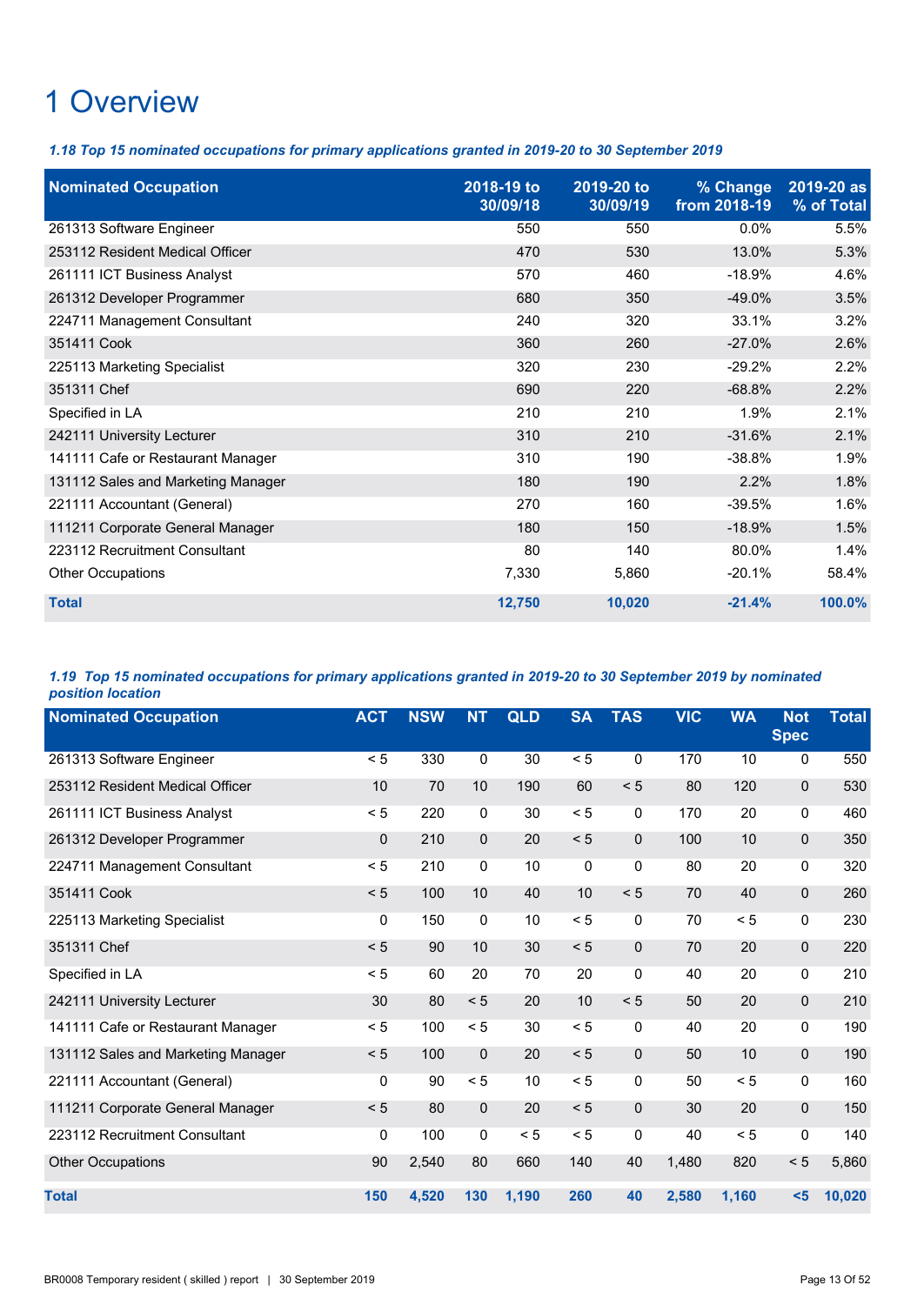# 1 Overview

***1.18 Top 15 nominated occupations for primary applications granted in 2019-20 to 30 September 2019***

| Nominated Occupation | 2018-19 to 30/09/18 | 2019-20 to 30/09/19 | % Change from 2018-19 | 2019-20 as % of Total |
|---|---|---|---|---|
| 261313 Software Engineer | 550 | 550 | 0.0% | 5.5% |
| 253112 Resident Medical Officer | 470 | 530 | 13.0% | 5.3% |
| 261111 ICT Business Analyst | 570 | 460 | -18.9% | 4.6% |
| 261312 Developer Programmer | 680 | 350 | -49.0% | 3.5% |
| 224711 Management Consultant | 240 | 320 | 33.1% | 3.2% |
| 351411 Cook | 360 | 260 | -27.0% | 2.6% |
| 225113 Marketing Specialist | 320 | 230 | -29.2% | 2.2% |
| 351311 Chef | 690 | 220 | -68.8% | 2.2% |
| Specified in LA | 210 | 210 | 1.9% | 2.1% |
| 242111 University Lecturer | 310 | 210 | -31.6% | 2.1% |
| 141111 Cafe or Restaurant Manager | 310 | 190 | -38.8% | 1.9% |
| 131112 Sales and Marketing Manager | 180 | 190 | 2.2% | 1.8% |
| 221111 Accountant (General) | 270 | 160 | -39.5% | 1.6% |
| 111211 Corporate General Manager | 180 | 150 | -18.9% | 1.5% |
| 223112 Recruitment Consultant | 80 | 140 | 80.0% | 1.4% |
| Other Occupations | 7,330 | 5,860 | -20.1% | 58.4% |
| **Total** | **12,750** | **10,020** | **-21.4%** | **100.0%** |

***1.19 Top 15 nominated occupations for primary applications granted in 2019-20 to 30 September 2019 by nominated position location***

| Nominated Occupation | ACT | NSW | NT | QLD | SA | TAS | VIC | WA | Not Spec | Total |
|---|---|---|---|---|---|---|---|---|---|---|
| 261313 Software Engineer | < 5 | 330 | 0 | 30 | < 5 | 0 | 170 | 10 | 0 | 550 |
| 253112 Resident Medical Officer | 10 | 70 | 10 | 190 | 60 | < 5 | 80 | 120 | 0 | 530 |
| 261111 ICT Business Analyst | < 5 | 220 | 0 | 30 | < 5 | 0 | 170 | 20 | 0 | 460 |
| 261312 Developer Programmer | 0 | 210 | 0 | 20 | < 5 | 0 | 100 | 10 | 0 | 350 |
| 224711 Management Consultant | < 5 | 210 | 0 | 10 | 0 | 0 | 80 | 20 | 0 | 320 |
| 351411 Cook | < 5 | 100 | 10 | 40 | 10 | < 5 | 70 | 40 | 0 | 260 |
| 225113 Marketing Specialist | 0 | 150 | 0 | 10 | < 5 | 0 | 70 | < 5 | 0 | 230 |
| 351311 Chef | < 5 | 90 | 10 | 30 | < 5 | 0 | 70 | 20 | 0 | 220 |
| Specified in LA | < 5 | 60 | 20 | 70 | 20 | 0 | 40 | 20 | 0 | 210 |
| 242111 University Lecturer | 30 | 80 | < 5 | 20 | 10 | < 5 | 50 | 20 | 0 | 210 |
| 141111 Cafe or Restaurant Manager | < 5 | 100 | < 5 | 30 | < 5 | 0 | 40 | 20 | 0 | 190 |
| 131112 Sales and Marketing Manager | < 5 | 100 | 0 | 20 | < 5 | 0 | 50 | 10 | 0 | 190 |
| 221111 Accountant (General) | 0 | 90 | < 5 | 10 | < 5 | 0 | 50 | < 5 | 0 | 160 |
| 111211 Corporate General Manager | < 5 | 80 | 0 | 20 | < 5 | 0 | 30 | 20 | 0 | 150 |
| 223112 Recruitment Consultant | 0 | 100 | 0 | < 5 | < 5 | 0 | 40 | < 5 | 0 | 140 |
| Other Occupations | 90 | 2,540 | 80 | 660 | 140 | 40 | 1,480 | 820 | < 5 | 5,860 |
| **Total** | **150** | **4,520** | **130** | **1,190** | **260** | **40** | **2,580** | **1,160** | **<5** | **10,020** |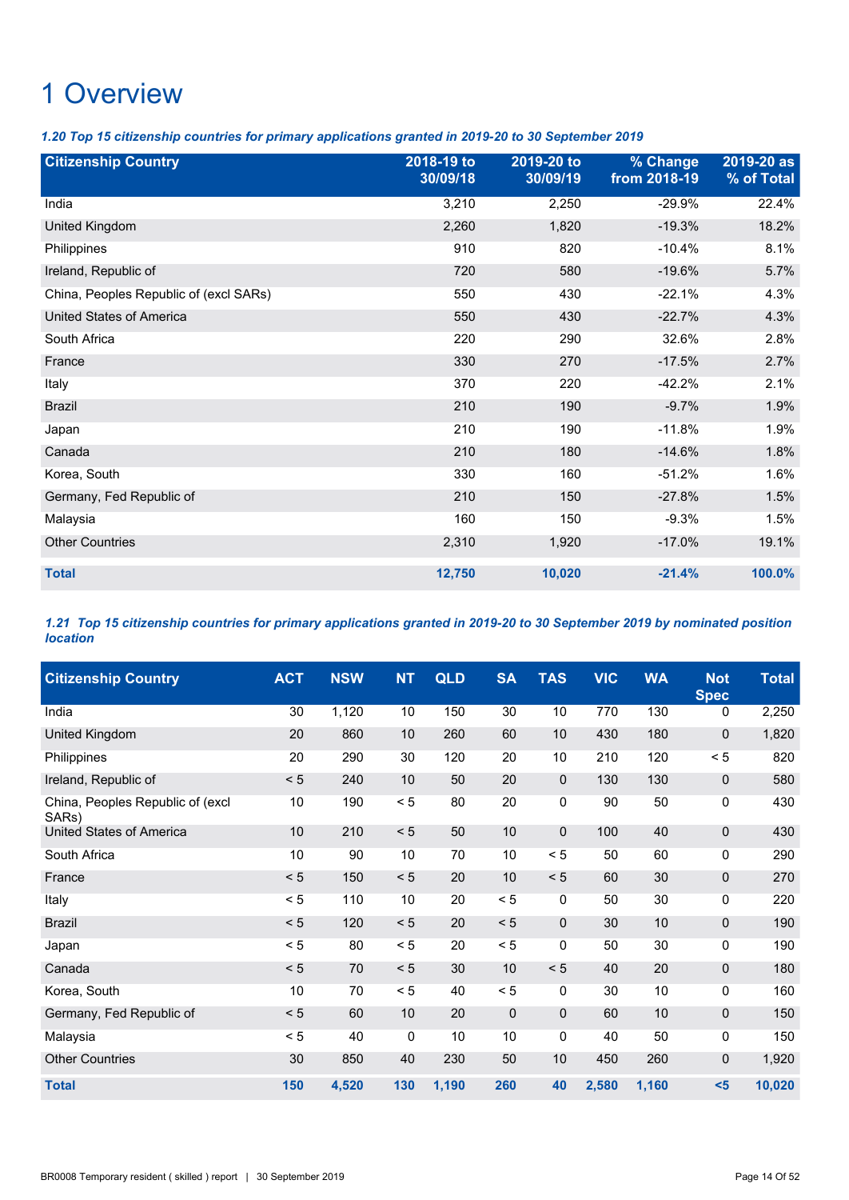# 1 Overview

***1.20 Top 15 citizenship countries for primary applications granted in 2019-20 to 30 September 2019***

| Citizenship Country | 2018-19 to 30/09/18 | 2019-20 to 30/09/19 | % Change from 2018-19 | 2019-20 as % of Total |
|---|---|---|---|---|
| India | 3,210 | 2,250 | -29.9% | 22.4% |
| United Kingdom | 2,260 | 1,820 | -19.3% | 18.2% |
| Philippines | 910 | 820 | -10.4% | 8.1% |
| Ireland, Republic of | 720 | 580 | -19.6% | 5.7% |
| China, Peoples Republic of (excl SARs) | 550 | 430 | -22.1% | 4.3% |
| United States of America | 550 | 430 | -22.7% | 4.3% |
| South Africa | 220 | 290 | 32.6% | 2.8% |
| France | 330 | 270 | -17.5% | 2.7% |
| Italy | 370 | 220 | -42.2% | 2.1% |
| Brazil | 210 | 190 | -9.7% | 1.9% |
| Japan | 210 | 190 | -11.8% | 1.9% |
| Canada | 210 | 180 | -14.6% | 1.8% |
| Korea, South | 330 | 160 | -51.2% | 1.6% |
| Germany, Fed Republic of | 210 | 150 | -27.8% | 1.5% |
| Malaysia | 160 | 150 | -9.3% | 1.5% |
| Other Countries | 2,310 | 1,920 | -17.0% | 19.1% |
| **Total** | **12,750** | **10,020** | **-21.4%** | **100.0%** |

***1.21 Top 15 citizenship countries for primary applications granted in 2019-20 to 30 September 2019 by nominated position location***

| Citizenship Country | ACT | NSW | NT | QLD | SA | TAS | VIC | WA | Not Spec | Total |
|---|---|---|---|---|---|---|---|---|---|---|
| India | 30 | 1,120 | 10 | 150 | 30 | 10 | 770 | 130 | 0 | 2,250 |
| United Kingdom | 20 | 860 | 10 | 260 | 60 | 10 | 430 | 180 | 0 | 1,820 |
| Philippines | 20 | 290 | 30 | 120 | 20 | 10 | 210 | 120 | < 5 | 820 |
| Ireland, Republic of | < 5 | 240 | 10 | 50 | 20 | 0 | 130 | 130 | 0 | 580 |
| China, Peoples Republic of (excl SARs) | 10 | 190 | < 5 | 80 | 20 | 0 | 90 | 50 | 0 | 430 |
| United States of America | 10 | 210 | < 5 | 50 | 10 | 0 | 100 | 40 | 0 | 430 |
| South Africa | 10 | 90 | 10 | 70 | 10 | < 5 | 50 | 60 | 0 | 290 |
| France | < 5 | 150 | < 5 | 20 | 10 | < 5 | 60 | 30 | 0 | 270 |
| Italy | < 5 | 110 | 10 | 20 | < 5 | 0 | 50 | 30 | 0 | 220 |
| Brazil | < 5 | 120 | < 5 | 20 | < 5 | 0 | 30 | 10 | 0 | 190 |
| Japan | < 5 | 80 | < 5 | 20 | < 5 | 0 | 50 | 30 | 0 | 190 |
| Canada | < 5 | 70 | < 5 | 30 | 10 | < 5 | 40 | 20 | 0 | 180 |
| Korea, South | 10 | 70 | < 5 | 40 | < 5 | 0 | 30 | 10 | 0 | 160 |
| Germany, Fed Republic of | < 5 | 60 | 10 | 20 | 0 | 0 | 60 | 10 | 0 | 150 |
| Malaysia | < 5 | 40 | 0 | 10 | 10 | 0 | 40 | 50 | 0 | 150 |
| Other Countries | 30 | 850 | 40 | 230 | 50 | 10 | 450 | 260 | 0 | 1,920 |
| **Total** | **150** | **4,520** | **130** | **1,190** | **260** | **40** | **2,580** | **1,160** | **<5** | **10,020** |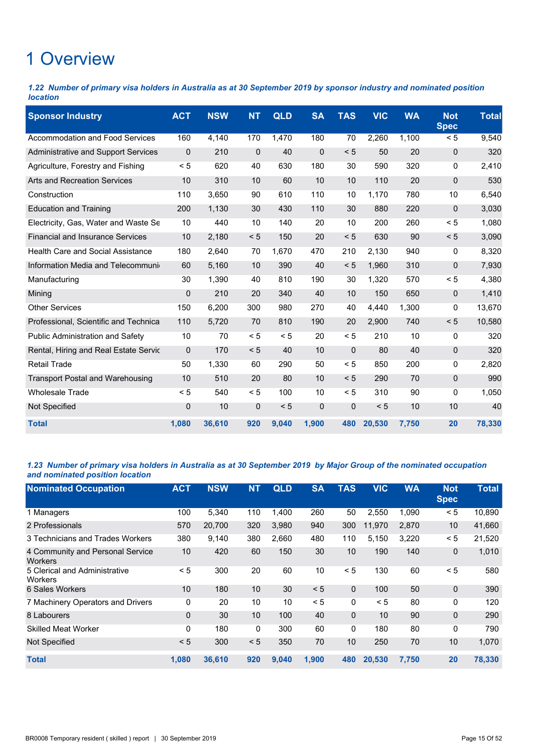# 1 Overview

***1.22 Number of primary visa holders in Australia as at 30 September 2019 by sponsor industry and nominated position location***

| Sponsor Industry | ACT | NSW | NT | QLD | SA | TAS | VIC | WA | Not Spec | Total |
|---|---|---|---|---|---|---|---|---|---|---|
| Accommodation and Food Services | 160 | 4,140 | 170 | 1,470 | 180 | 70 | 2,260 | 1,100 | < 5 | 9,540 |
| Administrative and Support Services | 0 | 210 | 0 | 40 | 0 | < 5 | 50 | 20 | 0 | 320 |
| Agriculture, Forestry and Fishing | < 5 | 620 | 40 | 630 | 180 | 30 | 590 | 320 | 0 | 2,410 |
| Arts and Recreation Services | 10 | 310 | 10 | 60 | 10 | 10 | 110 | 20 | 0 | 530 |
| Construction | 110 | 3,650 | 90 | 610 | 110 | 10 | 1,170 | 780 | 10 | 6,540 |
| Education and Training | 200 | 1,130 | 30 | 430 | 110 | 30 | 880 | 220 | 0 | 3,030 |
| Electricity, Gas, Water and Waste Se | 10 | 440 | 10 | 140 | 20 | 10 | 200 | 260 | < 5 | 1,080 |
| Financial and Insurance Services | 10 | 2,180 | < 5 | 150 | 20 | < 5 | 630 | 90 | < 5 | 3,090 |
| Health Care and Social Assistance | 180 | 2,640 | 70 | 1,670 | 470 | 210 | 2,130 | 940 | 0 | 8,320 |
| Information Media and Telecommuni | 60 | 5,160 | 10 | 390 | 40 | < 5 | 1,960 | 310 | 0 | 7,930 |
| Manufacturing | 30 | 1,390 | 40 | 810 | 190 | 30 | 1,320 | 570 | < 5 | 4,380 |
| Mining | 0 | 210 | 20 | 340 | 40 | 10 | 150 | 650 | 0 | 1,410 |
| Other Services | 150 | 6,200 | 300 | 980 | 270 | 40 | 4,440 | 1,300 | 0 | 13,670 |
| Professional, Scientific and Technica | 110 | 5,720 | 70 | 810 | 190 | 20 | 2,900 | 740 | < 5 | 10,580 |
| Public Administration and Safety | 10 | 70 | < 5 | < 5 | 20 | < 5 | 210 | 10 | 0 | 320 |
| Rental, Hiring and Real Estate Servic | 0 | 170 | < 5 | 40 | 10 | 0 | 80 | 40 | 0 | 320 |
| Retail Trade | 50 | 1,330 | 60 | 290 | 50 | < 5 | 850 | 200 | 0 | 2,820 |
| Transport Postal and Warehousing | 10 | 510 | 20 | 80 | 10 | < 5 | 290 | 70 | 0 | 990 |
| Wholesale Trade | < 5 | 540 | < 5 | 100 | 10 | < 5 | 310 | 90 | 0 | 1,050 |
| Not Specified | 0 | 10 | 0 | < 5 | 0 | 0 | < 5 | 10 | 10 | 40 |
| **Total** | **1,080** | **36,610** | **920** | **9,040** | **1,900** | **480** | **20,530** | **7,750** | **20** | **78,330** |

***1.23 Number of primary visa holders in Australia as at 30 September 2019 by Major Group of the nominated occupation and nominated position location***

| Nominated Occupation | ACT | NSW | NT | QLD | SA | TAS | VIC | WA | Not Spec | Total |
|---|---|---|---|---|---|---|---|---|---|---|
| 1 Managers | 100 | 5,340 | 110 | 1,400 | 260 | 50 | 2,550 | 1,090 | < 5 | 10,890 |
| 2 Professionals | 570 | 20,700 | 320 | 3,980 | 940 | 300 | 11,970 | 2,870 | 10 | 41,660 |
| 3 Technicians and Trades Workers | 380 | 9,140 | 380 | 2,660 | 480 | 110 | 5,150 | 3,220 | < 5 | 21,520 |
| 4 Community and Personal Service Workers | 10 | 420 | 60 | 150 | 30 | 10 | 190 | 140 | 0 | 1,010 |
| 5 Clerical and Administrative Workers | < 5 | 300 | 20 | 60 | 10 | < 5 | 130 | 60 | < 5 | 580 |
| 6 Sales Workers | 10 | 180 | 10 | 30 | < 5 | 0 | 100 | 50 | 0 | 390 |
| 7 Machinery Operators and Drivers | 0 | 20 | 10 | 10 | < 5 | 0 | < 5 | 80 | 0 | 120 |
| 8 Labourers | 0 | 30 | 10 | 100 | 40 | 0 | 10 | 90 | 0 | 290 |
| Skilled Meat Worker | 0 | 180 | 0 | 300 | 60 | 0 | 180 | 80 | 0 | 790 |
| Not Specified | < 5 | 300 | < 5 | 350 | 70 | 10 | 250 | 70 | 10 | 1,070 |
| **Total** | **1,080** | **36,610** | **920** | **9,040** | **1,900** | **480** | **20,530** | **7,750** | **20** | **78,330** |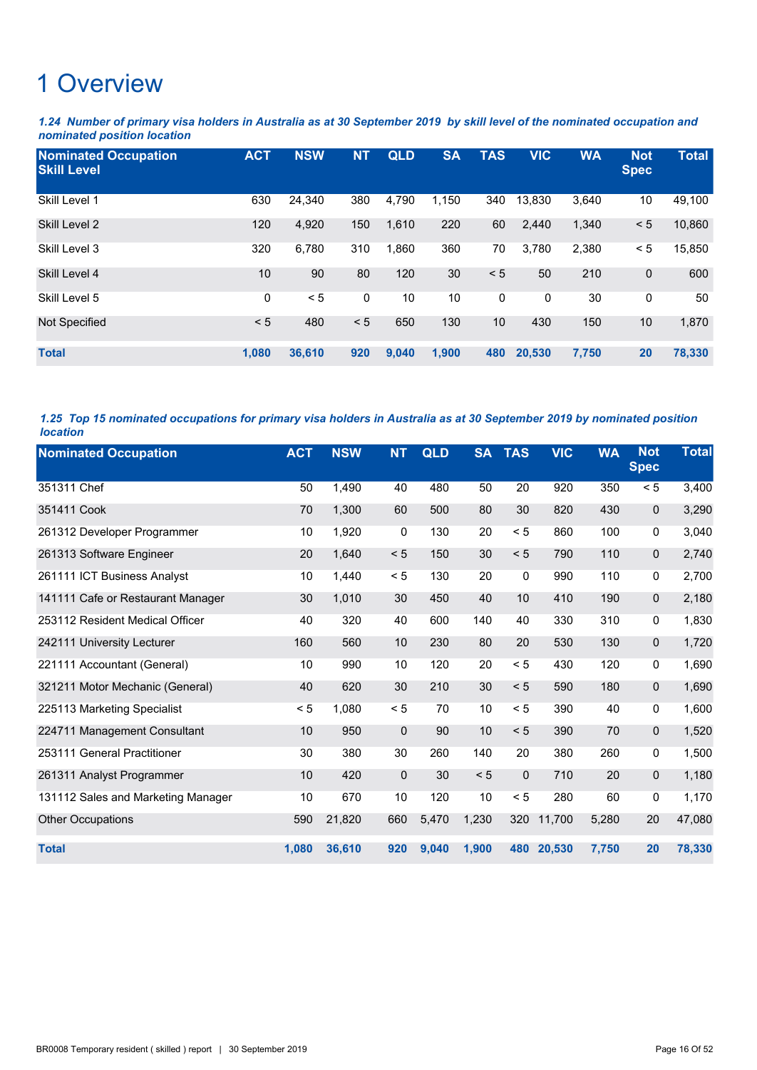# 1 Overview

***1.24 Number of primary visa holders in Australia as at 30 September 2019 by skill level of the nominated occupation and nominated position location***

| Nominated Occupation Skill Level | ACT | NSW | NT | QLD | SA | TAS | VIC | WA | Not Spec | Total |
|---|---|---|---|---|---|---|---|---|---|---|
| Skill Level 1 | 630 | 24,340 | 380 | 4,790 | 1,150 | 340 | 13,830 | 3,640 | 10 | 49,100 |
| Skill Level 2 | 120 | 4,920 | 150 | 1,610 | 220 | 60 | 2,440 | 1,340 | < 5 | 10,860 |
| Skill Level 3 | 320 | 6,780 | 310 | 1,860 | 360 | 70 | 3,780 | 2,380 | < 5 | 15,850 |
| Skill Level 4 | 10 | 90 | 80 | 120 | 30 | < 5 | 50 | 210 | 0 | 600 |
| Skill Level 5 | 0 | < 5 | 0 | 10 | 10 | 0 | 0 | 30 | 0 | 50 |
| Not Specified | < 5 | 480 | < 5 | 650 | 130 | 10 | 430 | 150 | 10 | 1,870 |
| **Total** | **1,080** | **36,610** | **920** | **9,040** | **1,900** | **480** | **20,530** | **7,750** | **20** | **78,330** |

***1.25 Top 15 nominated occupations for primary visa holders in Australia as at 30 September 2019 by nominated position location***

| Nominated Occupation | ACT | NSW | NT | QLD | SA | TAS | VIC | WA | Not Spec | Total |
|---|---|---|---|---|---|---|---|---|---|---|
| 351311 Chef | 50 | 1,490 | 40 | 480 | 50 | 20 | 920 | 350 | < 5 | 3,400 |
| 351411 Cook | 70 | 1,300 | 60 | 500 | 80 | 30 | 820 | 430 | 0 | 3,290 |
| 261312 Developer Programmer | 10 | 1,920 | 0 | 130 | 20 | < 5 | 860 | 100 | 0 | 3,040 |
| 261313 Software Engineer | 20 | 1,640 | < 5 | 150 | 30 | < 5 | 790 | 110 | 0 | 2,740 |
| 261111 ICT Business Analyst | 10 | 1,440 | < 5 | 130 | 20 | 0 | 990 | 110 | 0 | 2,700 |
| 141111 Cafe or Restaurant Manager | 30 | 1,010 | 30 | 450 | 40 | 10 | 410 | 190 | 0 | 2,180 |
| 253112 Resident Medical Officer | 40 | 320 | 40 | 600 | 140 | 40 | 330 | 310 | 0 | 1,830 |
| 242111 University Lecturer | 160 | 560 | 10 | 230 | 80 | 20 | 530 | 130 | 0 | 1,720 |
| 221111 Accountant (General) | 10 | 990 | 10 | 120 | 20 | < 5 | 430 | 120 | 0 | 1,690 |
| 321211 Motor Mechanic (General) | 40 | 620 | 30 | 210 | 30 | < 5 | 590 | 180 | 0 | 1,690 |
| 225113 Marketing Specialist | < 5 | 1,080 | < 5 | 70 | 10 | < 5 | 390 | 40 | 0 | 1,600 |
| 224711 Management Consultant | 10 | 950 | 0 | 90 | 10 | < 5 | 390 | 70 | 0 | 1,520 |
| 253111 General Practitioner | 30 | 380 | 30 | 260 | 140 | 20 | 380 | 260 | 0 | 1,500 |
| 261311 Analyst Programmer | 10 | 420 | 0 | 30 | < 5 | 0 | 710 | 20 | 0 | 1,180 |
| 131112 Sales and Marketing Manager | 10 | 670 | 10 | 120 | 10 | < 5 | 280 | 60 | 0 | 1,170 |
| Other Occupations | 590 | 21,820 | 660 | 5,470 | 1,230 | 320 | 11,700 | 5,280 | 20 | 47,080 |
| **Total** | **1,080** | **36,610** | **920** | **9,040** | **1,900** | **480** | **20,530** | **7,750** | **20** | **78,330** |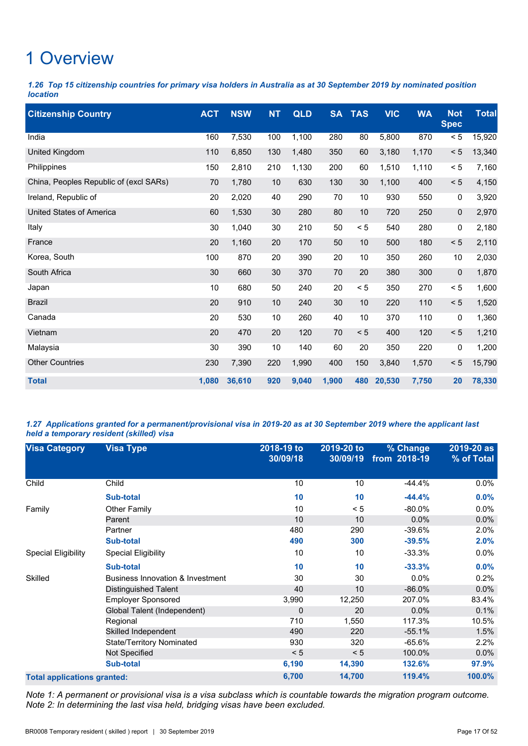# 1 Overview

***1.26 Top 15 citizenship countries for primary visa holders in Australia as at 30 September 2019 by nominated position location***

| Citizenship Country | ACT | NSW | NT | QLD | SA | TAS | VIC | WA | Not Spec | Total |
|---|---|---|---|---|---|---|---|---|---|---|
| India | 160 | 7,530 | 100 | 1,100 | 280 | 80 | 5,800 | 870 | < 5 | 15,920 |
| United Kingdom | 110 | 6,850 | 130 | 1,480 | 350 | 60 | 3,180 | 1,170 | < 5 | 13,340 |
| Philippines | 150 | 2,810 | 210 | 1,130 | 200 | 60 | 1,510 | 1,110 | < 5 | 7,160 |
| China, Peoples Republic of (excl SARs) | 70 | 1,780 | 10 | 630 | 130 | 30 | 1,100 | 400 | < 5 | 4,150 |
| Ireland, Republic of | 20 | 2,020 | 40 | 290 | 70 | 10 | 930 | 550 | 0 | 3,920 |
| United States of America | 60 | 1,530 | 30 | 280 | 80 | 10 | 720 | 250 | 0 | 2,970 |
| Italy | 30 | 1,040 | 30 | 210 | 50 | < 5 | 540 | 280 | 0 | 2,180 |
| France | 20 | 1,160 | 20 | 170 | 50 | 10 | 500 | 180 | < 5 | 2,110 |
| Korea, South | 100 | 870 | 20 | 390 | 20 | 10 | 350 | 260 | 10 | 2,030 |
| South Africa | 30 | 660 | 30 | 370 | 70 | 20 | 380 | 300 | 0 | 1,870 |
| Japan | 10 | 680 | 50 | 240 | 20 | < 5 | 350 | 270 | < 5 | 1,600 |
| Brazil | 20 | 910 | 10 | 240 | 30 | 10 | 220 | 110 | < 5 | 1,520 |
| Canada | 20 | 530 | 10 | 260 | 40 | 10 | 370 | 110 | 0 | 1,360 |
| Vietnam | 20 | 470 | 20 | 120 | 70 | < 5 | 400 | 120 | < 5 | 1,210 |
| Malaysia | 30 | 390 | 10 | 140 | 60 | 20 | 350 | 220 | 0 | 1,200 |
| Other Countries | 230 | 7,390 | 220 | 1,990 | 400 | 150 | 3,840 | 1,570 | < 5 | 15,790 |
| **Total** | **1,080** | **36,610** | **920** | **9,040** | **1,900** | **480** | **20,530** | **7,750** | **20** | **78,330** |

***1.27 Applications granted for a permanent/provisional visa in 2019-20 as at 30 September 2019 where the applicant last held a temporary resident (skilled) visa***

| Visa Category | Visa Type | 2018-19 to 30/09/18 | 2019-20 to 30/09/19 | % Change from 2018-19 | 2019-20 as % of Total |
|---|---|---|---|---|---|
| Child | Child | 10 | 10 | -44.4% | 0.0% |
| | **Sub-total** | **10** | **10** | **-44.4%** | **0.0%** |
| Family | Other Family | 10 | < 5 | -80.0% | 0.0% |
| | Parent | 10 | 10 | 0.0% | 0.0% |
| | Partner | 480 | 290 | -39.6% | 2.0% |
| | **Sub-total** | **490** | **300** | **-39.5%** | **2.0%** |
| Special Eligibility | Special Eligibility | 10 | 10 | -33.3% | 0.0% |
| | **Sub-total** | **10** | **10** | **-33.3%** | **0.0%** |
| Skilled | Business Innovation & Investment | 30 | 30 | 0.0% | 0.2% |
| | Distinguished Talent | 40 | 10 | -86.0% | 0.0% |
| | Employer Sponsored | 3,990 | 12,250 | 207.0% | 83.4% |
| | Global Talent (Independent) | 0 | 20 | 0.0% | 0.1% |
| | Regional | 710 | 1,550 | 117.3% | 10.5% |
| | Skilled Independent | 490 | 220 | -55.1% | 1.5% |
| | State/Territory Nominated | 930 | 320 | -65.6% | 2.2% |
| | Not Specified | < 5 | < 5 | 100.0% | 0.0% |
| | **Sub-total** | **6,190** | **14,390** | **132.6%** | **97.9%** |
| **Total applications granted:** | | **6,700** | **14,700** | **119.4%** | **100.0%** |

*Note 1: A permanent or provisional visa is a visa subclass which is countable towards the migration program outcome.*
*Note 2: In determining the last visa held, bridging visas have been excluded.*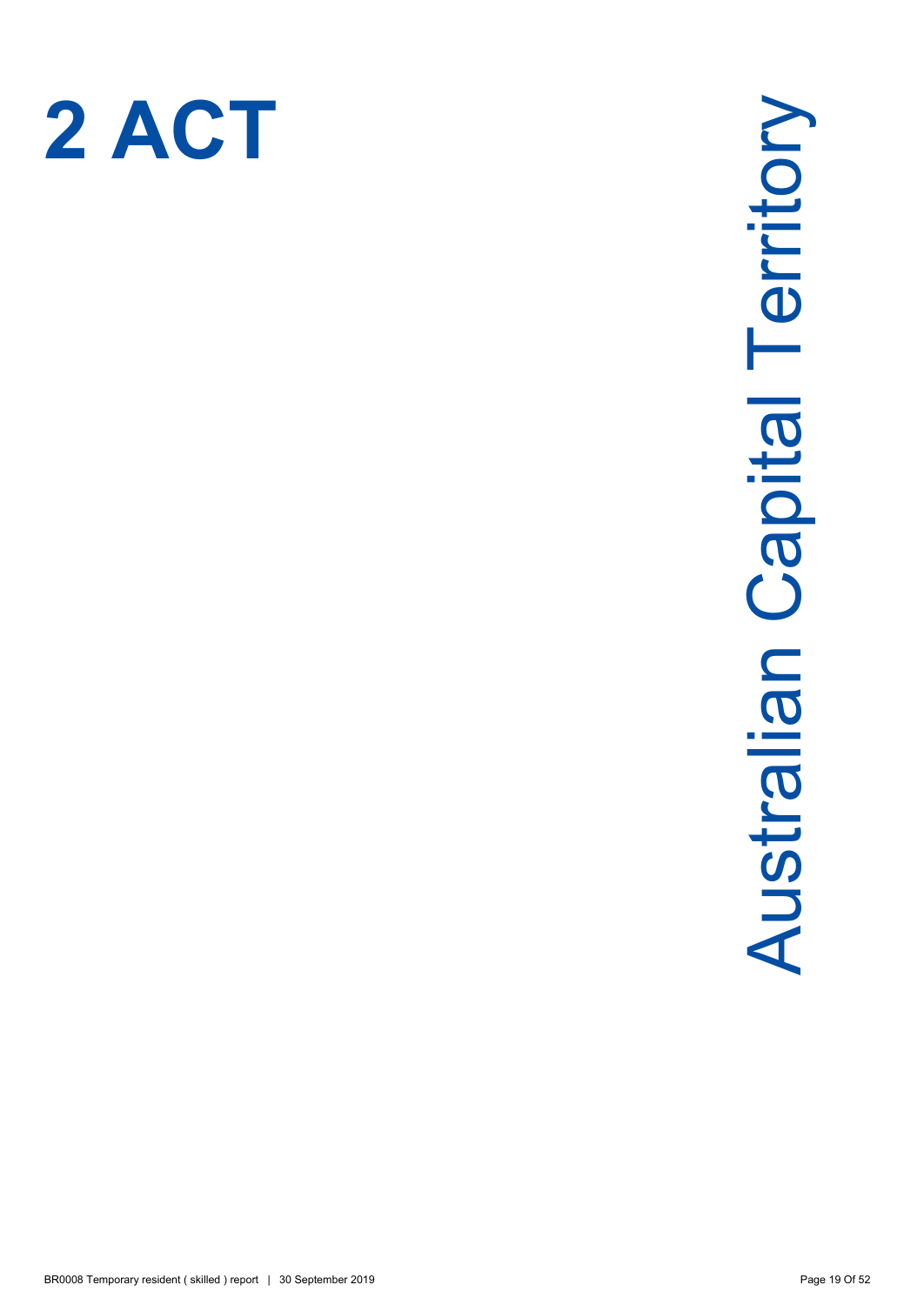# 2 ACT

Australian Capital Territory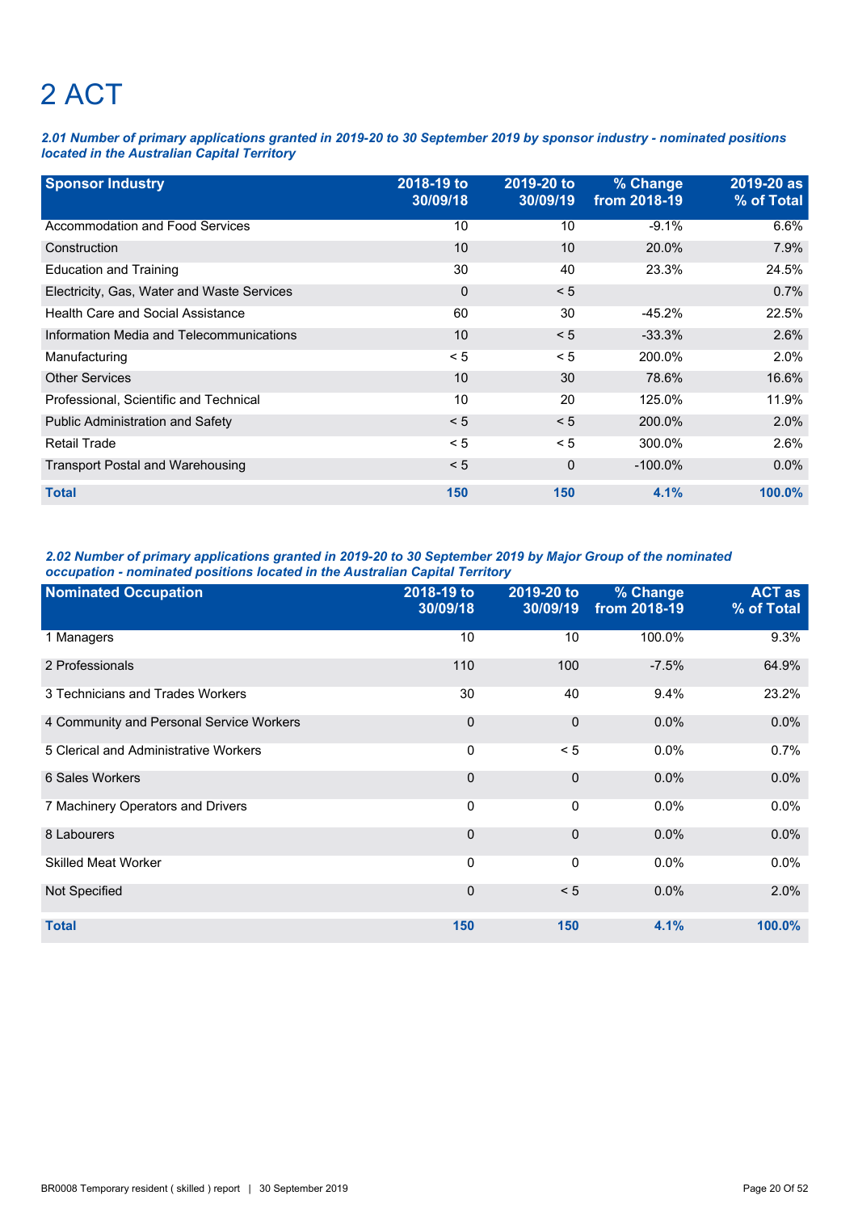# 2 ACT

***2.01 Number of primary applications granted in 2019-20 to 30 September 2019 by sponsor industry - nominated positions located in the Australian Capital Territory***

| Sponsor Industry | 2018-19 to 30/09/18 | 2019-20 to 30/09/19 | % Change from 2018-19 | 2019-20 as % of Total |
|---|---|---|---|---|
| Accommodation and Food Services | 10 | 10 | -9.1% | 6.6% |
| Construction | 10 | 10 | 20.0% | 7.9% |
| Education and Training | 30 | 40 | 23.3% | 24.5% |
| Electricity, Gas, Water and Waste Services | 0 | < 5 | | 0.7% |
| Health Care and Social Assistance | 60 | 30 | -45.2% | 22.5% |
| Information Media and Telecommunications | 10 | < 5 | -33.3% | 2.6% |
| Manufacturing | < 5 | < 5 | 200.0% | 2.0% |
| Other Services | 10 | 30 | 78.6% | 16.6% |
| Professional, Scientific and Technical | 10 | 20 | 125.0% | 11.9% |
| Public Administration and Safety | < 5 | < 5 | 200.0% | 2.0% |
| Retail Trade | < 5 | < 5 | 300.0% | 2.6% |
| Transport Postal and Warehousing | < 5 | 0 | -100.0% | 0.0% |
| **Total** | **150** | **150** | **4.1%** | **100.0%** |

***2.02 Number of primary applications granted in 2019-20 to 30 September 2019 by Major Group of the nominated occupation - nominated positions located in the Australian Capital Territory***

| Nominated Occupation | 2018-19 to 30/09/18 | 2019-20 to 30/09/19 | % Change from 2018-19 | ACT as % of Total |
|---|---|---|---|---|
| 1 Managers | 10 | 10 | 100.0% | 9.3% |
| 2 Professionals | 110 | 100 | -7.5% | 64.9% |
| 3 Technicians and Trades Workers | 30 | 40 | 9.4% | 23.2% |
| 4 Community and Personal Service Workers | 0 | 0 | 0.0% | 0.0% |
| 5 Clerical and Administrative Workers | 0 | < 5 | 0.0% | 0.7% |
| 6 Sales Workers | 0 | 0 | 0.0% | 0.0% |
| 7 Machinery Operators and Drivers | 0 | 0 | 0.0% | 0.0% |
| 8 Labourers | 0 | 0 | 0.0% | 0.0% |
| Skilled Meat Worker | 0 | 0 | 0.0% | 0.0% |
| Not Specified | 0 | < 5 | 0.0% | 2.0% |
| **Total** | **150** | **150** | **4.1%** | **100.0%** |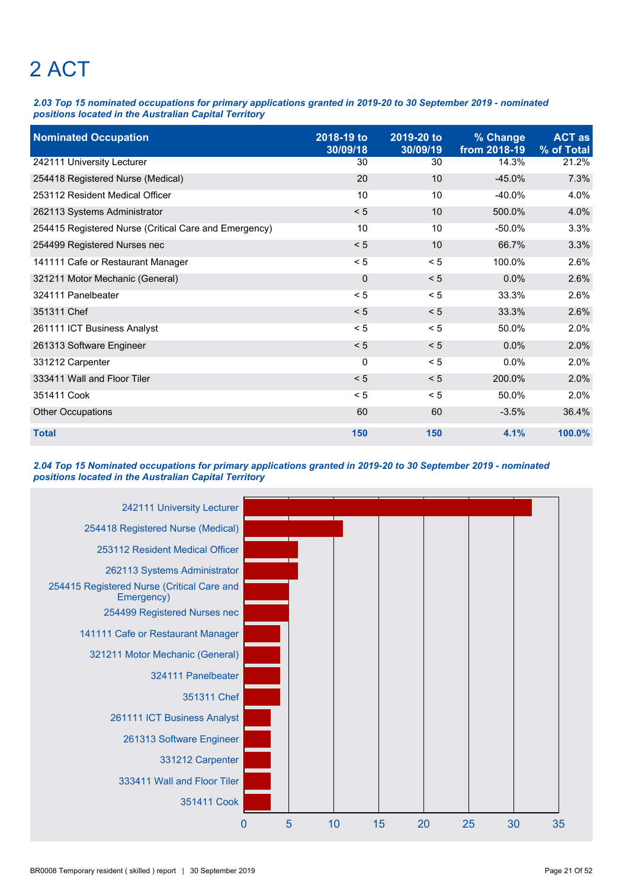# 2 ACT

***2.03 Top 15 nominated occupations for primary applications granted in 2019-20 to 30 September 2019 - nominated positions located in the Australian Capital Territory***

| Nominated Occupation | 2018-19 to 30/09/18 | 2019-20 to 30/09/19 | % Change from 2018-19 | ACT as % of Total |
|---|---|---|---|---|
| 242111 University Lecturer | 30 | 30 | 14.3% | 21.2% |
| 254418 Registered Nurse (Medical) | 20 | 10 | -45.0% | 7.3% |
| 253112 Resident Medical Officer | 10 | 10 | -40.0% | 4.0% |
| 262113 Systems Administrator | < 5 | 10 | 500.0% | 4.0% |
| 254415 Registered Nurse (Critical Care and Emergency) | 10 | 10 | -50.0% | 3.3% |
| 254499 Registered Nurses nec | < 5 | 10 | 66.7% | 3.3% |
| 141111 Cafe or Restaurant Manager | < 5 | < 5 | 100.0% | 2.6% |
| 321211 Motor Mechanic (General) | 0 | < 5 | 0.0% | 2.6% |
| 324111 Panelbeater | < 5 | < 5 | 33.3% | 2.6% |
| 351311 Chef | < 5 | < 5 | 33.3% | 2.6% |
| 261111 ICT Business Analyst | < 5 | < 5 | 50.0% | 2.0% |
| 261313 Software Engineer | < 5 | < 5 | 0.0% | 2.0% |
| 331212 Carpenter | 0 | < 5 | 0.0% | 2.0% |
| 333411 Wall and Floor Tiler | < 5 | < 5 | 200.0% | 2.0% |
| 351411 Cook | < 5 | < 5 | 50.0% | 2.0% |
| Other Occupations | 60 | 60 | -3.5% | 36.4% |
| **Total** | **150** | **150** | **4.1%** | **100.0%** |

***2.04 Top 15 Nominated occupations for primary applications granted in 2019-20 to 30 September 2019 - nominated positions located in the Australian Capital Territory***

| Nominated Occupation | Approx. value |
|---|---|
| 242111 University Lecturer | 32 |
| 254418 Registered Nurse (Medical) | 11 |
| 253112 Resident Medical Officer | 6 |
| 262113 Systems Administrator | 6 |
| 254415 Registered Nurse (Critical Care and Emergency) | 5 |
| 254499 Registered Nurses nec | 5 |
| 141111 Cafe or Restaurant Manager | 4 |
| 321211 Motor Mechanic (General) | 4 |
| 324111 Panelbeater | 4 |
| 351311 Chef | 4 |
| 261111 ICT Business Analyst | 3 |
| 261313 Software Engineer | 3 |
| 331212 Carpenter | 3 |
| 333411 Wall and Floor Tiler | 3 |
| 351411 Cook | 3 |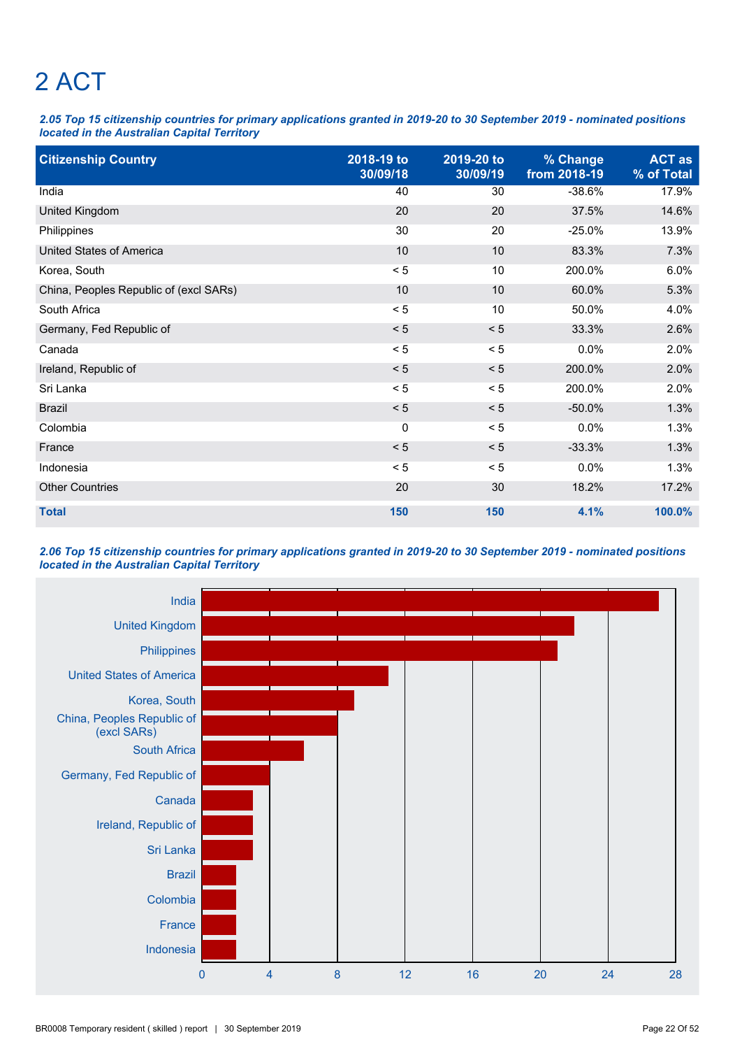# 2 ACT

***2.05 Top 15 citizenship countries for primary applications granted in 2019-20 to 30 September 2019 - nominated positions located in the Australian Capital Territory***

| Citizenship Country | 2018-19 to 30/09/18 | 2019-20 to 30/09/19 | % Change from 2018-19 | ACT as % of Total |
|---|---|---|---|---|
| India | 40 | 30 | -38.6% | 17.9% |
| United Kingdom | 20 | 20 | 37.5% | 14.6% |
| Philippines | 30 | 20 | -25.0% | 13.9% |
| United States of America | 10 | 10 | 83.3% | 7.3% |
| Korea, South | < 5 | 10 | 200.0% | 6.0% |
| China, Peoples Republic of (excl SARs) | 10 | 10 | 60.0% | 5.3% |
| South Africa | < 5 | 10 | 50.0% | 4.0% |
| Germany, Fed Republic of | < 5 | < 5 | 33.3% | 2.6% |
| Canada | < 5 | < 5 | 0.0% | 2.0% |
| Ireland, Republic of | < 5 | < 5 | 200.0% | 2.0% |
| Sri Lanka | < 5 | < 5 | 200.0% | 2.0% |
| Brazil | < 5 | < 5 | -50.0% | 1.3% |
| Colombia | 0 | < 5 | 0.0% | 1.3% |
| France | < 5 | < 5 | -33.3% | 1.3% |
| Indonesia | < 5 | < 5 | 0.0% | 1.3% |
| Other Countries | 20 | 30 | 18.2% | 17.2% |
| **Total** | **150** | **150** | **4.1%** | **100.0%** |

***2.06 Top 15 citizenship countries for primary applications granted in 2019-20 to 30 September 2019 - nominated positions located in the Australian Capital Territory***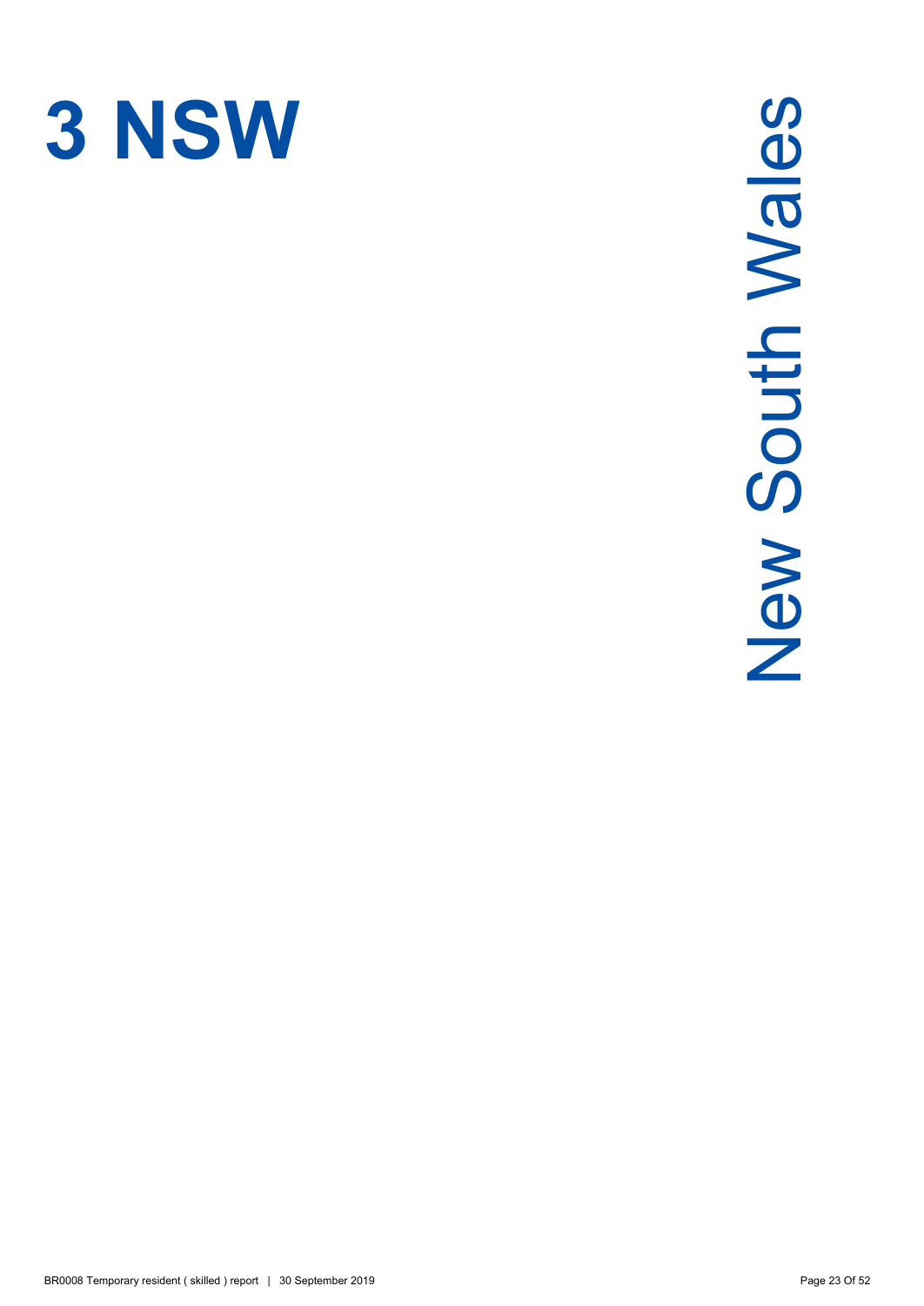# 3 NSW

New South Wales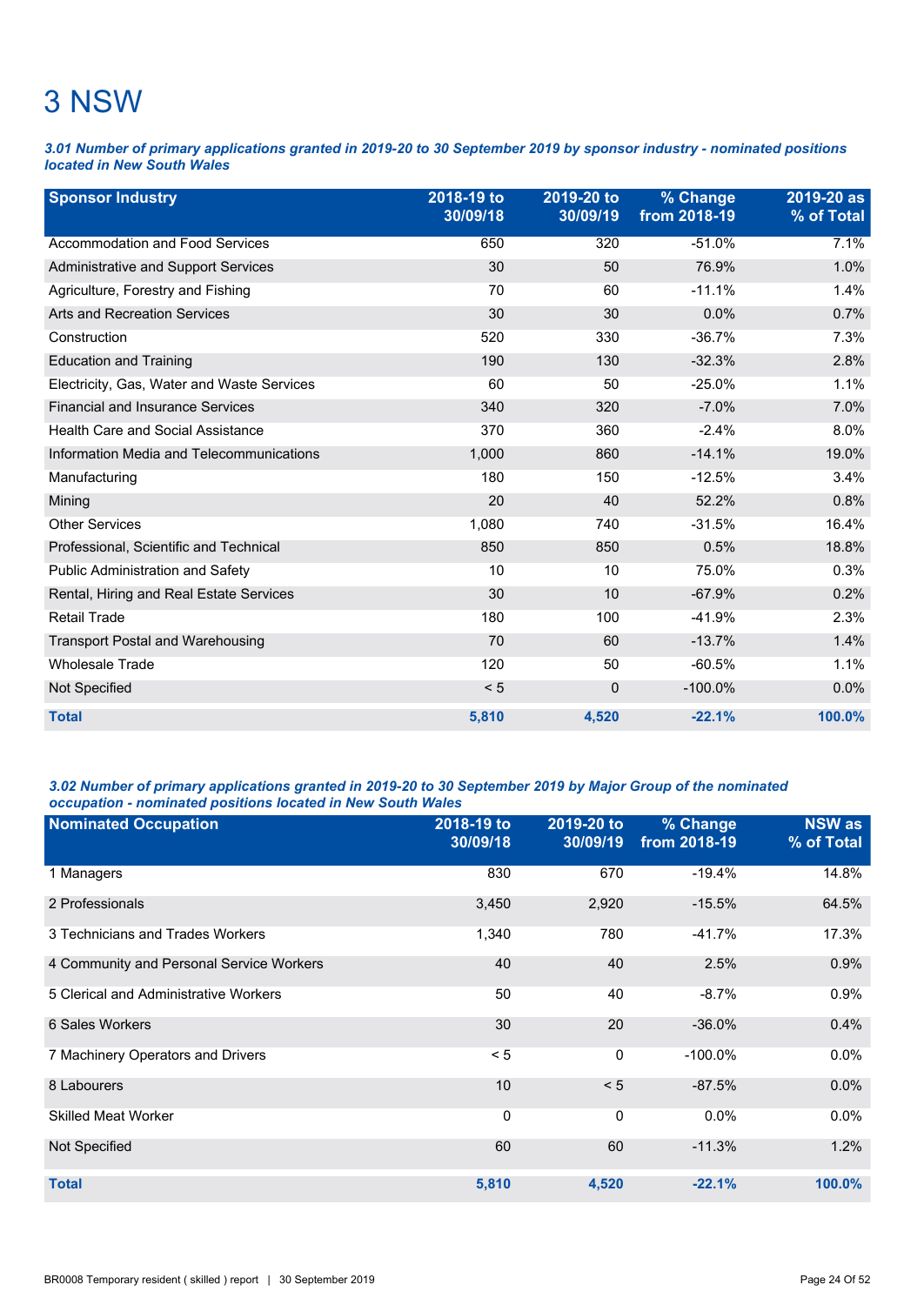# 3 NSW

***3.01 Number of primary applications granted in 2019-20 to 30 September 2019 by sponsor industry - nominated positions located in New South Wales***

| Sponsor Industry | 2018-19 to 30/09/18 | 2019-20 to 30/09/19 | % Change from 2018-19 | 2019-20 as % of Total |
|---|---|---|---|---|
| Accommodation and Food Services | 650 | 320 | -51.0% | 7.1% |
| Administrative and Support Services | 30 | 50 | 76.9% | 1.0% |
| Agriculture, Forestry and Fishing | 70 | 60 | -11.1% | 1.4% |
| Arts and Recreation Services | 30 | 30 | 0.0% | 0.7% |
| Construction | 520 | 330 | -36.7% | 7.3% |
| Education and Training | 190 | 130 | -32.3% | 2.8% |
| Electricity, Gas, Water and Waste Services | 60 | 50 | -25.0% | 1.1% |
| Financial and Insurance Services | 340 | 320 | -7.0% | 7.0% |
| Health Care and Social Assistance | 370 | 360 | -2.4% | 8.0% |
| Information Media and Telecommunications | 1,000 | 860 | -14.1% | 19.0% |
| Manufacturing | 180 | 150 | -12.5% | 3.4% |
| Mining | 20 | 40 | 52.2% | 0.8% |
| Other Services | 1,080 | 740 | -31.5% | 16.4% |
| Professional, Scientific and Technical | 850 | 850 | 0.5% | 18.8% |
| Public Administration and Safety | 10 | 10 | 75.0% | 0.3% |
| Rental, Hiring and Real Estate Services | 30 | 10 | -67.9% | 0.2% |
| Retail Trade | 180 | 100 | -41.9% | 2.3% |
| Transport Postal and Warehousing | 70 | 60 | -13.7% | 1.4% |
| Wholesale Trade | 120 | 50 | -60.5% | 1.1% |
| Not Specified | < 5 | 0 | -100.0% | 0.0% |
| **Total** | **5,810** | **4,520** | **-22.1%** | **100.0%** |

***3.02 Number of primary applications granted in 2019-20 to 30 September 2019 by Major Group of the nominated occupation - nominated positions located in New South Wales***

| Nominated Occupation | 2018-19 to 30/09/18 | 2019-20 to 30/09/19 | % Change from 2018-19 | NSW as % of Total |
|---|---|---|---|---|
| 1 Managers | 830 | 670 | -19.4% | 14.8% |
| 2 Professionals | 3,450 | 2,920 | -15.5% | 64.5% |
| 3 Technicians and Trades Workers | 1,340 | 780 | -41.7% | 17.3% |
| 4 Community and Personal Service Workers | 40 | 40 | 2.5% | 0.9% |
| 5 Clerical and Administrative Workers | 50 | 40 | -8.7% | 0.9% |
| 6 Sales Workers | 30 | 20 | -36.0% | 0.4% |
| 7 Machinery Operators and Drivers | < 5 | 0 | -100.0% | 0.0% |
| 8 Labourers | 10 | < 5 | -87.5% | 0.0% |
| Skilled Meat Worker | 0 | 0 | 0.0% | 0.0% |
| Not Specified | 60 | 60 | -11.3% | 1.2% |
| **Total** | **5,810** | **4,520** | **-22.1%** | **100.0%** |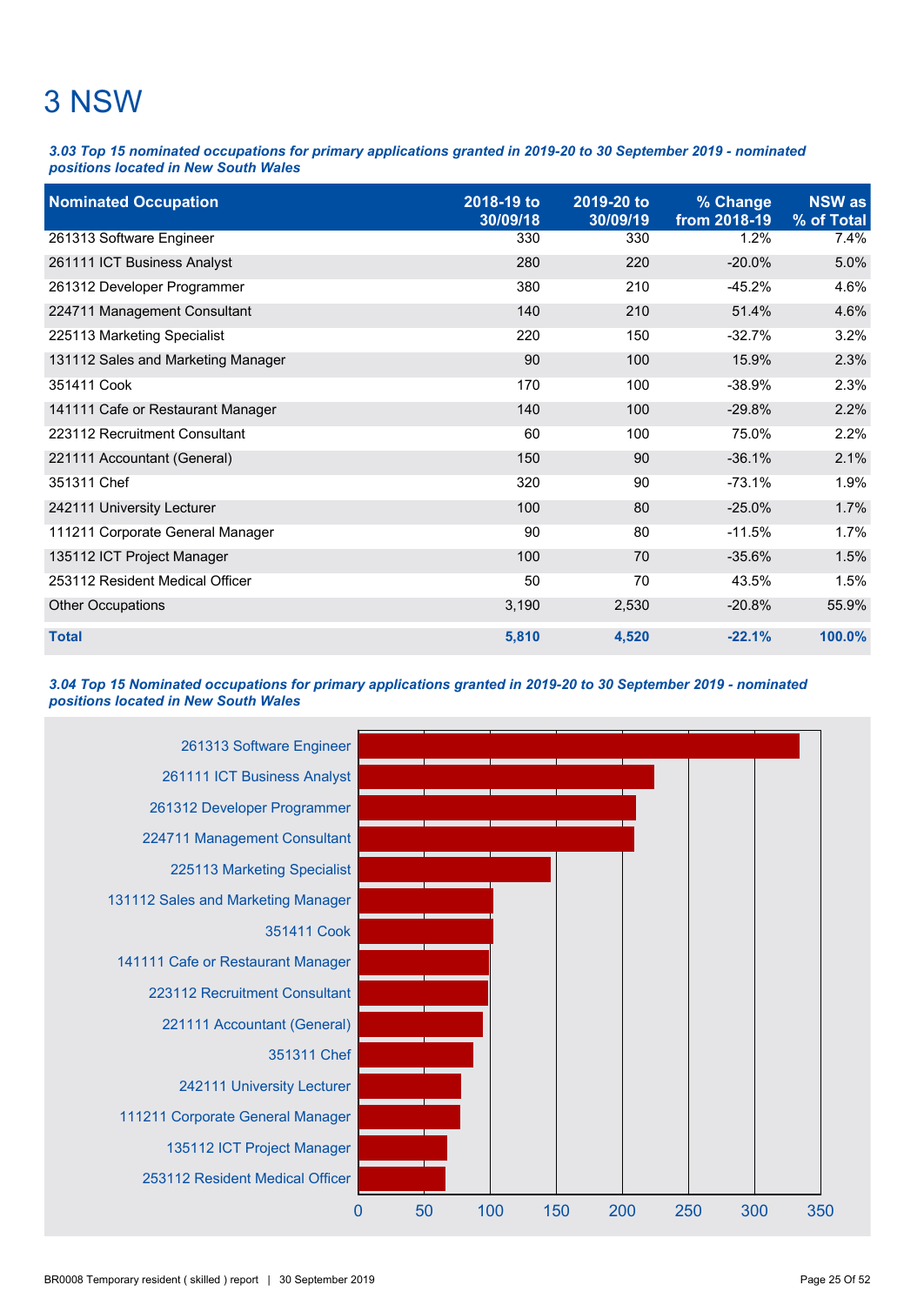# 3 NSW

***3.03 Top 15 nominated occupations for primary applications granted in 2019-20 to 30 September 2019 - nominated positions located in New South Wales***

| Nominated Occupation | 2018-19 to 30/09/18 | 2019-20 to 30/09/19 | % Change from 2018-19 | NSW as % of Total |
|---|---|---|---|---|
| 261313 Software Engineer | 330 | 330 | 1.2% | 7.4% |
| 261111 ICT Business Analyst | 280 | 220 | -20.0% | 5.0% |
| 261312 Developer Programmer | 380 | 210 | -45.2% | 4.6% |
| 224711 Management Consultant | 140 | 210 | 51.4% | 4.6% |
| 225113 Marketing Specialist | 220 | 150 | -32.7% | 3.2% |
| 131112 Sales and Marketing Manager | 90 | 100 | 15.9% | 2.3% |
| 351411 Cook | 170 | 100 | -38.9% | 2.3% |
| 141111 Cafe or Restaurant Manager | 140 | 100 | -29.8% | 2.2% |
| 223112 Recruitment Consultant | 60 | 100 | 75.0% | 2.2% |
| 221111 Accountant (General) | 150 | 90 | -36.1% | 2.1% |
| 351311 Chef | 320 | 90 | -73.1% | 1.9% |
| 242111 University Lecturer | 100 | 80 | -25.0% | 1.7% |
| 111211 Corporate General Manager | 90 | 80 | -11.5% | 1.7% |
| 135112 ICT Project Manager | 100 | 70 | -35.6% | 1.5% |
| 253112 Resident Medical Officer | 50 | 70 | 43.5% | 1.5% |
| Other Occupations | 3,190 | 2,530 | -20.8% | 55.9% |
| **Total** | **5,810** | **4,520** | **-22.1%** | **100.0%** |

***3.04 Top 15 Nominated occupations for primary applications granted in 2019-20 to 30 September 2019 - nominated positions located in New South Wales***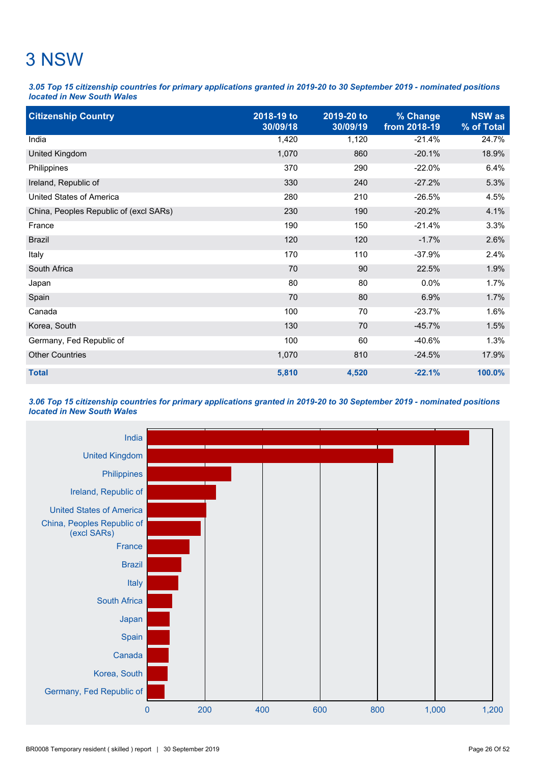# 3 NSW

***3.05 Top 15 citizenship countries for primary applications granted in 2019-20 to 30 September 2019 - nominated positions located in New South Wales***

| Citizenship Country | 2018-19 to 30/09/18 | 2019-20 to 30/09/19 | % Change from 2018-19 | NSW as % of Total |
|---|---|---|---|---|
| India | 1,420 | 1,120 | -21.4% | 24.7% |
| United Kingdom | 1,070 | 860 | -20.1% | 18.9% |
| Philippines | 370 | 290 | -22.0% | 6.4% |
| Ireland, Republic of | 330 | 240 | -27.2% | 5.3% |
| United States of America | 280 | 210 | -26.5% | 4.5% |
| China, Peoples Republic of (excl SARs) | 230 | 190 | -20.2% | 4.1% |
| France | 190 | 150 | -21.4% | 3.3% |
| Brazil | 120 | 120 | -1.7% | 2.6% |
| Italy | 170 | 110 | -37.9% | 2.4% |
| South Africa | 70 | 90 | 22.5% | 1.9% |
| Japan | 80 | 80 | 0.0% | 1.7% |
| Spain | 70 | 80 | 6.9% | 1.7% |
| Canada | 100 | 70 | -23.7% | 1.6% |
| Korea, South | 130 | 70 | -45.7% | 1.5% |
| Germany, Fed Republic of | 100 | 60 | -40.6% | 1.3% |
| Other Countries | 1,070 | 810 | -24.5% | 17.9% |
| **Total** | **5,810** | **4,520** | **-22.1%** | **100.0%** |

***3.06 Top 15 citizenship countries for primary applications granted in 2019-20 to 30 September 2019 - nominated positions located in New South Wales***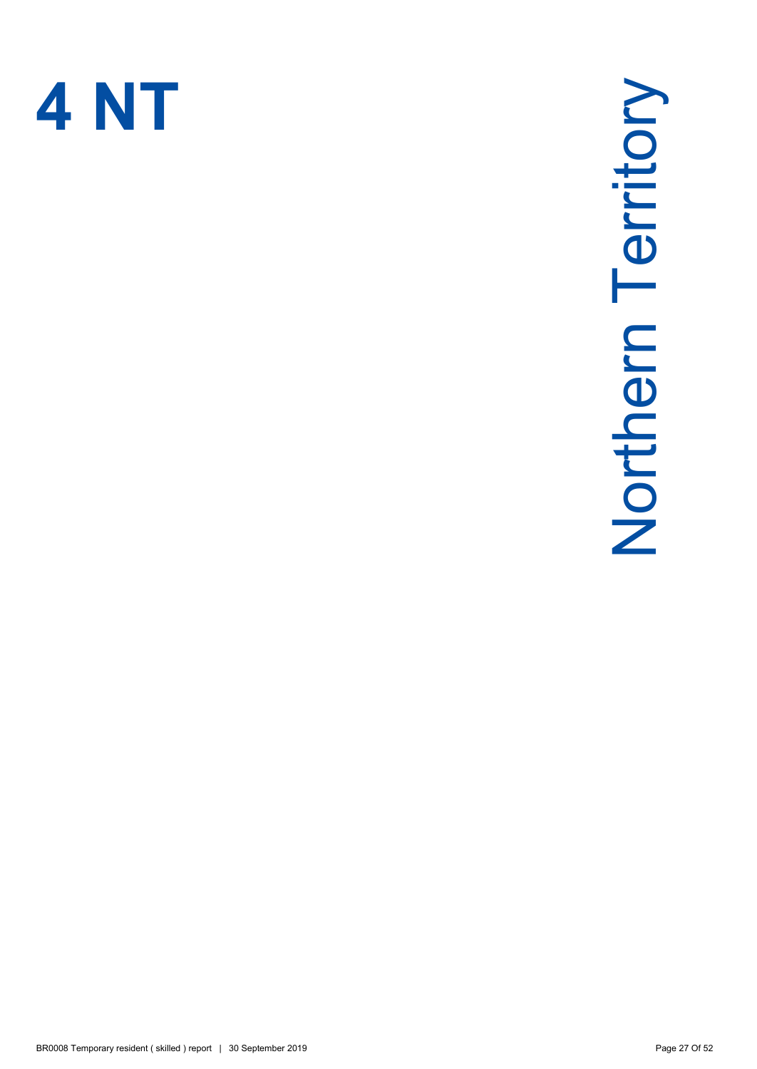# 4 NT

Northern Territory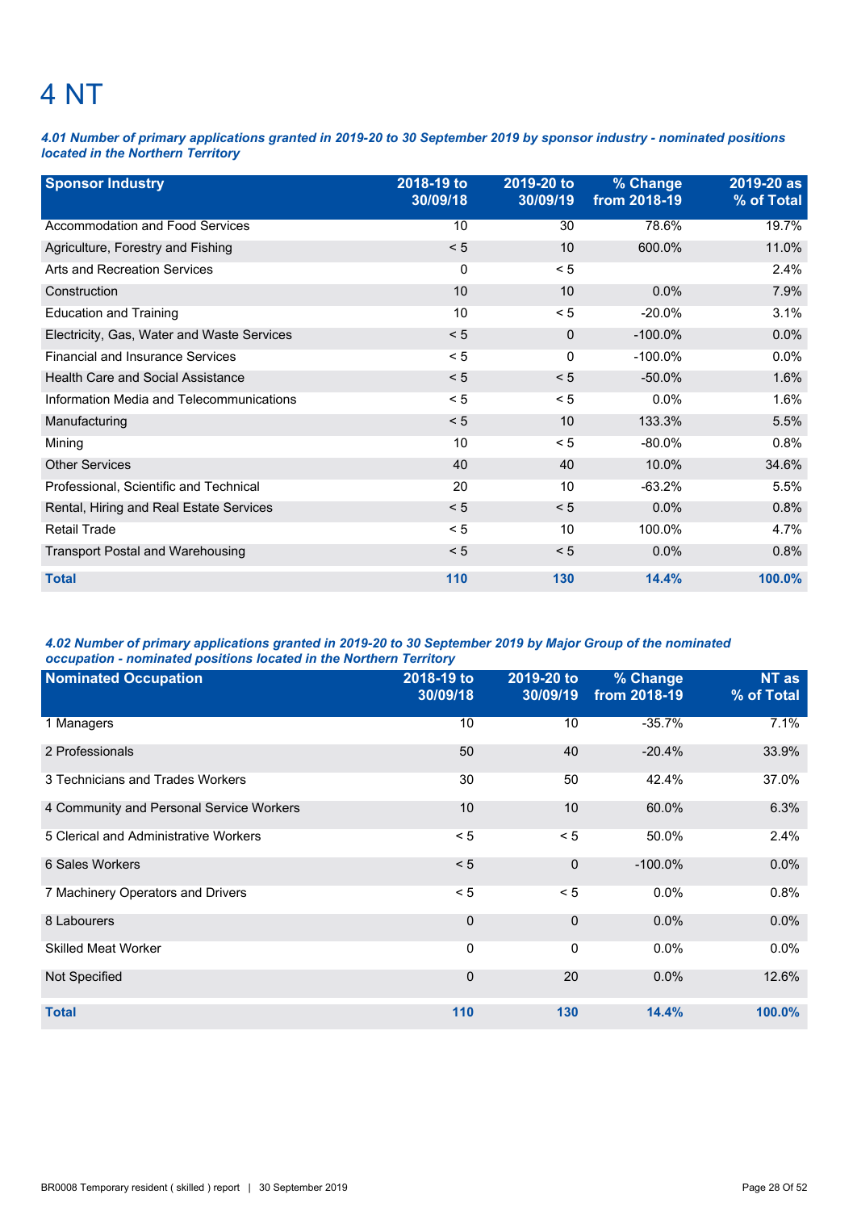# 4 NT

***4.01 Number of primary applications granted in 2019-20 to 30 September 2019 by sponsor industry - nominated positions located in the Northern Territory***

| Sponsor Industry | 2018-19 to 30/09/18 | 2019-20 to 30/09/19 | % Change from 2018-19 | 2019-20 as % of Total |
|---|---|---|---|---|
| Accommodation and Food Services | 10 | 30 | 78.6% | 19.7% |
| Agriculture, Forestry and Fishing | < 5 | 10 | 600.0% | 11.0% |
| Arts and Recreation Services | 0 | < 5 | | 2.4% |
| Construction | 10 | 10 | 0.0% | 7.9% |
| Education and Training | 10 | < 5 | -20.0% | 3.1% |
| Electricity, Gas, Water and Waste Services | < 5 | 0 | -100.0% | 0.0% |
| Financial and Insurance Services | < 5 | 0 | -100.0% | 0.0% |
| Health Care and Social Assistance | < 5 | < 5 | -50.0% | 1.6% |
| Information Media and Telecommunications | < 5 | < 5 | 0.0% | 1.6% |
| Manufacturing | < 5 | 10 | 133.3% | 5.5% |
| Mining | 10 | < 5 | -80.0% | 0.8% |
| Other Services | 40 | 40 | 10.0% | 34.6% |
| Professional, Scientific and Technical | 20 | 10 | -63.2% | 5.5% |
| Rental, Hiring and Real Estate Services | < 5 | < 5 | 0.0% | 0.8% |
| Retail Trade | < 5 | 10 | 100.0% | 4.7% |
| Transport Postal and Warehousing | < 5 | < 5 | 0.0% | 0.8% |
| **Total** | **110** | **130** | **14.4%** | **100.0%** |

***4.02 Number of primary applications granted in 2019-20 to 30 September 2019 by Major Group of the nominated occupation - nominated positions located in the Northern Territory***

| Nominated Occupation | 2018-19 to 30/09/18 | 2019-20 to 30/09/19 | % Change from 2018-19 | NT as % of Total |
|---|---|---|---|---|
| 1 Managers | 10 | 10 | -35.7% | 7.1% |
| 2 Professionals | 50 | 40 | -20.4% | 33.9% |
| 3 Technicians and Trades Workers | 30 | 50 | 42.4% | 37.0% |
| 4 Community and Personal Service Workers | 10 | 10 | 60.0% | 6.3% |
| 5 Clerical and Administrative Workers | < 5 | < 5 | 50.0% | 2.4% |
| 6 Sales Workers | < 5 | 0 | -100.0% | 0.0% |
| 7 Machinery Operators and Drivers | < 5 | < 5 | 0.0% | 0.8% |
| 8 Labourers | 0 | 0 | 0.0% | 0.0% |
| Skilled Meat Worker | 0 | 0 | 0.0% | 0.0% |
| Not Specified | 0 | 20 | 0.0% | 12.6% |
| **Total** | **110** | **130** | **14.4%** | **100.0%** |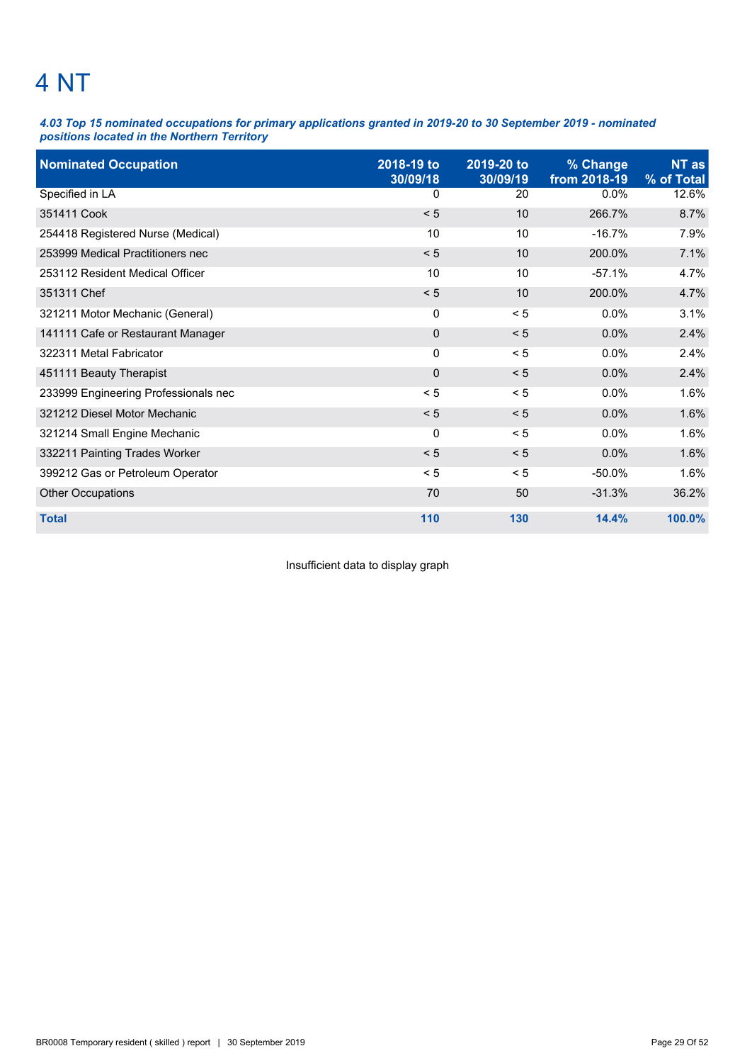# 4 NT

***4.03 Top 15 nominated occupations for primary applications granted in 2019-20 to 30 September 2019 - nominated positions located in the Northern Territory***

| Nominated Occupation | 2018-19 to 30/09/18 | 2019-20 to 30/09/19 | % Change from 2018-19 | NT as % of Total |
|---|---|---|---|---|
| Specified in LA | 0 | 20 | 0.0% | 12.6% |
| 351411 Cook | < 5 | 10 | 266.7% | 8.7% |
| 254418 Registered Nurse (Medical) | 10 | 10 | -16.7% | 7.9% |
| 253999 Medical Practitioners nec | < 5 | 10 | 200.0% | 7.1% |
| 253112 Resident Medical Officer | 10 | 10 | -57.1% | 4.7% |
| 351311 Chef | < 5 | 10 | 200.0% | 4.7% |
| 321211 Motor Mechanic (General) | 0 | < 5 | 0.0% | 3.1% |
| 141111 Cafe or Restaurant Manager | 0 | < 5 | 0.0% | 2.4% |
| 322311 Metal Fabricator | 0 | < 5 | 0.0% | 2.4% |
| 451111 Beauty Therapist | 0 | < 5 | 0.0% | 2.4% |
| 233999 Engineering Professionals nec | < 5 | < 5 | 0.0% | 1.6% |
| 321212 Diesel Motor Mechanic | < 5 | < 5 | 0.0% | 1.6% |
| 321214 Small Engine Mechanic | 0 | < 5 | 0.0% | 1.6% |
| 332211 Painting Trades Worker | < 5 | < 5 | 0.0% | 1.6% |
| 399212 Gas or Petroleum Operator | < 5 | < 5 | -50.0% | 1.6% |
| Other Occupations | 70 | 50 | -31.3% | 36.2% |
| **Total** | **110** | **130** | **14.4%** | **100.0%** |

Insufficient data to display graph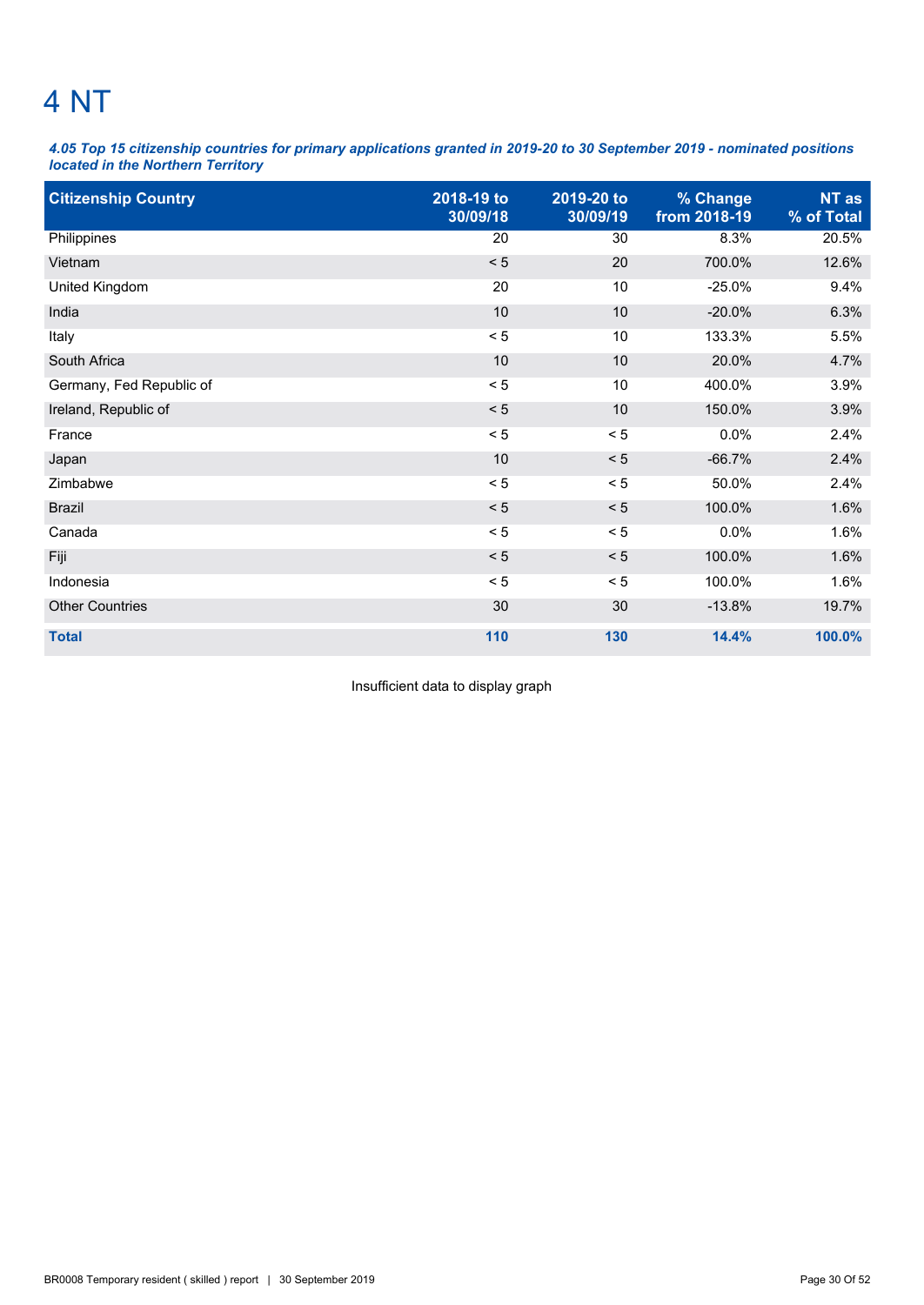# 4 NT

***4.05 Top 15 citizenship countries for primary applications granted in 2019-20 to 30 September 2019 - nominated positions located in the Northern Territory***

| Citizenship Country | 2018-19 to 30/09/18 | 2019-20 to 30/09/19 | % Change from 2018-19 | NT as % of Total |
|---|---|---|---|---|
| Philippines | 20 | 30 | 8.3% | 20.5% |
| Vietnam | < 5 | 20 | 700.0% | 12.6% |
| United Kingdom | 20 | 10 | -25.0% | 9.4% |
| India | 10 | 10 | -20.0% | 6.3% |
| Italy | < 5 | 10 | 133.3% | 5.5% |
| South Africa | 10 | 10 | 20.0% | 4.7% |
| Germany, Fed Republic of | < 5 | 10 | 400.0% | 3.9% |
| Ireland, Republic of | < 5 | 10 | 150.0% | 3.9% |
| France | < 5 | < 5 | 0.0% | 2.4% |
| Japan | 10 | < 5 | -66.7% | 2.4% |
| Zimbabwe | < 5 | < 5 | 50.0% | 2.4% |
| Brazil | < 5 | < 5 | 100.0% | 1.6% |
| Canada | < 5 | < 5 | 0.0% | 1.6% |
| Fiji | < 5 | < 5 | 100.0% | 1.6% |
| Indonesia | < 5 | < 5 | 100.0% | 1.6% |
| Other Countries | 30 | 30 | -13.8% | 19.7% |
| **Total** | **110** | **130** | **14.4%** | **100.0%** |

Insufficient data to display graph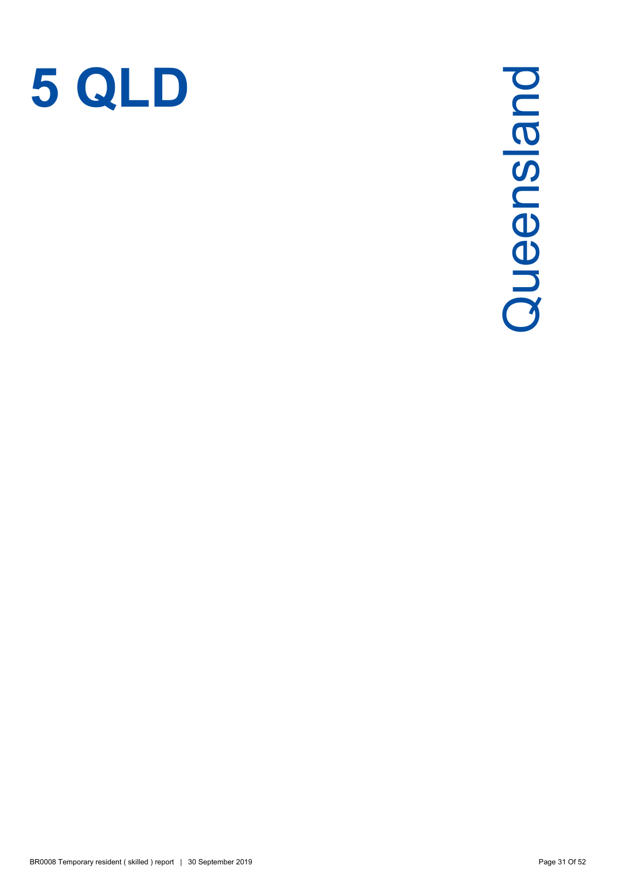# 5 QLD

Queensland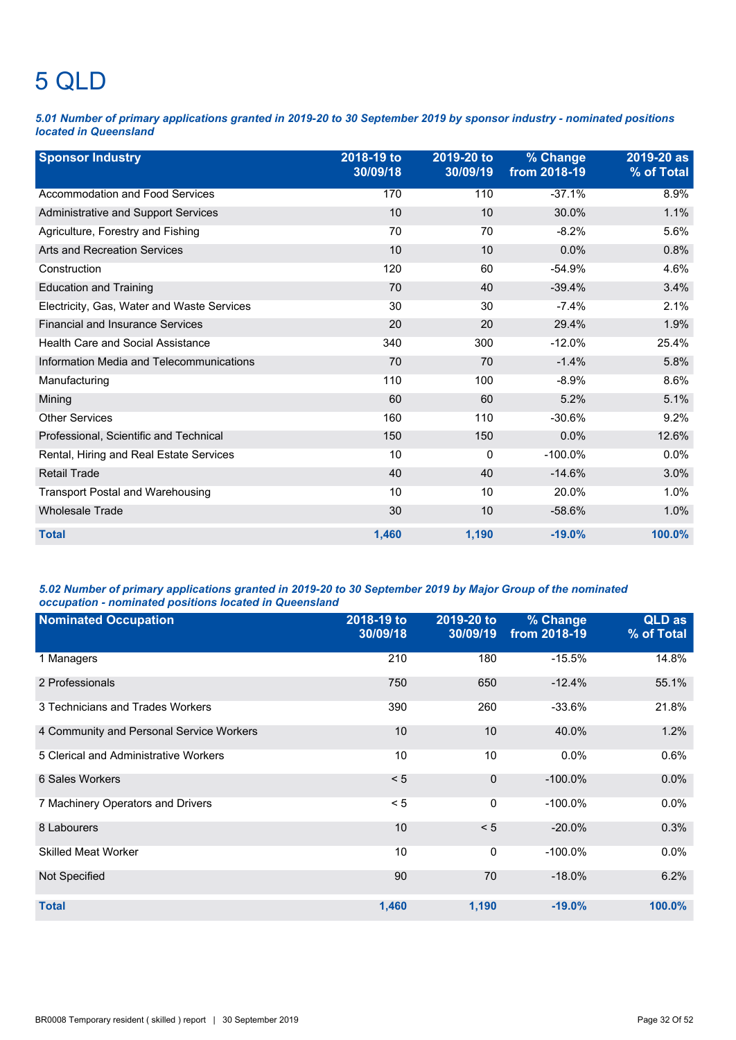# 5 QLD

***5.01 Number of primary applications granted in 2019-20 to 30 September 2019 by sponsor industry - nominated positions located in Queensland***

| Sponsor Industry | 2018-19 to 30/09/18 | 2019-20 to 30/09/19 | % Change from 2018-19 | 2019-20 as % of Total |
|---|---|---|---|---|
| Accommodation and Food Services | 170 | 110 | -37.1% | 8.9% |
| Administrative and Support Services | 10 | 10 | 30.0% | 1.1% |
| Agriculture, Forestry and Fishing | 70 | 70 | -8.2% | 5.6% |
| Arts and Recreation Services | 10 | 10 | 0.0% | 0.8% |
| Construction | 120 | 60 | -54.9% | 4.6% |
| Education and Training | 70 | 40 | -39.4% | 3.4% |
| Electricity, Gas, Water and Waste Services | 30 | 30 | -7.4% | 2.1% |
| Financial and Insurance Services | 20 | 20 | 29.4% | 1.9% |
| Health Care and Social Assistance | 340 | 300 | -12.0% | 25.4% |
| Information Media and Telecommunications | 70 | 70 | -1.4% | 5.8% |
| Manufacturing | 110 | 100 | -8.9% | 8.6% |
| Mining | 60 | 60 | 5.2% | 5.1% |
| Other Services | 160 | 110 | -30.6% | 9.2% |
| Professional, Scientific and Technical | 150 | 150 | 0.0% | 12.6% |
| Rental, Hiring and Real Estate Services | 10 | 0 | -100.0% | 0.0% |
| Retail Trade | 40 | 40 | -14.6% | 3.0% |
| Transport Postal and Warehousing | 10 | 10 | 20.0% | 1.0% |
| Wholesale Trade | 30 | 10 | -58.6% | 1.0% |
| **Total** | **1,460** | **1,190** | **-19.0%** | **100.0%** |

***5.02 Number of primary applications granted in 2019-20 to 30 September 2019 by Major Group of the nominated occupation - nominated positions located in Queensland***

| Nominated Occupation | 2018-19 to 30/09/18 | 2019-20 to 30/09/19 | % Change from 2018-19 | QLD as % of Total |
|---|---|---|---|---|
| 1 Managers | 210 | 180 | -15.5% | 14.8% |
| 2 Professionals | 750 | 650 | -12.4% | 55.1% |
| 3 Technicians and Trades Workers | 390 | 260 | -33.6% | 21.8% |
| 4 Community and Personal Service Workers | 10 | 10 | 40.0% | 1.2% |
| 5 Clerical and Administrative Workers | 10 | 10 | 0.0% | 0.6% |
| 6 Sales Workers | < 5 | 0 | -100.0% | 0.0% |
| 7 Machinery Operators and Drivers | < 5 | 0 | -100.0% | 0.0% |
| 8 Labourers | 10 | < 5 | -20.0% | 0.3% |
| Skilled Meat Worker | 10 | 0 | -100.0% | 0.0% |
| Not Specified | 90 | 70 | -18.0% | 6.2% |
| **Total** | **1,460** | **1,190** | **-19.0%** | **100.0%** |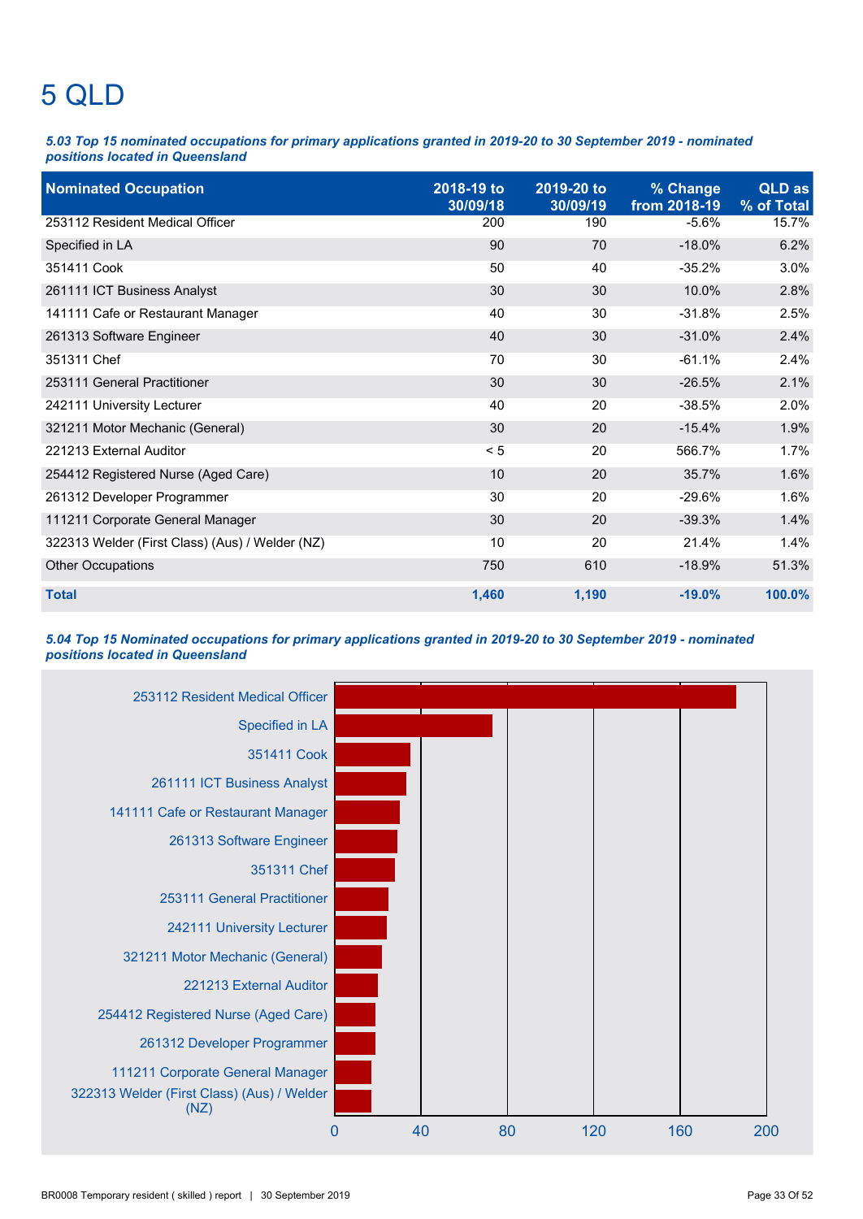# 5 QLD

***5.03 Top 15 nominated occupations for primary applications granted in 2019-20 to 30 September 2019 - nominated positions located in Queensland***

| Nominated Occupation | 2018-19 to 30/09/18 | 2019-20 to 30/09/19 | % Change from 2018-19 | QLD as % of Total |
|---|---|---|---|---|
| 253112 Resident Medical Officer | 200 | 190 | -5.6% | 15.7% |
| Specified in LA | 90 | 70 | -18.0% | 6.2% |
| 351411 Cook | 50 | 40 | -35.2% | 3.0% |
| 261111 ICT Business Analyst | 30 | 30 | 10.0% | 2.8% |
| 141111 Cafe or Restaurant Manager | 40 | 30 | -31.8% | 2.5% |
| 261313 Software Engineer | 40 | 30 | -31.0% | 2.4% |
| 351311 Chef | 70 | 30 | -61.1% | 2.4% |
| 253111 General Practitioner | 30 | 30 | -26.5% | 2.1% |
| 242111 University Lecturer | 40 | 20 | -38.5% | 2.0% |
| 321211 Motor Mechanic (General) | 30 | 20 | -15.4% | 1.9% |
| 221213 External Auditor | < 5 | 20 | 566.7% | 1.7% |
| 254412 Registered Nurse (Aged Care) | 10 | 20 | 35.7% | 1.6% |
| 261312 Developer Programmer | 30 | 20 | -29.6% | 1.6% |
| 111211 Corporate General Manager | 30 | 20 | -39.3% | 1.4% |
| 322313 Welder (First Class) (Aus) / Welder (NZ) | 10 | 20 | 21.4% | 1.4% |
| Other Occupations | 750 | 610 | -18.9% | 51.3% |
| **Total** | **1,460** | **1,190** | **-19.0%** | **100.0%** |

***5.04 Top 15 Nominated occupations for primary applications granted in 2019-20 to 30 September 2019 - nominated positions located in Queensland***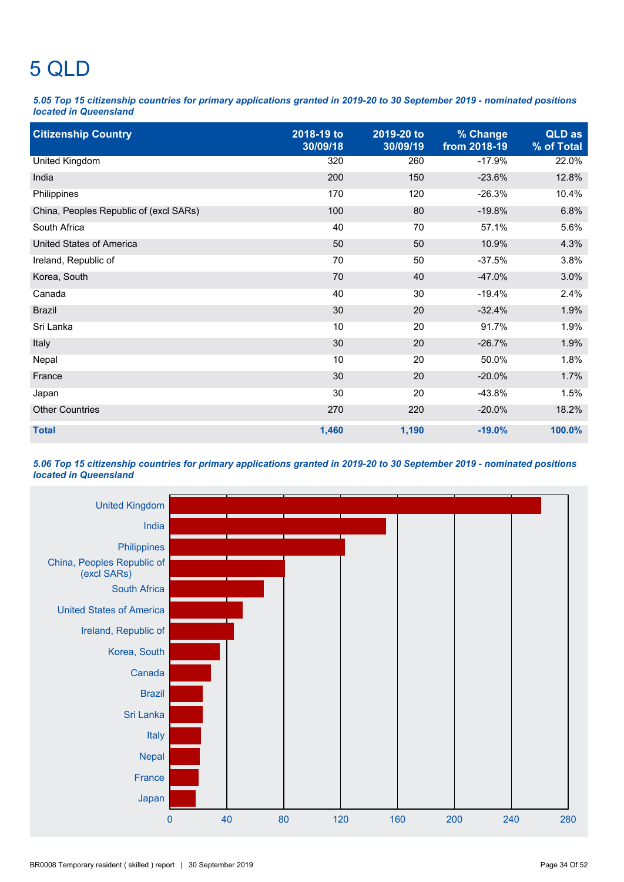# 5 QLD

***5.05 Top 15 citizenship countries for primary applications granted in 2019-20 to 30 September 2019 - nominated positions located in Queensland***

| Citizenship Country | 2018-19 to 30/09/18 | 2019-20 to 30/09/19 | % Change from 2018-19 | QLD as % of Total |
|---|---|---|---|---|
| United Kingdom | 320 | 260 | -17.9% | 22.0% |
| India | 200 | 150 | -23.6% | 12.8% |
| Philippines | 170 | 120 | -26.3% | 10.4% |
| China, Peoples Republic of (excl SARs) | 100 | 80 | -19.8% | 6.8% |
| South Africa | 40 | 70 | 57.1% | 5.6% |
| United States of America | 50 | 50 | 10.9% | 4.3% |
| Ireland, Republic of | 70 | 50 | -37.5% | 3.8% |
| Korea, South | 70 | 40 | -47.0% | 3.0% |
| Canada | 40 | 30 | -19.4% | 2.4% |
| Brazil | 30 | 20 | -32.4% | 1.9% |
| Sri Lanka | 10 | 20 | 91.7% | 1.9% |
| Italy | 30 | 20 | -26.7% | 1.9% |
| Nepal | 10 | 20 | 50.0% | 1.8% |
| France | 30 | 20 | -20.0% | 1.7% |
| Japan | 30 | 20 | -43.8% | 1.5% |
| Other Countries | 270 | 220 | -20.0% | 18.2% |
| **Total** | **1,460** | **1,190** | **-19.0%** | **100.0%** |

***5.06 Top 15 citizenship countries for primary applications granted in 2019-20 to 30 September 2019 - nominated positions located in Queensland***

United Kingdom, India, Philippines, China, Peoples Republic of (excl SARs), South Africa, United States of America, Ireland, Republic of, Korea, South, Canada, Brazil, Sri Lanka, Italy, Nepal, France, Japan

0 40 80 120 160 200 240 280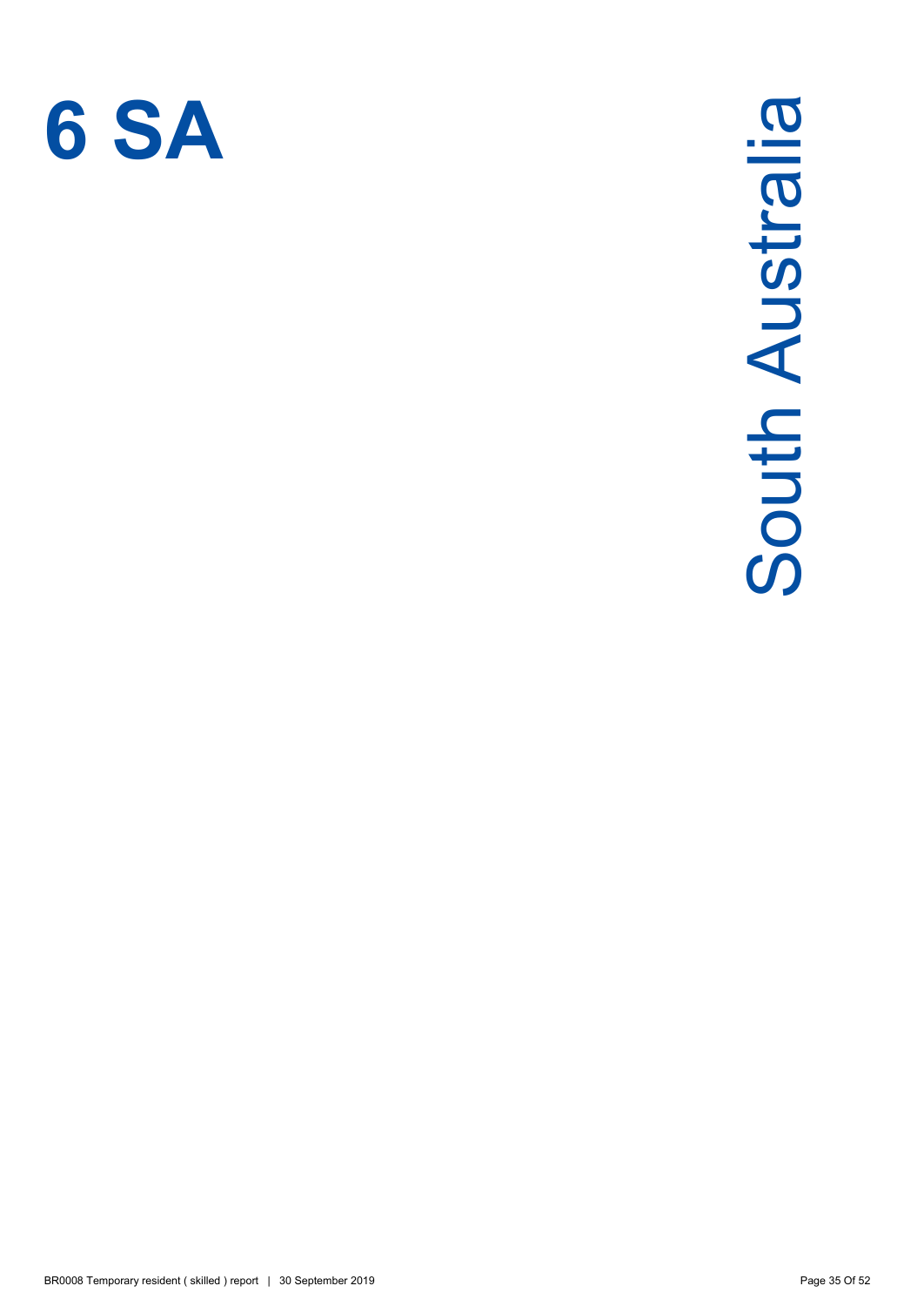# 6 SA

South Australia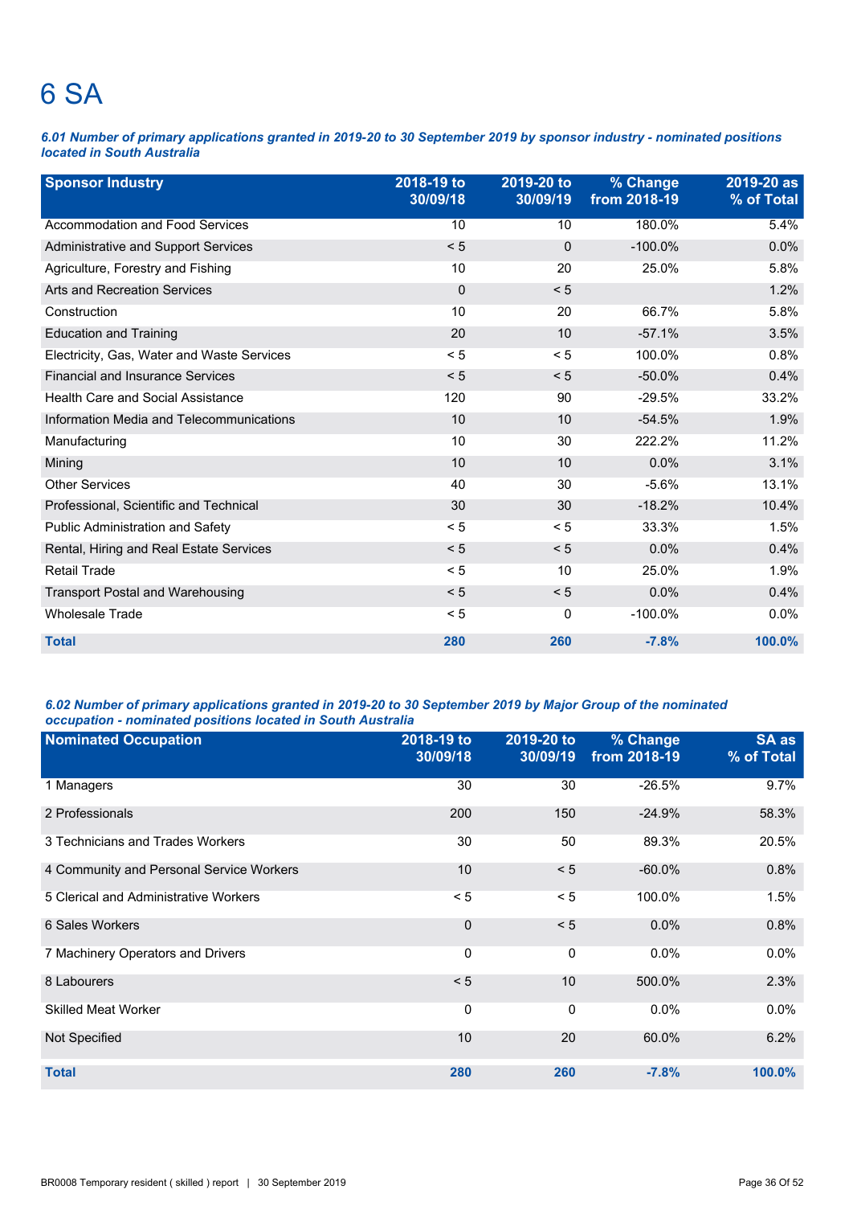# 6 SA

***6.01 Number of primary applications granted in 2019-20 to 30 September 2019 by sponsor industry - nominated positions located in South Australia***

| Sponsor Industry | 2018-19 to 30/09/18 | 2019-20 to 30/09/19 | % Change from 2018-19 | 2019-20 as % of Total |
|---|---|---|---|---|
| Accommodation and Food Services | 10 | 10 | 180.0% | 5.4% |
| Administrative and Support Services | < 5 | 0 | -100.0% | 0.0% |
| Agriculture, Forestry and Fishing | 10 | 20 | 25.0% | 5.8% |
| Arts and Recreation Services | 0 | < 5 | | 1.2% |
| Construction | 10 | 20 | 66.7% | 5.8% |
| Education and Training | 20 | 10 | -57.1% | 3.5% |
| Electricity, Gas, Water and Waste Services | < 5 | < 5 | 100.0% | 0.8% |
| Financial and Insurance Services | < 5 | < 5 | -50.0% | 0.4% |
| Health Care and Social Assistance | 120 | 90 | -29.5% | 33.2% |
| Information Media and Telecommunications | 10 | 10 | -54.5% | 1.9% |
| Manufacturing | 10 | 30 | 222.2% | 11.2% |
| Mining | 10 | 10 | 0.0% | 3.1% |
| Other Services | 40 | 30 | -5.6% | 13.1% |
| Professional, Scientific and Technical | 30 | 30 | -18.2% | 10.4% |
| Public Administration and Safety | < 5 | < 5 | 33.3% | 1.5% |
| Rental, Hiring and Real Estate Services | < 5 | < 5 | 0.0% | 0.4% |
| Retail Trade | < 5 | 10 | 25.0% | 1.9% |
| Transport Postal and Warehousing | < 5 | < 5 | 0.0% | 0.4% |
| Wholesale Trade | < 5 | 0 | -100.0% | 0.0% |
| **Total** | **280** | **260** | **-7.8%** | **100.0%** |

***6.02 Number of primary applications granted in 2019-20 to 30 September 2019 by Major Group of the nominated occupation - nominated positions located in South Australia***

| Nominated Occupation | 2018-19 to 30/09/18 | 2019-20 to 30/09/19 | % Change from 2018-19 | SA as % of Total |
|---|---|---|---|---|
| 1 Managers | 30 | 30 | -26.5% | 9.7% |
| 2 Professionals | 200 | 150 | -24.9% | 58.3% |
| 3 Technicians and Trades Workers | 30 | 50 | 89.3% | 20.5% |
| 4 Community and Personal Service Workers | 10 | < 5 | -60.0% | 0.8% |
| 5 Clerical and Administrative Workers | < 5 | < 5 | 100.0% | 1.5% |
| 6 Sales Workers | 0 | < 5 | 0.0% | 0.8% |
| 7 Machinery Operators and Drivers | 0 | 0 | 0.0% | 0.0% |
| 8 Labourers | < 5 | 10 | 500.0% | 2.3% |
| Skilled Meat Worker | 0 | 0 | 0.0% | 0.0% |
| Not Specified | 10 | 20 | 60.0% | 6.2% |
| **Total** | **280** | **260** | **-7.8%** | **100.0%** |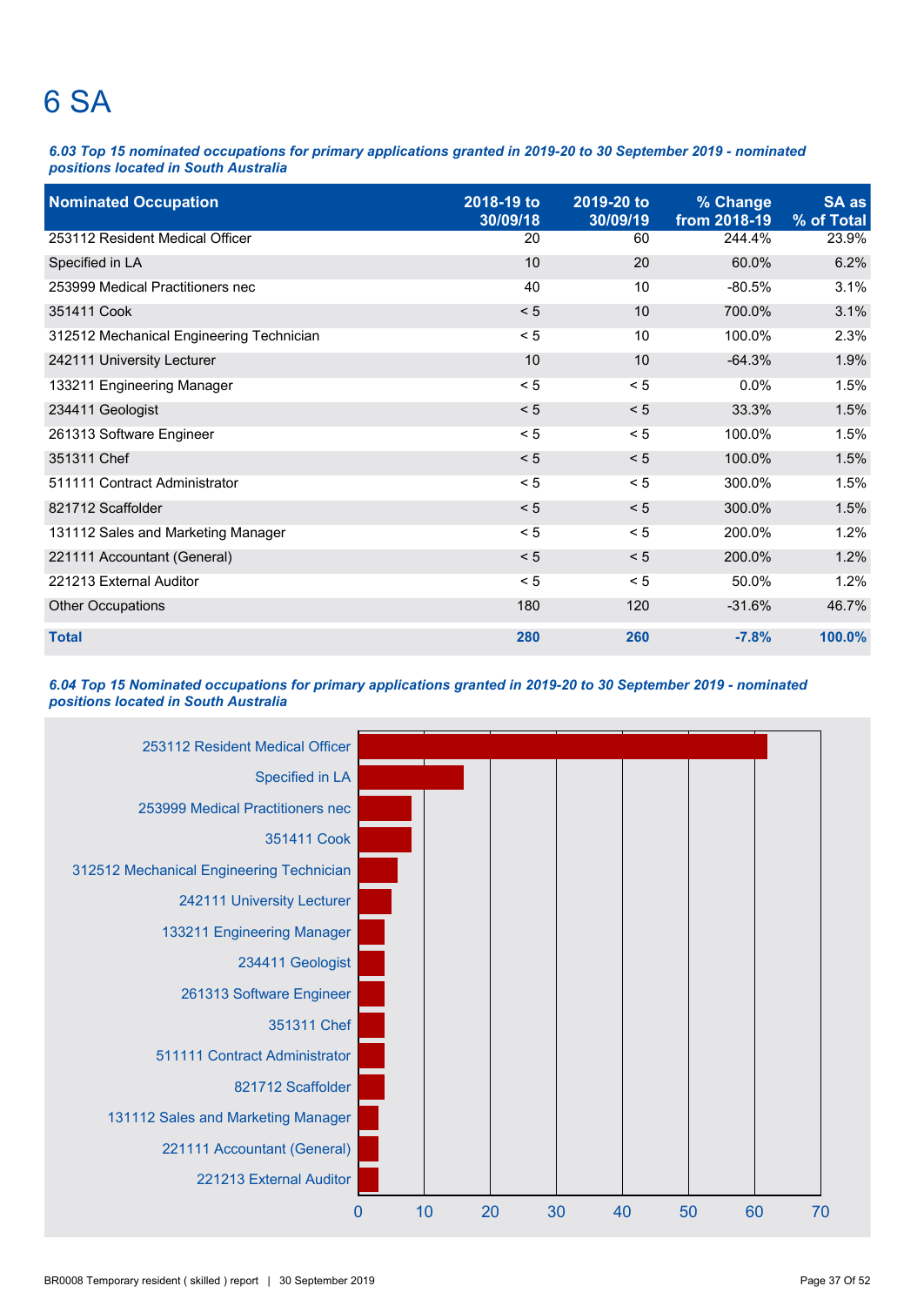# 6 SA

***6.03 Top 15 nominated occupations for primary applications granted in 2019-20 to 30 September 2019 - nominated positions located in South Australia***

| Nominated Occupation | 2018-19 to 30/09/18 | 2019-20 to 30/09/19 | % Change from 2018-19 | SA as % of Total |
|---|---|---|---|---|
| 253112 Resident Medical Officer | 20 | 60 | 244.4% | 23.9% |
| Specified in LA | 10 | 20 | 60.0% | 6.2% |
| 253999 Medical Practitioners nec | 40 | 10 | -80.5% | 3.1% |
| 351411 Cook | < 5 | 10 | 700.0% | 3.1% |
| 312512 Mechanical Engineering Technician | < 5 | 10 | 100.0% | 2.3% |
| 242111 University Lecturer | 10 | 10 | -64.3% | 1.9% |
| 133211 Engineering Manager | < 5 | < 5 | 0.0% | 1.5% |
| 234411 Geologist | < 5 | < 5 | 33.3% | 1.5% |
| 261313 Software Engineer | < 5 | < 5 | 100.0% | 1.5% |
| 351311 Chef | < 5 | < 5 | 100.0% | 1.5% |
| 511111 Contract Administrator | < 5 | < 5 | 300.0% | 1.5% |
| 821712 Scaffolder | < 5 | < 5 | 300.0% | 1.5% |
| 131112 Sales and Marketing Manager | < 5 | < 5 | 200.0% | 1.2% |
| 221111 Accountant (General) | < 5 | < 5 | 200.0% | 1.2% |
| 221213 External Auditor | < 5 | < 5 | 50.0% | 1.2% |
| Other Occupations | 180 | 120 | -31.6% | 46.7% |
| **Total** | **280** | **260** | **-7.8%** | **100.0%** |

***6.04 Top 15 Nominated occupations for primary applications granted in 2019-20 to 30 September 2019 - nominated positions located in South Australia***

| Nominated Occupation | Value (approx.) |
|---|---|
| 253112 Resident Medical Officer | 62 |
| Specified in LA | 16 |
| 253999 Medical Practitioners nec | 8 |
| 351411 Cook | 8 |
| 312512 Mechanical Engineering Technician | 6 |
| 242111 University Lecturer | 5 |
| 133211 Engineering Manager | 4 |
| 234411 Geologist | 4 |
| 261313 Software Engineer | 4 |
| 351311 Chef | 4 |
| 511111 Contract Administrator | 4 |
| 821712 Scaffolder | 4 |
| 131112 Sales and Marketing Manager | 3 |
| 221111 Accountant (General) | 3 |
| 221213 External Auditor | 3 |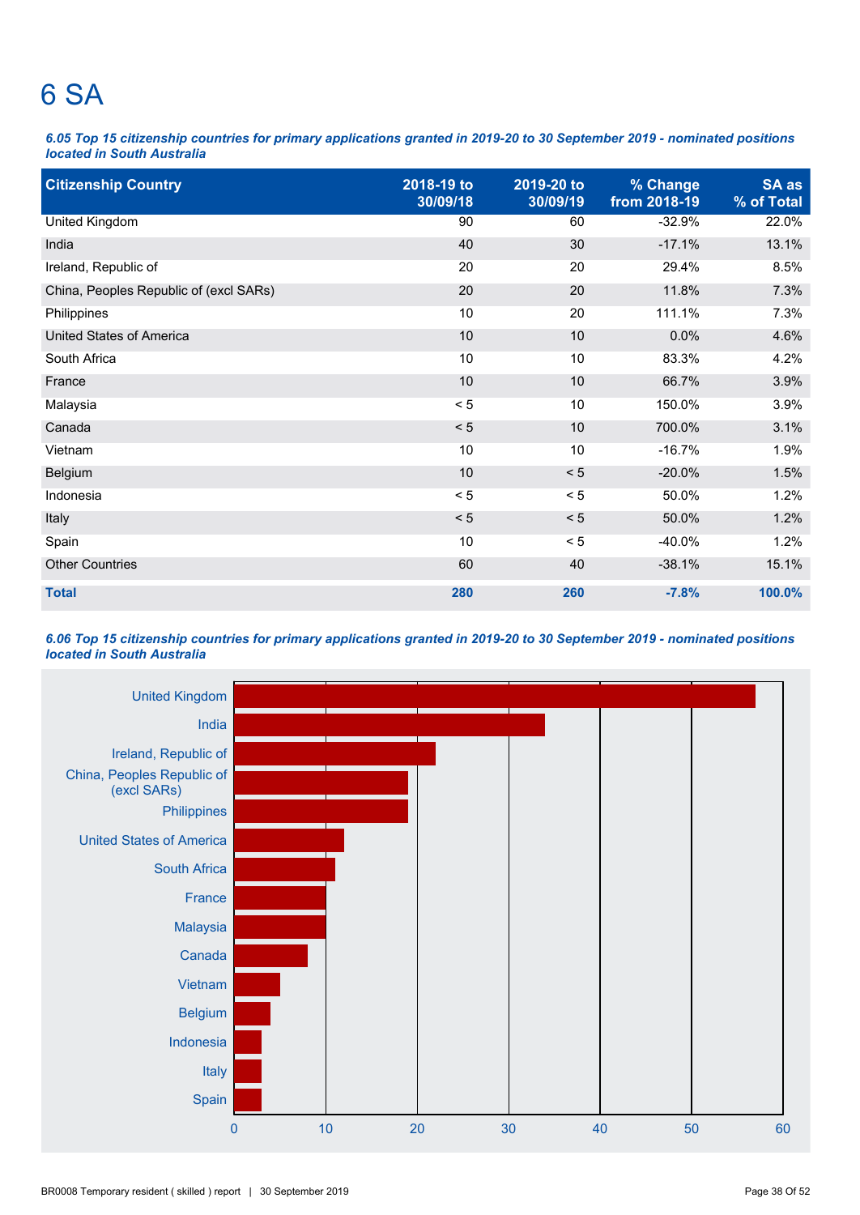# 6 SA

*6.05 Top 15 citizenship countries for primary applications granted in 2019-20 to 30 September 2019 - nominated positions located in South Australia*

| Citizenship Country | 2018-19 to 30/09/18 | 2019-20 to 30/09/19 | % Change from 2018-19 | SA as % of Total |
|---|---|---|---|---|
| United Kingdom | 90 | 60 | -32.9% | 22.0% |
| India | 40 | 30 | -17.1% | 13.1% |
| Ireland, Republic of | 20 | 20 | 29.4% | 8.5% |
| China, Peoples Republic of (excl SARs) | 20 | 20 | 11.8% | 7.3% |
| Philippines | 10 | 20 | 111.1% | 7.3% |
| United States of America | 10 | 10 | 0.0% | 4.6% |
| South Africa | 10 | 10 | 83.3% | 4.2% |
| France | 10 | 10 | 66.7% | 3.9% |
| Malaysia | < 5 | 10 | 150.0% | 3.9% |
| Canada | < 5 | 10 | 700.0% | 3.1% |
| Vietnam | 10 | 10 | -16.7% | 1.9% |
| Belgium | 10 | < 5 | -20.0% | 1.5% |
| Indonesia | < 5 | < 5 | 50.0% | 1.2% |
| Italy | < 5 | < 5 | 50.0% | 1.2% |
| Spain | 10 | < 5 | -40.0% | 1.2% |
| Other Countries | 60 | 40 | -38.1% | 15.1% |
| **Total** | **280** | **260** | **-7.8%** | **100.0%** |

*6.06 Top 15 citizenship countries for primary applications granted in 2019-20 to 30 September 2019 - nominated positions located in South Australia*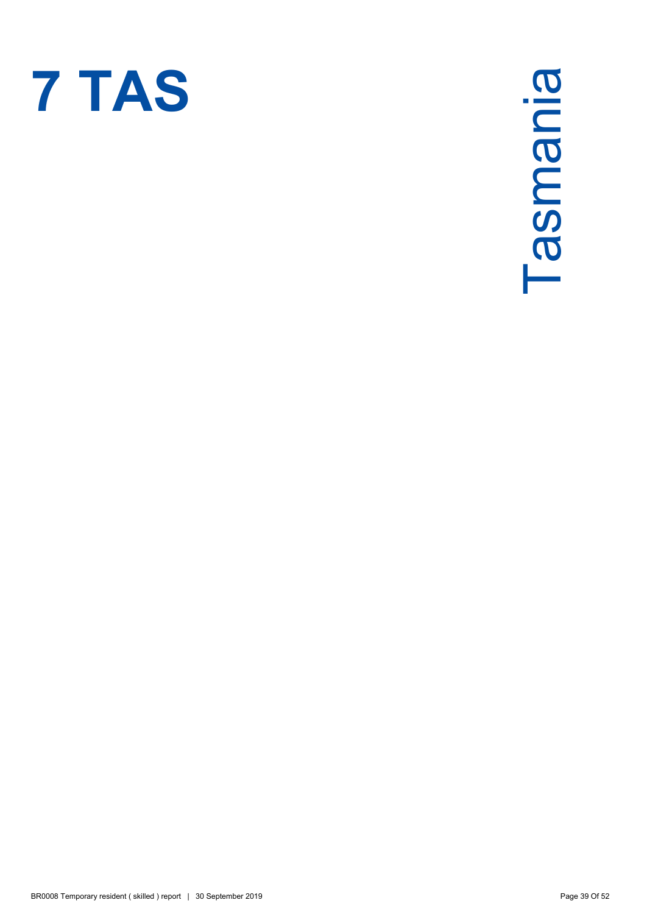# 7 TAS

Tasmania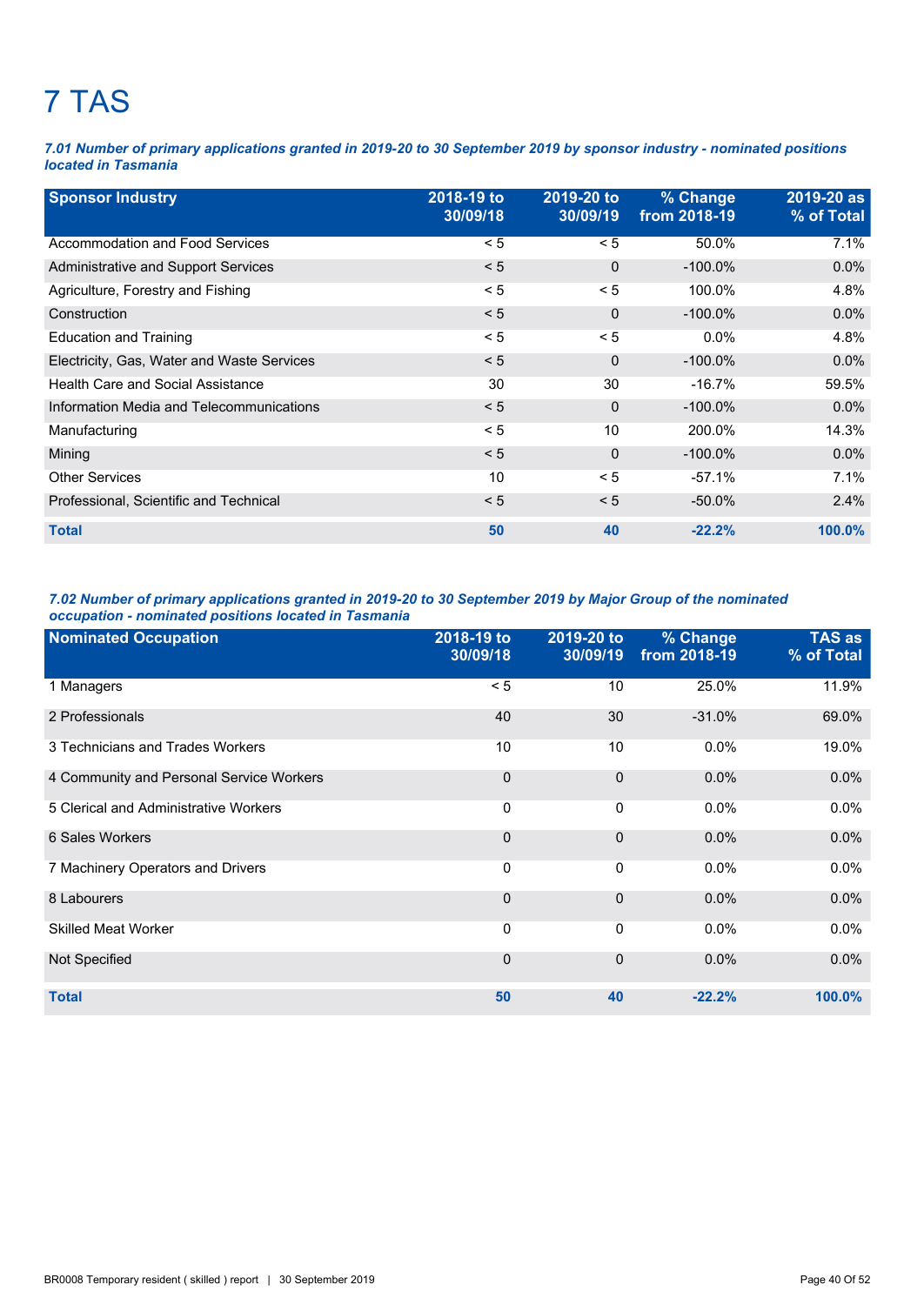# 7 TAS

***7.01 Number of primary applications granted in 2019-20 to 30 September 2019 by sponsor industry - nominated positions located in Tasmania***

| Sponsor Industry | 2018-19 to 30/09/18 | 2019-20 to 30/09/19 | % Change from 2018-19 | 2019-20 as % of Total |
|---|---|---|---|---|
| Accommodation and Food Services | < 5 | < 5 | 50.0% | 7.1% |
| Administrative and Support Services | < 5 | 0 | -100.0% | 0.0% |
| Agriculture, Forestry and Fishing | < 5 | < 5 | 100.0% | 4.8% |
| Construction | < 5 | 0 | -100.0% | 0.0% |
| Education and Training | < 5 | < 5 | 0.0% | 4.8% |
| Electricity, Gas, Water and Waste Services | < 5 | 0 | -100.0% | 0.0% |
| Health Care and Social Assistance | 30 | 30 | -16.7% | 59.5% |
| Information Media and Telecommunications | < 5 | 0 | -100.0% | 0.0% |
| Manufacturing | < 5 | 10 | 200.0% | 14.3% |
| Mining | < 5 | 0 | -100.0% | 0.0% |
| Other Services | 10 | < 5 | -57.1% | 7.1% |
| Professional, Scientific and Technical | < 5 | < 5 | -50.0% | 2.4% |
| **Total** | **50** | **40** | **-22.2%** | **100.0%** |

***7.02 Number of primary applications granted in 2019-20 to 30 September 2019 by Major Group of the nominated occupation - nominated positions located in Tasmania***

| Nominated Occupation | 2018-19 to 30/09/18 | 2019-20 to 30/09/19 | % Change from 2018-19 | TAS as % of Total |
|---|---|---|---|---|
| 1 Managers | < 5 | 10 | 25.0% | 11.9% |
| 2 Professionals | 40 | 30 | -31.0% | 69.0% |
| 3 Technicians and Trades Workers | 10 | 10 | 0.0% | 19.0% |
| 4 Community and Personal Service Workers | 0 | 0 | 0.0% | 0.0% |
| 5 Clerical and Administrative Workers | 0 | 0 | 0.0% | 0.0% |
| 6 Sales Workers | 0 | 0 | 0.0% | 0.0% |
| 7 Machinery Operators and Drivers | 0 | 0 | 0.0% | 0.0% |
| 8 Labourers | 0 | 0 | 0.0% | 0.0% |
| Skilled Meat Worker | 0 | 0 | 0.0% | 0.0% |
| Not Specified | 0 | 0 | 0.0% | 0.0% |
| **Total** | **50** | **40** | **-22.2%** | **100.0%** |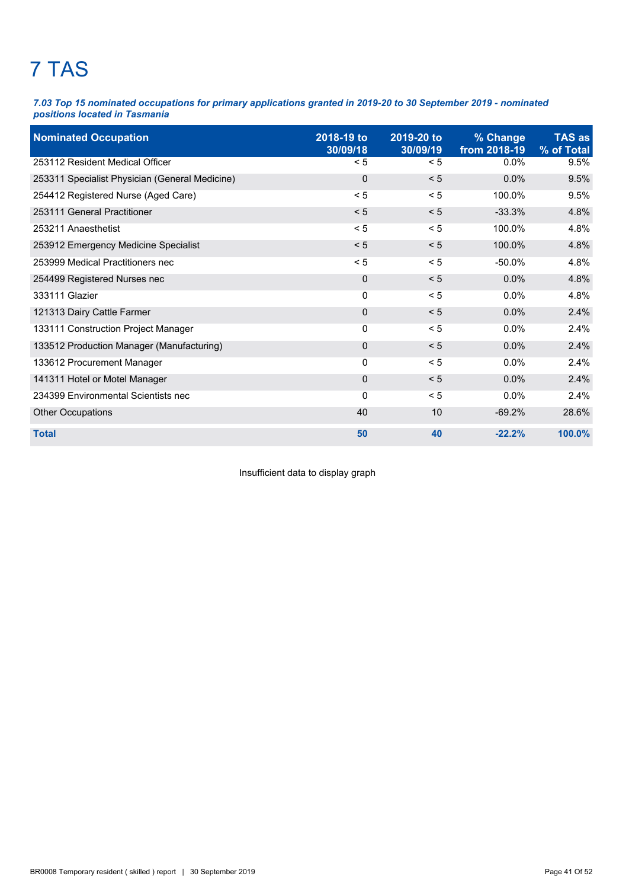# 7 TAS

***7.03 Top 15 nominated occupations for primary applications granted in 2019-20 to 30 September 2019 - nominated positions located in Tasmania***

| Nominated Occupation | 2018-19 to 30/09/18 | 2019-20 to 30/09/19 | % Change from 2018-19 | TAS as % of Total |
|---|---|---|---|---|
| 253112 Resident Medical Officer | < 5 | < 5 | 0.0% | 9.5% |
| 253311 Specialist Physician (General Medicine) | 0 | < 5 | 0.0% | 9.5% |
| 254412 Registered Nurse (Aged Care) | < 5 | < 5 | 100.0% | 9.5% |
| 253111 General Practitioner | < 5 | < 5 | -33.3% | 4.8% |
| 253211 Anaesthetist | < 5 | < 5 | 100.0% | 4.8% |
| 253912 Emergency Medicine Specialist | < 5 | < 5 | 100.0% | 4.8% |
| 253999 Medical Practitioners nec | < 5 | < 5 | -50.0% | 4.8% |
| 254499 Registered Nurses nec | 0 | < 5 | 0.0% | 4.8% |
| 333111 Glazier | 0 | < 5 | 0.0% | 4.8% |
| 121313 Dairy Cattle Farmer | 0 | < 5 | 0.0% | 2.4% |
| 133111 Construction Project Manager | 0 | < 5 | 0.0% | 2.4% |
| 133512 Production Manager (Manufacturing) | 0 | < 5 | 0.0% | 2.4% |
| 133612 Procurement Manager | 0 | < 5 | 0.0% | 2.4% |
| 141311 Hotel or Motel Manager | 0 | < 5 | 0.0% | 2.4% |
| 234399 Environmental Scientists nec | 0 | < 5 | 0.0% | 2.4% |
| Other Occupations | 40 | 10 | -69.2% | 28.6% |
| **Total** | **50** | **40** | **-22.2%** | **100.0%** |

Insufficient data to display graph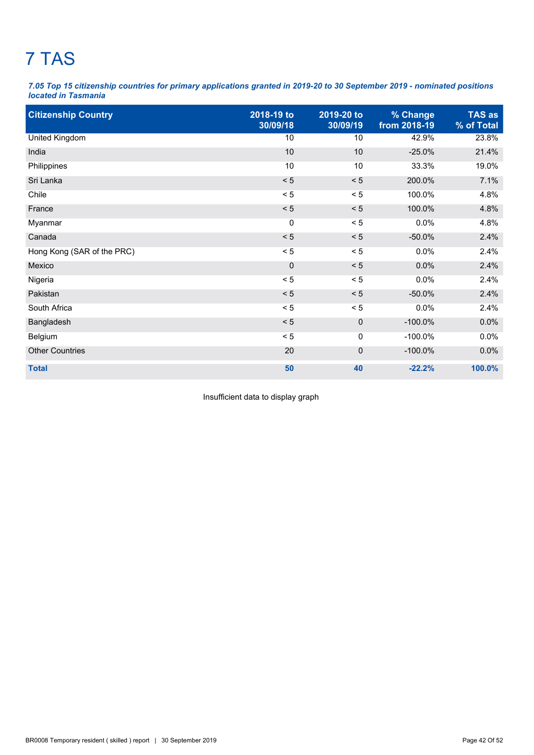# 7 TAS

***7.05 Top 15 citizenship countries for primary applications granted in 2019-20 to 30 September 2019 - nominated positions located in Tasmania***

| Citizenship Country | 2018-19 to 30/09/18 | 2019-20 to 30/09/19 | % Change from 2018-19 | TAS as % of Total |
|---|---|---|---|---|
| United Kingdom | 10 | 10 | 42.9% | 23.8% |
| India | 10 | 10 | -25.0% | 21.4% |
| Philippines | 10 | 10 | 33.3% | 19.0% |
| Sri Lanka | < 5 | < 5 | 200.0% | 7.1% |
| Chile | < 5 | < 5 | 100.0% | 4.8% |
| France | < 5 | < 5 | 100.0% | 4.8% |
| Myanmar | 0 | < 5 | 0.0% | 4.8% |
| Canada | < 5 | < 5 | -50.0% | 2.4% |
| Hong Kong (SAR of the PRC) | < 5 | < 5 | 0.0% | 2.4% |
| Mexico | 0 | < 5 | 0.0% | 2.4% |
| Nigeria | < 5 | < 5 | 0.0% | 2.4% |
| Pakistan | < 5 | < 5 | -50.0% | 2.4% |
| South Africa | < 5 | < 5 | 0.0% | 2.4% |
| Bangladesh | < 5 | 0 | -100.0% | 0.0% |
| Belgium | < 5 | 0 | -100.0% | 0.0% |
| Other Countries | 20 | 0 | -100.0% | 0.0% |
| **Total** | **50** | **40** | **-22.2%** | **100.0%** |

Insufficient data to display graph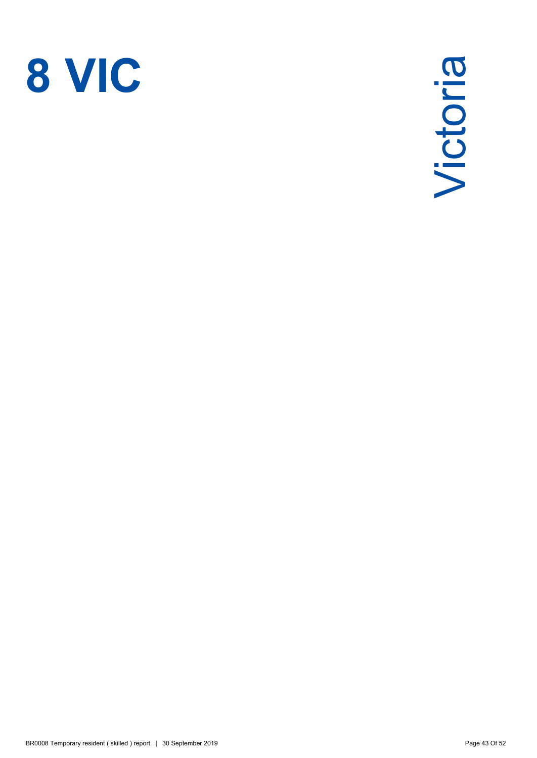# 8 VIC

Victoria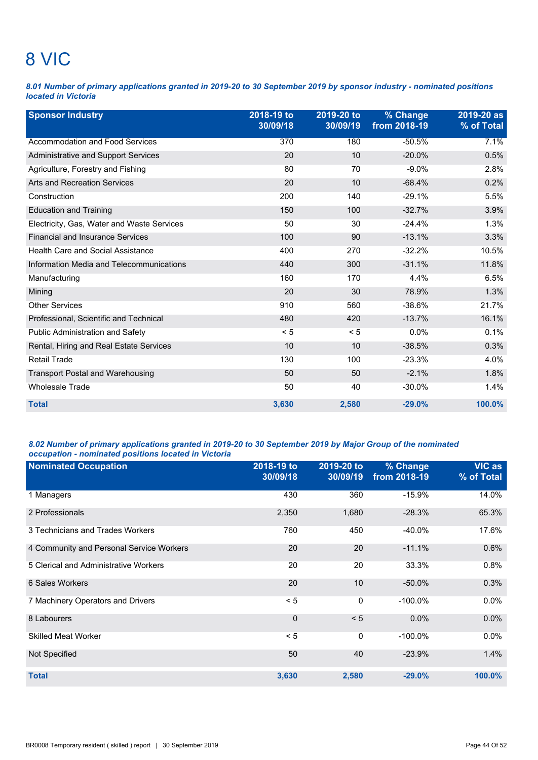# 8 VIC

***8.01 Number of primary applications granted in 2019-20 to 30 September 2019 by sponsor industry - nominated positions located in Victoria***

| Sponsor Industry | 2018-19 to 30/09/18 | 2019-20 to 30/09/19 | % Change from 2018-19 | 2019-20 as % of Total |
|---|---|---|---|---|
| Accommodation and Food Services | 370 | 180 | -50.5% | 7.1% |
| Administrative and Support Services | 20 | 10 | -20.0% | 0.5% |
| Agriculture, Forestry and Fishing | 80 | 70 | -9.0% | 2.8% |
| Arts and Recreation Services | 20 | 10 | -68.4% | 0.2% |
| Construction | 200 | 140 | -29.1% | 5.5% |
| Education and Training | 150 | 100 | -32.7% | 3.9% |
| Electricity, Gas, Water and Waste Services | 50 | 30 | -24.4% | 1.3% |
| Financial and Insurance Services | 100 | 90 | -13.1% | 3.3% |
| Health Care and Social Assistance | 400 | 270 | -32.2% | 10.5% |
| Information Media and Telecommunications | 440 | 300 | -31.1% | 11.8% |
| Manufacturing | 160 | 170 | 4.4% | 6.5% |
| Mining | 20 | 30 | 78.9% | 1.3% |
| Other Services | 910 | 560 | -38.6% | 21.7% |
| Professional, Scientific and Technical | 480 | 420 | -13.7% | 16.1% |
| Public Administration and Safety | < 5 | < 5 | 0.0% | 0.1% |
| Rental, Hiring and Real Estate Services | 10 | 10 | -38.5% | 0.3% |
| Retail Trade | 130 | 100 | -23.3% | 4.0% |
| Transport Postal and Warehousing | 50 | 50 | -2.1% | 1.8% |
| Wholesale Trade | 50 | 40 | -30.0% | 1.4% |
| **Total** | **3,630** | **2,580** | **-29.0%** | **100.0%** |

***8.02 Number of primary applications granted in 2019-20 to 30 September 2019 by Major Group of the nominated occupation - nominated positions located in Victoria***

| Nominated Occupation | 2018-19 to 30/09/18 | 2019-20 to 30/09/19 | % Change from 2018-19 | VIC as % of Total |
|---|---|---|---|---|
| 1 Managers | 430 | 360 | -15.9% | 14.0% |
| 2 Professionals | 2,350 | 1,680 | -28.3% | 65.3% |
| 3 Technicians and Trades Workers | 760 | 450 | -40.0% | 17.6% |
| 4 Community and Personal Service Workers | 20 | 20 | -11.1% | 0.6% |
| 5 Clerical and Administrative Workers | 20 | 20 | 33.3% | 0.8% |
| 6 Sales Workers | 20 | 10 | -50.0% | 0.3% |
| 7 Machinery Operators and Drivers | < 5 | 0 | -100.0% | 0.0% |
| 8 Labourers | 0 | < 5 | 0.0% | 0.0% |
| Skilled Meat Worker | < 5 | 0 | -100.0% | 0.0% |
| Not Specified | 50 | 40 | -23.9% | 1.4% |
| **Total** | **3,630** | **2,580** | **-29.0%** | **100.0%** |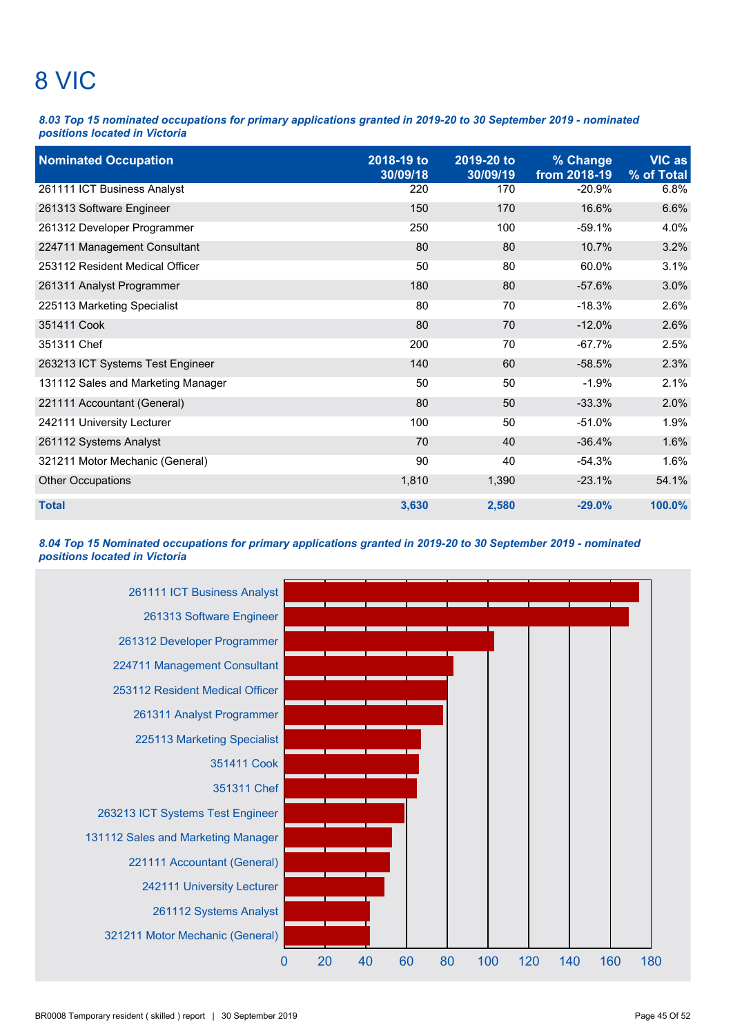# 8 VIC

***8.03 Top 15 nominated occupations for primary applications granted in 2019-20 to 30 September 2019 - nominated positions located in Victoria***

| Nominated Occupation | 2018-19 to 30/09/18 | 2019-20 to 30/09/19 | % Change from 2018-19 | VIC as % of Total |
|---|---|---|---|---|
| 261111 ICT Business Analyst | 220 | 170 | -20.9% | 6.8% |
| 261313 Software Engineer | 150 | 170 | 16.6% | 6.6% |
| 261312 Developer Programmer | 250 | 100 | -59.1% | 4.0% |
| 224711 Management Consultant | 80 | 80 | 10.7% | 3.2% |
| 253112 Resident Medical Officer | 50 | 80 | 60.0% | 3.1% |
| 261311 Analyst Programmer | 180 | 80 | -57.6% | 3.0% |
| 225113 Marketing Specialist | 80 | 70 | -18.3% | 2.6% |
| 351411 Cook | 80 | 70 | -12.0% | 2.6% |
| 351311 Chef | 200 | 70 | -67.7% | 2.5% |
| 263213 ICT Systems Test Engineer | 140 | 60 | -58.5% | 2.3% |
| 131112 Sales and Marketing Manager | 50 | 50 | -1.9% | 2.1% |
| 221111 Accountant (General) | 80 | 50 | -33.3% | 2.0% |
| 242111 University Lecturer | 100 | 50 | -51.0% | 1.9% |
| 261112 Systems Analyst | 70 | 40 | -36.4% | 1.6% |
| 321211 Motor Mechanic (General) | 90 | 40 | -54.3% | 1.6% |
| Other Occupations | 1,810 | 1,390 | -23.1% | 54.1% |
| **Total** | **3,630** | **2,580** | **-29.0%** | **100.0%** |

***8.04 Top 15 Nominated occupations for primary applications granted in 2019-20 to 30 September 2019 - nominated positions located in Victoria***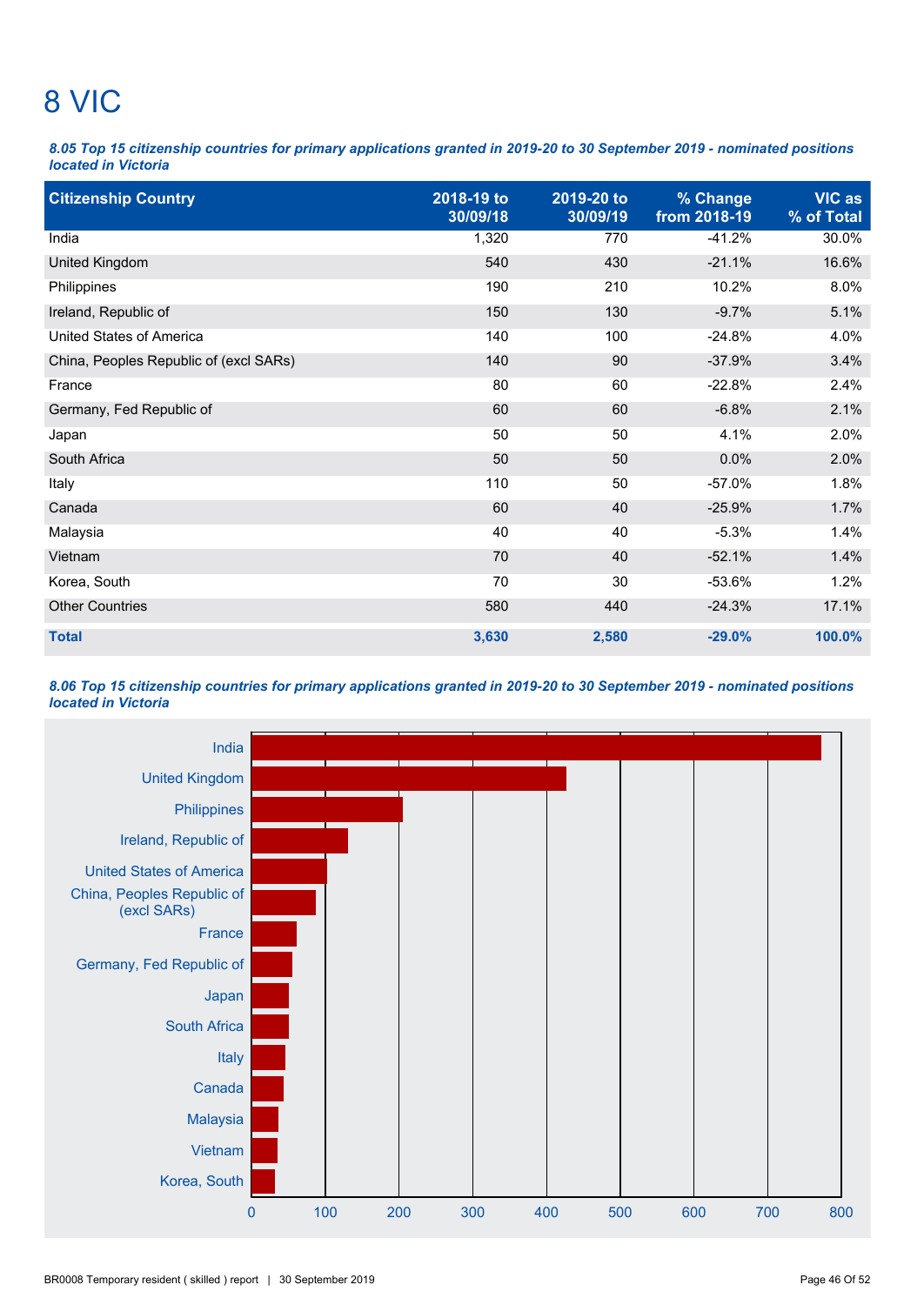# 8 VIC

***8.05 Top 15 citizenship countries for primary applications granted in 2019-20 to 30 September 2019 - nominated positions located in Victoria***

| Citizenship Country | 2018-19 to 30/09/18 | 2019-20 to 30/09/19 | % Change from 2018-19 | VIC as % of Total |
|---|---|---|---|---|
| India | 1,320 | 770 | -41.2% | 30.0% |
| United Kingdom | 540 | 430 | -21.1% | 16.6% |
| Philippines | 190 | 210 | 10.2% | 8.0% |
| Ireland, Republic of | 150 | 130 | -9.7% | 5.1% |
| United States of America | 140 | 100 | -24.8% | 4.0% |
| China, Peoples Republic of (excl SARs) | 140 | 90 | -37.9% | 3.4% |
| France | 80 | 60 | -22.8% | 2.4% |
| Germany, Fed Republic of | 60 | 60 | -6.8% | 2.1% |
| Japan | 50 | 50 | 4.1% | 2.0% |
| South Africa | 50 | 50 | 0.0% | 2.0% |
| Italy | 110 | 50 | -57.0% | 1.8% |
| Canada | 60 | 40 | -25.9% | 1.7% |
| Malaysia | 40 | 40 | -5.3% | 1.4% |
| Vietnam | 70 | 40 | -52.1% | 1.4% |
| Korea, South | 70 | 30 | -53.6% | 1.2% |
| Other Countries | 580 | 440 | -24.3% | 17.1% |
| **Total** | **3,630** | **2,580** | **-29.0%** | **100.0%** |

***8.06 Top 15 citizenship countries for primary applications granted in 2019-20 to 30 September 2019 - nominated positions located in Victoria***

| Citizenship Country | 2019-20 to 30/09/19 |
|---|---|
| India | 770 |
| United Kingdom | 430 |
| Philippines | 210 |
| Ireland, Republic of | 130 |
| United States of America | 100 |
| China, Peoples Republic of (excl SARs) | 90 |
| France | 60 |
| Germany, Fed Republic of | 60 |
| Japan | 50 |
| South Africa | 50 |
| Italy | 50 |
| Canada | 40 |
| Malaysia | 40 |
| Vietnam | 40 |
| Korea, South | 30 |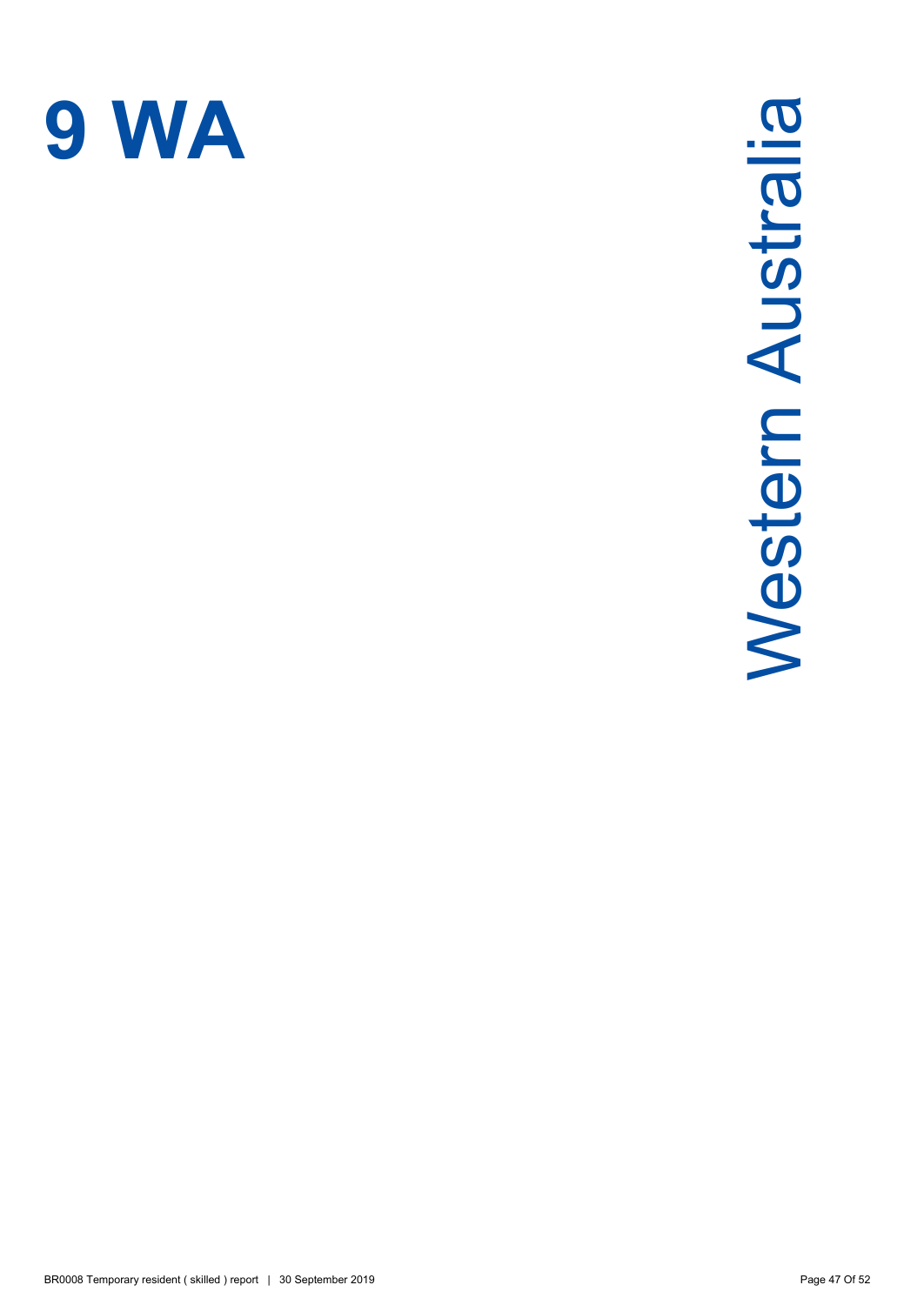# 9 WA

Western Australia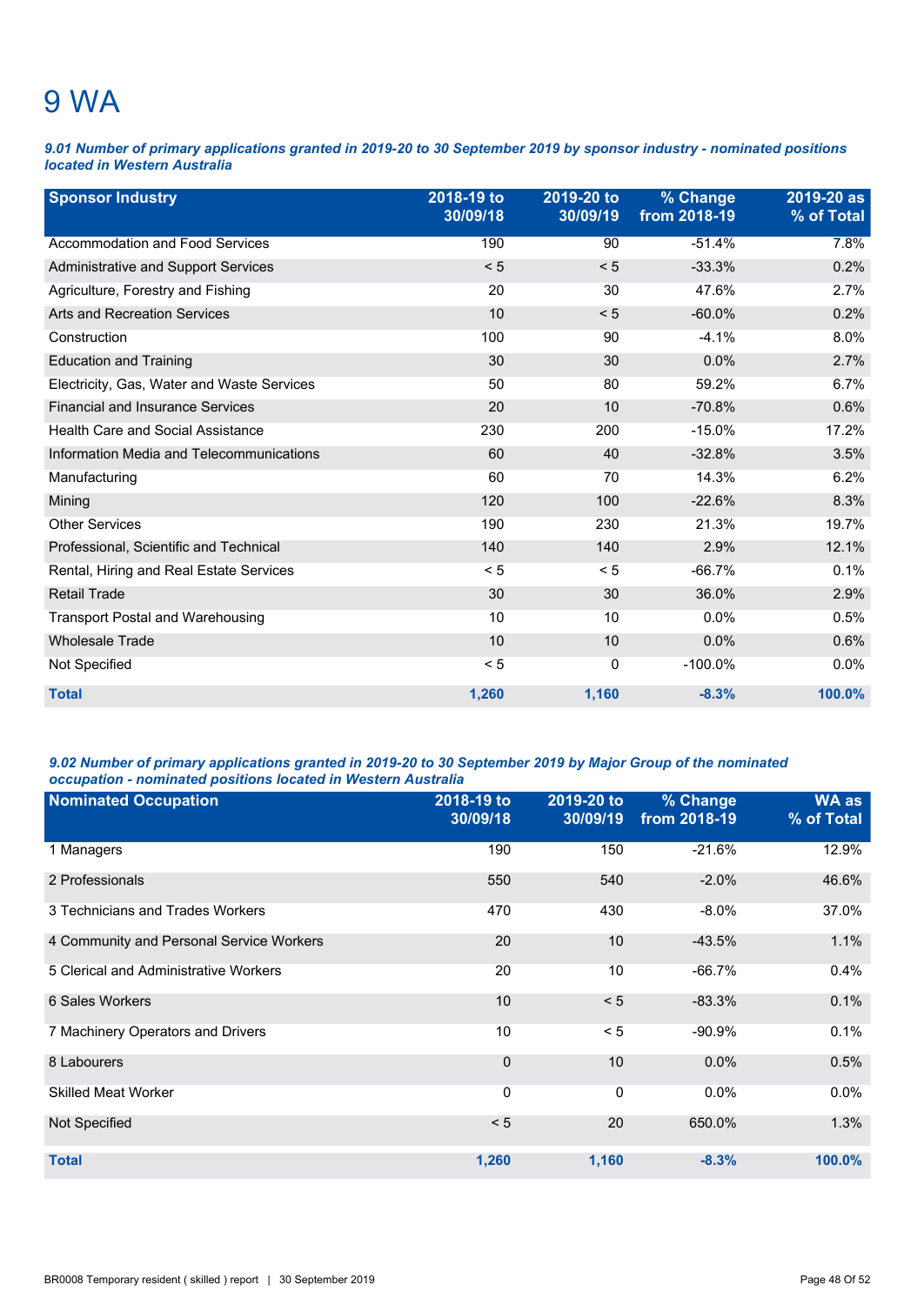# 9 WA

***9.01 Number of primary applications granted in 2019-20 to 30 September 2019 by sponsor industry - nominated positions located in Western Australia***

| Sponsor Industry | 2018-19 to 30/09/18 | 2019-20 to 30/09/19 | % Change from 2018-19 | 2019-20 as % of Total |
|---|---|---|---|---|
| Accommodation and Food Services | 190 | 90 | -51.4% | 7.8% |
| Administrative and Support Services | < 5 | < 5 | -33.3% | 0.2% |
| Agriculture, Forestry and Fishing | 20 | 30 | 47.6% | 2.7% |
| Arts and Recreation Services | 10 | < 5 | -60.0% | 0.2% |
| Construction | 100 | 90 | -4.1% | 8.0% |
| Education and Training | 30 | 30 | 0.0% | 2.7% |
| Electricity, Gas, Water and Waste Services | 50 | 80 | 59.2% | 6.7% |
| Financial and Insurance Services | 20 | 10 | -70.8% | 0.6% |
| Health Care and Social Assistance | 230 | 200 | -15.0% | 17.2% |
| Information Media and Telecommunications | 60 | 40 | -32.8% | 3.5% |
| Manufacturing | 60 | 70 | 14.3% | 6.2% |
| Mining | 120 | 100 | -22.6% | 8.3% |
| Other Services | 190 | 230 | 21.3% | 19.7% |
| Professional, Scientific and Technical | 140 | 140 | 2.9% | 12.1% |
| Rental, Hiring and Real Estate Services | < 5 | < 5 | -66.7% | 0.1% |
| Retail Trade | 30 | 30 | 36.0% | 2.9% |
| Transport Postal and Warehousing | 10 | 10 | 0.0% | 0.5% |
| Wholesale Trade | 10 | 10 | 0.0% | 0.6% |
| Not Specified | < 5 | 0 | -100.0% | 0.0% |
| **Total** | **1,260** | **1,160** | **-8.3%** | **100.0%** |

***9.02 Number of primary applications granted in 2019-20 to 30 September 2019 by Major Group of the nominated occupation - nominated positions located in Western Australia***

| Nominated Occupation | 2018-19 to 30/09/18 | 2019-20 to 30/09/19 | % Change from 2018-19 | WA as % of Total |
|---|---|---|---|---|
| 1 Managers | 190 | 150 | -21.6% | 12.9% |
| 2 Professionals | 550 | 540 | -2.0% | 46.6% |
| 3 Technicians and Trades Workers | 470 | 430 | -8.0% | 37.0% |
| 4 Community and Personal Service Workers | 20 | 10 | -43.5% | 1.1% |
| 5 Clerical and Administrative Workers | 20 | 10 | -66.7% | 0.4% |
| 6 Sales Workers | 10 | < 5 | -83.3% | 0.1% |
| 7 Machinery Operators and Drivers | 10 | < 5 | -90.9% | 0.1% |
| 8 Labourers | 0 | 10 | 0.0% | 0.5% |
| Skilled Meat Worker | 0 | 0 | 0.0% | 0.0% |
| Not Specified | < 5 | 20 | 650.0% | 1.3% |
| **Total** | **1,260** | **1,160** | **-8.3%** | **100.0%** |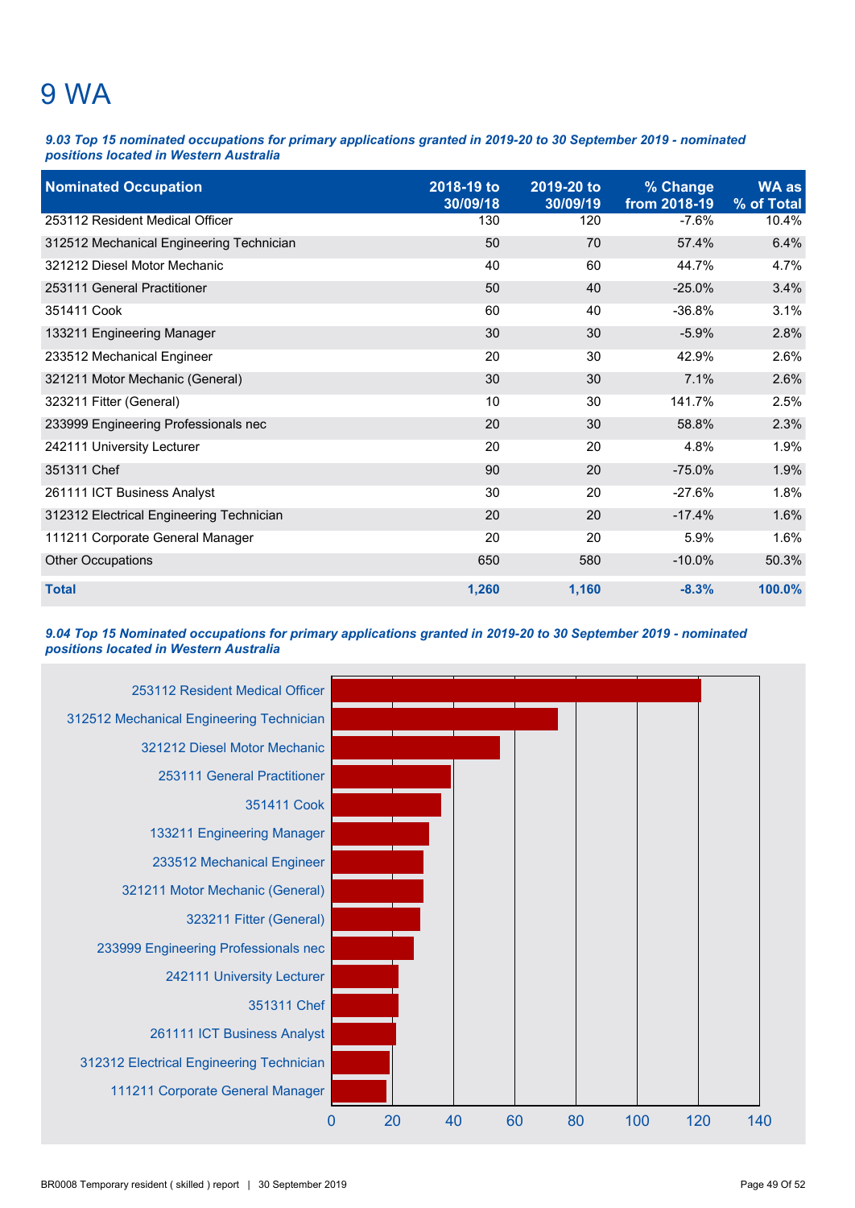# 9 WA

***9.03 Top 15 nominated occupations for primary applications granted in 2019-20 to 30 September 2019 - nominated positions located in Western Australia***

| Nominated Occupation | 2018-19 to 30/09/18 | 2019-20 to 30/09/19 | % Change from 2018-19 | WA as % of Total |
|---|---|---|---|---|
| 253112 Resident Medical Officer | 130 | 120 | -7.6% | 10.4% |
| 312512 Mechanical Engineering Technician | 50 | 70 | 57.4% | 6.4% |
| 321212 Diesel Motor Mechanic | 40 | 60 | 44.7% | 4.7% |
| 253111 General Practitioner | 50 | 40 | -25.0% | 3.4% |
| 351411 Cook | 60 | 40 | -36.8% | 3.1% |
| 133211 Engineering Manager | 30 | 30 | -5.9% | 2.8% |
| 233512 Mechanical Engineer | 20 | 30 | 42.9% | 2.6% |
| 321211 Motor Mechanic (General) | 30 | 30 | 7.1% | 2.6% |
| 323211 Fitter (General) | 10 | 30 | 141.7% | 2.5% |
| 233999 Engineering Professionals nec | 20 | 30 | 58.8% | 2.3% |
| 242111 University Lecturer | 20 | 20 | 4.8% | 1.9% |
| 351311 Chef | 90 | 20 | -75.0% | 1.9% |
| 261111 ICT Business Analyst | 30 | 20 | -27.6% | 1.8% |
| 312312 Electrical Engineering Technician | 20 | 20 | -17.4% | 1.6% |
| 111211 Corporate General Manager | 20 | 20 | 5.9% | 1.6% |
| Other Occupations | 650 | 580 | -10.0% | 50.3% |
| **Total** | **1,260** | **1,160** | **-8.3%** | **100.0%** |

***9.04 Top 15 Nominated occupations for primary applications granted in 2019-20 to 30 September 2019 - nominated positions located in Western Australia***

| Nominated Occupation | Approx. value |
|---|---|
| 253112 Resident Medical Officer | 121 |
| 312512 Mechanical Engineering Technician | 74 |
| 321212 Diesel Motor Mechanic | 55 |
| 253111 General Practitioner | 39 |
| 351411 Cook | 36 |
| 133211 Engineering Manager | 32 |
| 233512 Mechanical Engineer | 30 |
| 321211 Motor Mechanic (General) | 30 |
| 323211 Fitter (General) | 29 |
| 233999 Engineering Professionals nec | 27 |
| 242111 University Lecturer | 22 |
| 351311 Chef | 22 |
| 261111 ICT Business Analyst | 21 |
| 312312 Electrical Engineering Technician | 19 |
| 111211 Corporate General Manager | 18 |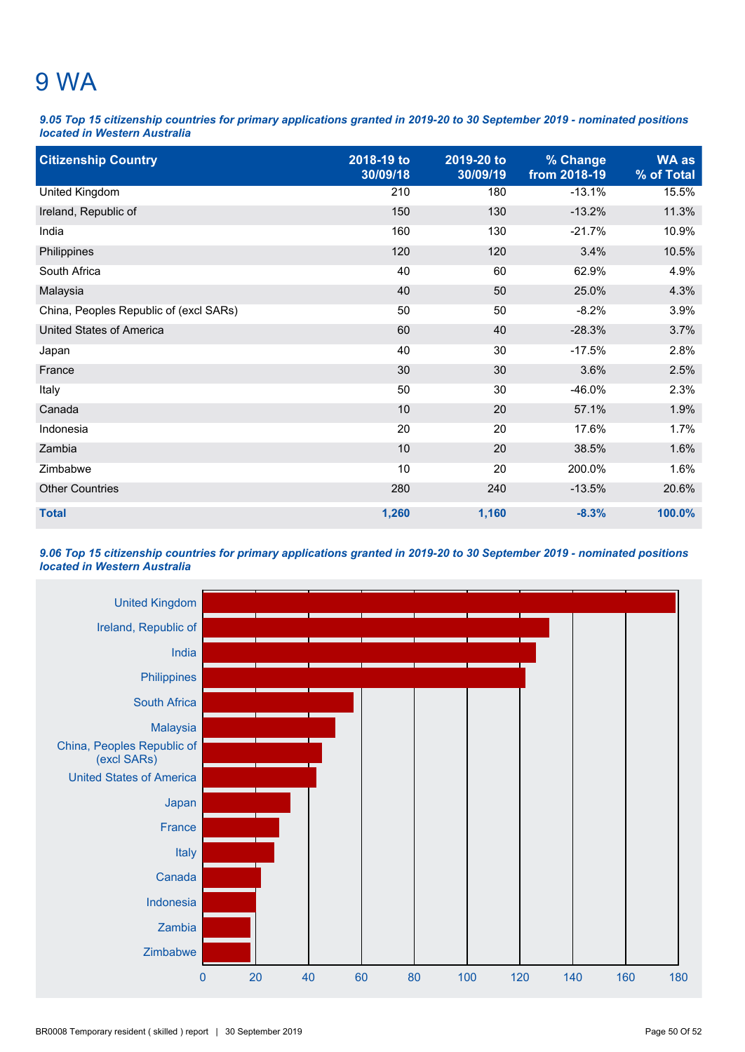# 9 WA

***9.05 Top 15 citizenship countries for primary applications granted in 2019-20 to 30 September 2019 - nominated positions located in Western Australia***

| Citizenship Country | 2018-19 to 30/09/18 | 2019-20 to 30/09/19 | % Change from 2018-19 | WA as % of Total |
|---|---|---|---|---|
| United Kingdom | 210 | 180 | -13.1% | 15.5% |
| Ireland, Republic of | 150 | 130 | -13.2% | 11.3% |
| India | 160 | 130 | -21.7% | 10.9% |
| Philippines | 120 | 120 | 3.4% | 10.5% |
| South Africa | 40 | 60 | 62.9% | 4.9% |
| Malaysia | 40 | 50 | 25.0% | 4.3% |
| China, Peoples Republic of (excl SARs) | 50 | 50 | -8.2% | 3.9% |
| United States of America | 60 | 40 | -28.3% | 3.7% |
| Japan | 40 | 30 | -17.5% | 2.8% |
| France | 30 | 30 | 3.6% | 2.5% |
| Italy | 50 | 30 | -46.0% | 2.3% |
| Canada | 10 | 20 | 57.1% | 1.9% |
| Indonesia | 20 | 20 | 17.6% | 1.7% |
| Zambia | 10 | 20 | 38.5% | 1.6% |
| Zimbabwe | 10 | 20 | 200.0% | 1.6% |
| Other Countries | 280 | 240 | -13.5% | 20.6% |
| **Total** | **1,260** | **1,160** | **-8.3%** | **100.0%** |

***9.06 Top 15 citizenship countries for primary applications granted in 2019-20 to 30 September 2019 - nominated positions located in Western Australia***